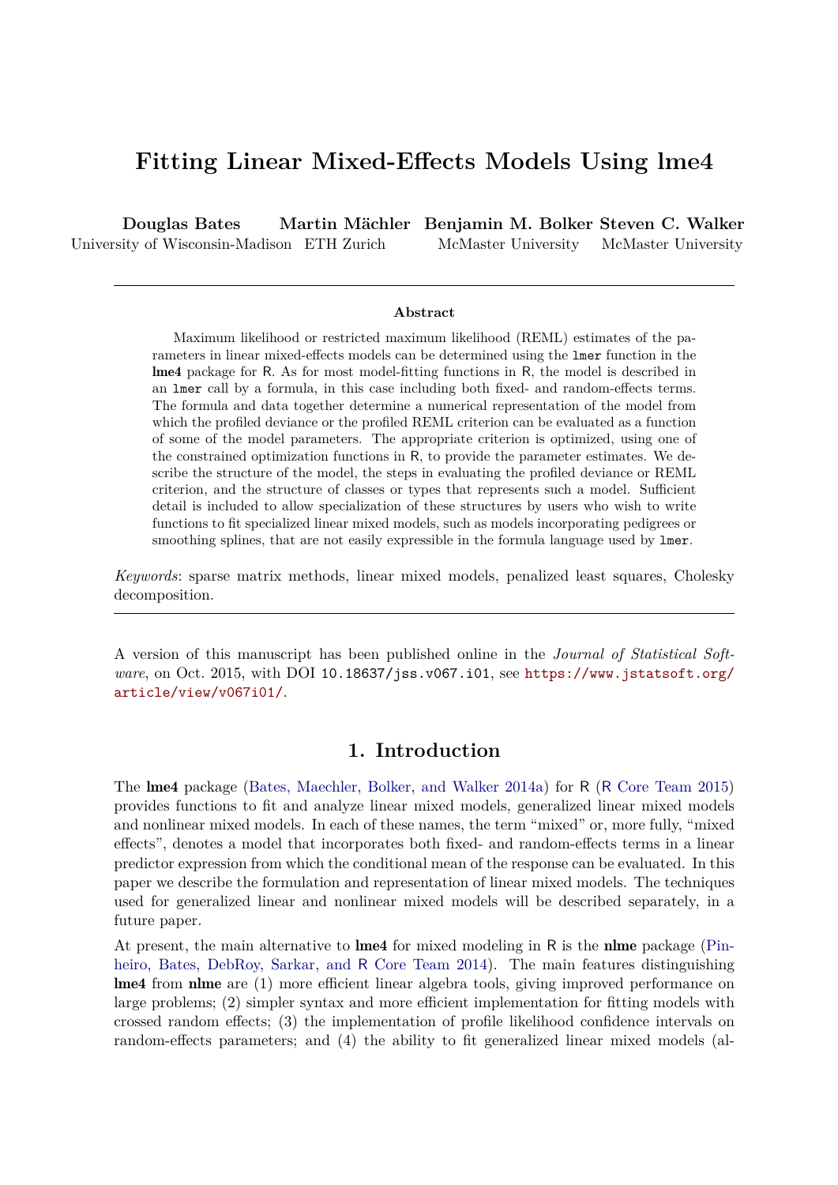# Fitting Linear Mixed-Effects Models Using lme4

**Douglas Bates**
University of Wisconsin-Madison

**Martin Mächler**
ETH Zurich

**Benjamin M. Bolker**
McMaster University

**Steven C. Walker**
McMaster University

---

### Abstract

Maximum likelihood or restricted maximum likelihood (REML) estimates of the parameters in linear mixed-effects models can be determined using the `lmer` function in the **lme4** package for R. As for most model-fitting functions in R, the model is described in an `lmer` call by a formula, in this case including both fixed- and random-effects terms. The formula and data together determine a numerical representation of the model from which the profiled deviance or the profiled REML criterion can be evaluated as a function of some of the model parameters. The appropriate criterion is optimized, using one of the constrained optimization functions in R, to provide the parameter estimates. We describe the structure of the model, the steps in evaluating the profiled deviance or REML criterion, and the structure of classes or types that represents such a model. Sufficient detail is included to allow specialization of these structures by users who wish to write functions to fit specialized linear mixed models, such as models incorporating pedigrees or smoothing splines, that are not easily expressible in the formula language used by `lmer`.

*Keywords*: sparse matrix methods, linear mixed models, penalized least squares, Cholesky decomposition.

---

A version of this manuscript has been published online in the *Journal of Statistical Software*, on Oct. 2015, with DOI `10.18637/jss.v067.i01`, see `https://www.jstatsoft.org/article/view/v067i01/`.

## 1. Introduction

The **lme4** package (Bates, Maechler, Bolker, and Walker 2014a) for R (R Core Team 2015) provides functions to fit and analyze linear mixed models, generalized linear mixed models and nonlinear mixed models. In each of these names, the term "mixed" or, more fully, "mixed effects", denotes a model that incorporates both fixed- and random-effects terms in a linear predictor expression from which the conditional mean of the response can be evaluated. In this paper we describe the formulation and representation of linear mixed models. The techniques used for generalized linear and nonlinear mixed models will be described separately, in a future paper.

At present, the main alternative to **lme4** for mixed modeling in R is the **nlme** package (Pinheiro, Bates, DebRoy, Sarkar, and R Core Team 2014). The main features distinguishing **lme4** from **nlme** are (1) more efficient linear algebra tools, giving improved performance on large problems; (2) simpler syntax and more efficient implementation for fitting models with crossed random effects; (3) the implementation of profile likelihood confidence intervals on random-effects parameters; and (4) the ability to fit generalized linear mixed models (al-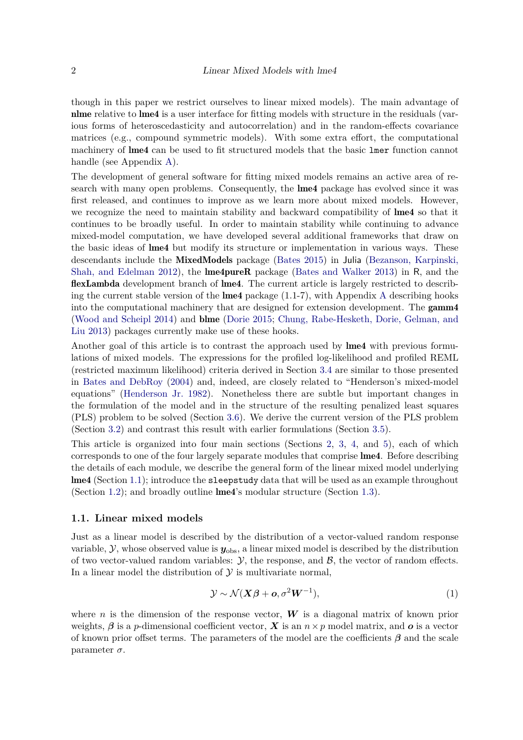though in this paper we restrict ourselves to linear mixed models). The main advantage of **nlme** relative to **lme4** is a user interface for fitting models with structure in the residuals (various forms of heteroscedasticity and autocorrelation) and in the random-effects covariance matrices (e.g., compound symmetric models). With some extra effort, the computational machinery of **lme4** can be used to fit structured models that the basic `lmer` function cannot handle (see Appendix A).

The development of general software for fitting mixed models remains an active area of research with many open problems. Consequently, the **lme4** package has evolved since it was first released, and continues to improve as we learn more about mixed models. However, we recognize the need to maintain stability and backward compatibility of **lme4** so that it continues to be broadly useful. In order to maintain stability while continuing to advance mixed-model computation, we have developed several additional frameworks that draw on the basic ideas of **lme4** but modify its structure or implementation in various ways. These descendants include the **MixedModels** package (Bates 2015) in Julia (Bezanson, Karpinski, Shah, and Edelman 2012), the **lme4pureR** package (Bates and Walker 2013) in R, and the **flexLambda** development branch of **lme4**. The current article is largely restricted to describing the current stable version of the **lme4** package (1.1-7), with Appendix A describing hooks into the computational machinery that are designed for extension development. The **gamm4** (Wood and Scheipl 2014) and **blme** (Dorie 2015; Chung, Rabe-Hesketh, Dorie, Gelman, and Liu 2013) packages currently make use of these hooks.

Another goal of this article is to contrast the approach used by **lme4** with previous formulations of mixed models. The expressions for the profiled log-likelihood and profiled REML (restricted maximum likelihood) criteria derived in Section 3.4 are similar to those presented in Bates and DebRoy (2004) and, indeed, are closely related to "Henderson's mixed-model equations" (Henderson Jr. 1982). Nonetheless there are subtle but important changes in the formulation of the model and in the structure of the resulting penalized least squares (PLS) problem to be solved (Section 3.6). We derive the current version of the PLS problem (Section 3.2) and contrast this result with earlier formulations (Section 3.5).

This article is organized into four main sections (Sections 2, 3, 4, and 5), each of which corresponds to one of the four largely separate modules that comprise **lme4**. Before describing the details of each module, we describe the general form of the linear mixed model underlying **lme4** (Section 1.1); introduce the `sleepstudy` data that will be used as an example throughout (Section 1.2); and broadly outline **lme4**'s modular structure (Section 1.3).

### 1.1. Linear mixed models

Just as a linear model is described by the distribution of a vector-valued random response variable, $\mathcal{Y}$, whose observed value is $\boldsymbol{y}_{\text{obs}}$, a linear mixed model is described by the distribution of two vector-valued random variables: $\mathcal{Y}$, the response, and $\mathcal{B}$, the vector of random effects. In a linear model the distribution of $\mathcal{Y}$ is multivariate normal,

$$\mathcal{Y} \sim \mathcal{N}(\boldsymbol{X}\boldsymbol{\beta} + \boldsymbol{o}, \sigma^2 \boldsymbol{W}^{-1}), \tag{1}$$

where $n$ is the dimension of the response vector, $\boldsymbol{W}$ is a diagonal matrix of known prior weights, $\boldsymbol{\beta}$ is a $p$-dimensional coefficient vector, $\boldsymbol{X}$ is an $n \times p$ model matrix, and $\boldsymbol{o}$ is a vector of known prior offset terms. The parameters of the model are the coefficients $\boldsymbol{\beta}$ and the scale parameter $\sigma$.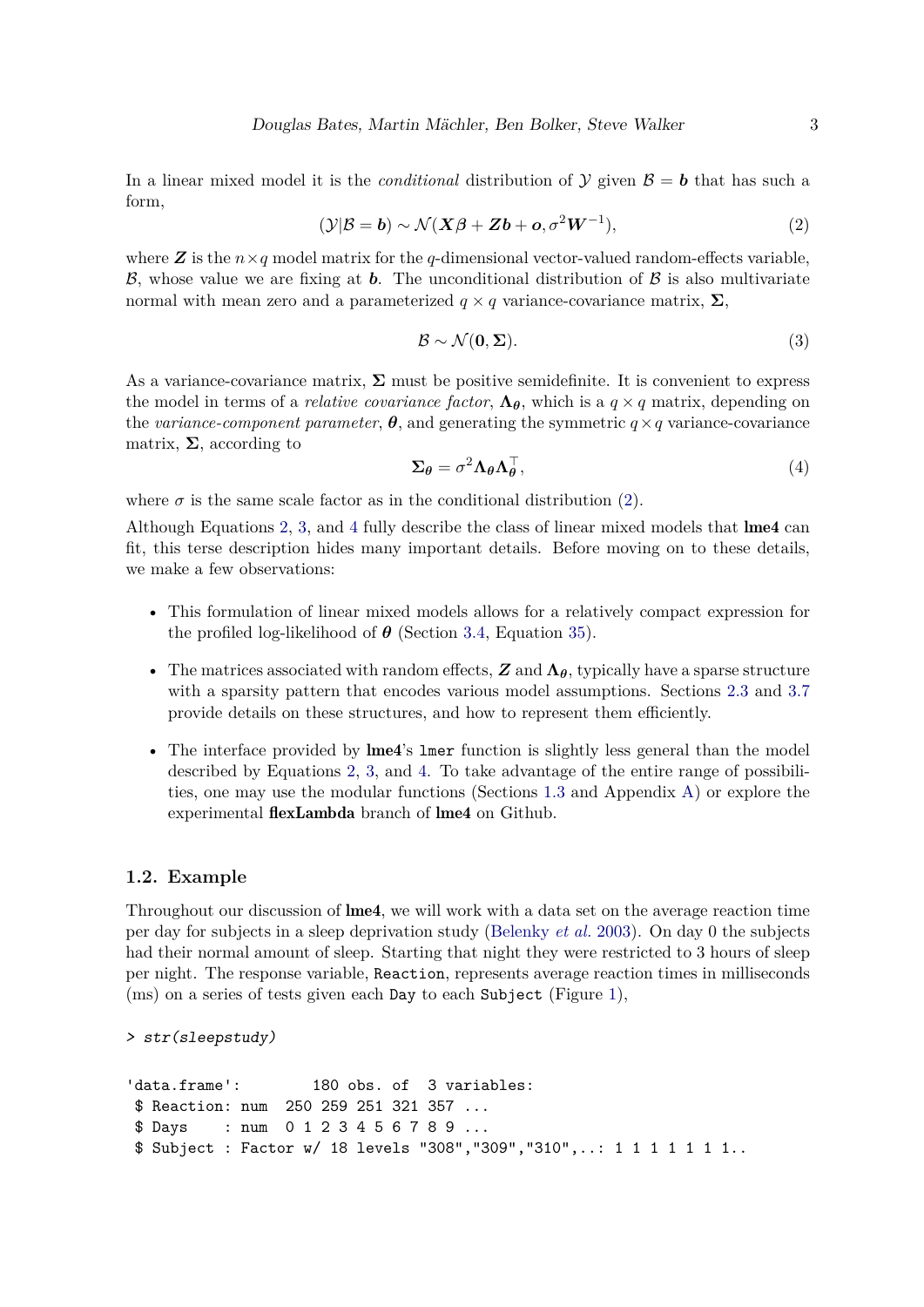In a linear mixed model it is the *conditional* distribution of $\mathcal{Y}$ given $\mathcal{B} = \boldsymbol{b}$ that has such a form,

$$(\mathcal{Y}|\mathcal{B} = \boldsymbol{b}) \sim \mathcal{N}(\boldsymbol{X}\boldsymbol{\beta} + \boldsymbol{Z}\boldsymbol{b} + \boldsymbol{o}, \sigma^2 \boldsymbol{W}^{-1}), \tag{2}$$

where $\boldsymbol{Z}$ is the $n \times q$ model matrix for the $q$-dimensional vector-valued random-effects variable, $\mathcal{B}$, whose value we are fixing at $\boldsymbol{b}$. The unconditional distribution of $\mathcal{B}$ is also multivariate normal with mean zero and a parameterized $q \times q$ variance-covariance matrix, $\boldsymbol{\Sigma}$,

$$\mathcal{B} \sim \mathcal{N}(\boldsymbol{0}, \boldsymbol{\Sigma}). \tag{3}$$

As a variance-covariance matrix, $\boldsymbol{\Sigma}$ must be positive semidefinite. It is convenient to express the model in terms of a *relative covariance factor*, $\boldsymbol{\Lambda}_{\boldsymbol{\theta}}$, which is a $q \times q$ matrix, depending on the *variance-component parameter*, $\boldsymbol{\theta}$, and generating the symmetric $q \times q$ variance-covariance matrix, $\boldsymbol{\Sigma}$, according to

$$\boldsymbol{\Sigma}_{\boldsymbol{\theta}} = \sigma^2 \boldsymbol{\Lambda}_{\boldsymbol{\theta}} \boldsymbol{\Lambda}_{\boldsymbol{\theta}}^\top, \tag{4}$$

where $\sigma$ is the same scale factor as in the conditional distribution (2).

Although Equations 2, 3, and 4 fully describe the class of linear mixed models that **lme4** can fit, this terse description hides many important details. Before moving on to these details, we make a few observations:

- This formulation of linear mixed models allows for a relatively compact expression for the profiled log-likelihood of $\boldsymbol{\theta}$ (Section 3.4, Equation 35).
- The matrices associated with random effects, $\boldsymbol{Z}$ and $\boldsymbol{\Lambda}_{\boldsymbol{\theta}}$, typically have a sparse structure with a sparsity pattern that encodes various model assumptions. Sections 2.3 and 3.7 provide details on these structures, and how to represent them efficiently.
- The interface provided by **lme4**'s `lmer` function is slightly less general than the model described by Equations 2, 3, and 4. To take advantage of the entire range of possibilities, one may use the modular functions (Sections 1.3 and Appendix A) or explore the experimental **flexLambda** branch of **lme4** on Github.

## 1.2. Example

Throughout our discussion of **lme4**, we will work with a data set on the average reaction time per day for subjects in a sleep deprivation study (Belenky *et al.* 2003). On day 0 the subjects had their normal amount of sleep. Starting that night they were restricted to 3 hours of sleep per night. The response variable, `Reaction`, represents average reaction times in milliseconds (ms) on a series of tests given each `Day` to each `Subject` (Figure 1),

```
> str(sleepstudy)

'data.frame':	180 obs. of  3 variables:
 $ Reaction: num  250 259 251 321 357 ...
 $ Days    : num  0 1 2 3 4 5 6 7 8 9 ...
 $ Subject : Factor w/ 18 levels "308","309","310",..: 1 1 1 1 1 1 1..
```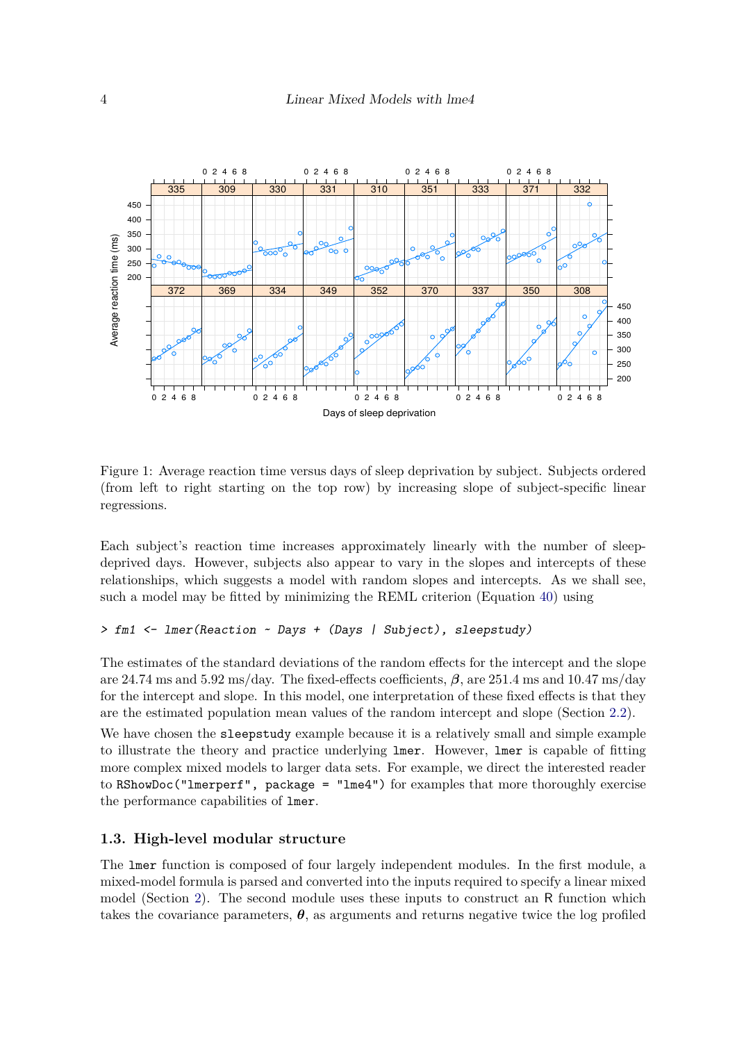Figure 1: Average reaction time versus days of sleep deprivation by subject. Subjects ordered (from left to right starting on the top row) by increasing slope of subject-specific linear regressions.

Each subject's reaction time increases approximately linearly with the number of sleep-deprived days. However, subjects also appear to vary in the slopes and intercepts of these relationships, which suggests a model with random slopes and intercepts. As we shall see, such a model may be fitted by minimizing the REML criterion (Equation 40) using

```
> fm1 <- lmer(Reaction ~ Days + (Days | Subject), sleepstudy)
```

The estimates of the standard deviations of the random effects for the intercept and the slope are 24.74 ms and 5.92 ms/day. The fixed-effects coefficients, $\boldsymbol{\beta}$, are 251.4 ms and 10.47 ms/day for the intercept and slope. In this model, one interpretation of these fixed effects is that they are the estimated population mean values of the random intercept and slope (Section 2.2).

We have chosen the `sleepstudy` example because it is a relatively small and simple example to illustrate the theory and practice underlying `lmer`. However, `lmer` is capable of fitting more complex mixed models to larger data sets. For example, we direct the interested reader to `RShowDoc("lmerperf", package = "lme4")` for examples that more thoroughly exercise the performance capabilities of `lmer`.

### 1.3. High-level modular structure

The `lmer` function is composed of four largely independent modules. In the first module, a mixed-model formula is parsed and converted into the inputs required to specify a linear mixed model (Section 2). The second module uses these inputs to construct an R function which takes the covariance parameters, $\boldsymbol{\theta}$, as arguments and returns negative twice the log profiled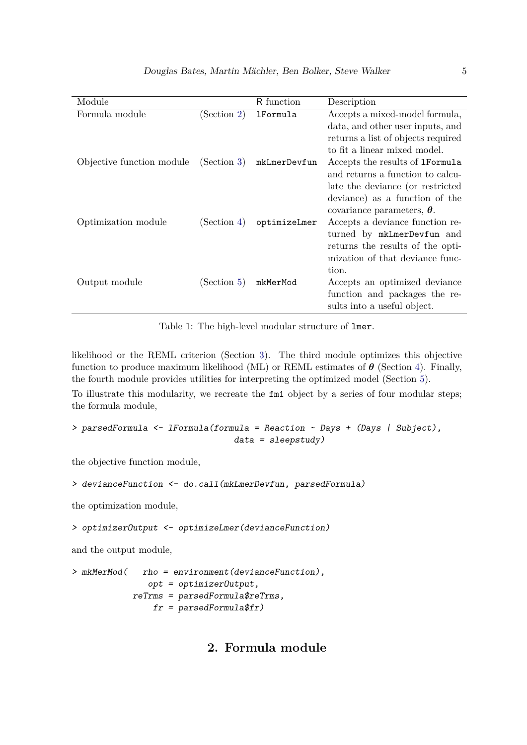| Module | | R function | Description |
|---|---|---|---|
| Formula module | (Section 2) | `lFormula` | Accepts a mixed-model formula, data, and other user inputs, and returns a list of objects required to fit a linear mixed model. |
| Objective function module | (Section 3) | `mkLmerDevfun` | Accepts the results of `lFormula` and returns a function to calculate the deviance (or restricted deviance) as a function of the covariance parameters, $\boldsymbol{\theta}$. |
| Optimization module | (Section 4) | `optimizeLmer` | Accepts a deviance function returned by `mkLmerDevfun` and returns the results of the optimization of that deviance function. |
| Output module | (Section 5) | `mkMerMod` | Accepts an optimized deviance function and packages the results into a useful object. |

Table 1: The high-level modular structure of `lmer`.

likelihood or the REML criterion (Section 3). The third module optimizes this objective function to produce maximum likelihood (ML) or REML estimates of $\boldsymbol{\theta}$ (Section 4). Finally, the fourth module provides utilities for interpreting the optimized model (Section 5).

To illustrate this modularity, we recreate the `fm1` object by a series of four modular steps; the formula module,

```
> parsedFormula <- lFormula(formula = Reaction ~ Days + (Days | Subject),
                            data = sleepstudy)
```

the objective function module,

```
> devianceFunction <- do.call(mkLmerDevfun, parsedFormula)
```

the optimization module,

```
> optimizerOutput <- optimizeLmer(devianceFunction)
```

and the output module,

```
> mkMerMod(   rho = environment(devianceFunction),
             opt = optimizerOutput,
          reTrms = parsedFormula$reTrms,
              fr = parsedFormula$fr)
```

## 2. Formula module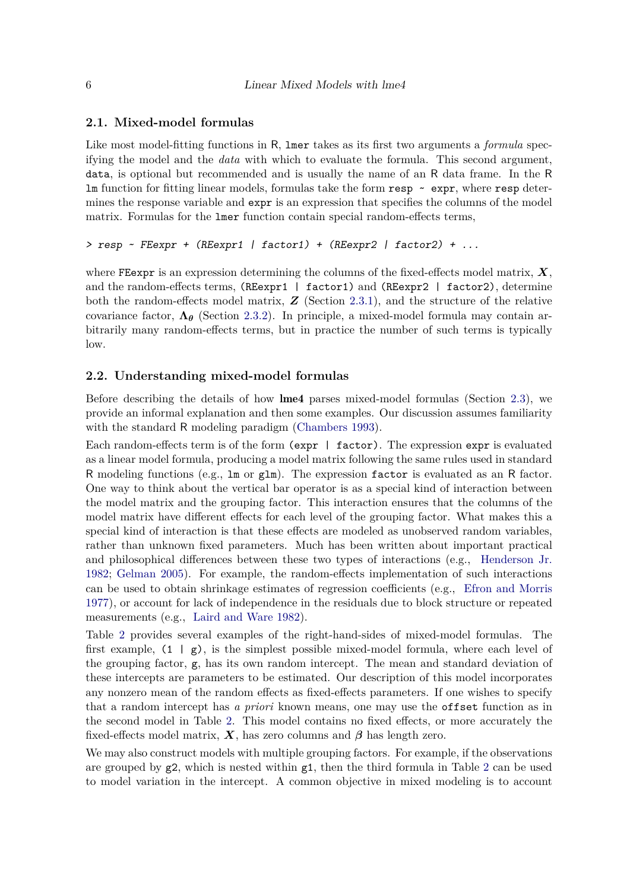### 2.1. Mixed-model formulas

Like most model-fitting functions in R, `lmer` takes as its first two arguments a *formula* specifying the model and the *data* with which to evaluate the formula. This second argument, `data`, is optional but recommended and is usually the name of an R data frame. In the R `lm` function for fitting linear models, formulas take the form `resp ~ expr`, where `resp` determines the response variable and `expr` is an expression that specifies the columns of the model matrix. Formulas for the `lmer` function contain special random-effects terms,

```
> resp ~ FEexpr + (REexpr1 | factor1) + (REexpr2 | factor2) + ...
```

where `FEexpr` is an expression determining the columns of the fixed-effects model matrix, $\boldsymbol{X}$, and the random-effects terms, `(REexpr1 | factor1)` and `(REexpr2 | factor2)`, determine both the random-effects model matrix, $\boldsymbol{Z}$ (Section 2.3.1), and the structure of the relative covariance factor, $\boldsymbol{\Lambda_\theta}$ (Section 2.3.2). In principle, a mixed-model formula may contain arbitrarily many random-effects terms, but in practice the number of such terms is typically low.

### 2.2. Understanding mixed-model formulas

Before describing the details of how **lme4** parses mixed-model formulas (Section 2.3), we provide an informal explanation and then some examples. Our discussion assumes familiarity with the standard R modeling paradigm (Chambers 1993).

Each random-effects term is of the form `(expr | factor)`. The expression `expr` is evaluated as a linear model formula, producing a model matrix following the same rules used in standard R modeling functions (e.g., `lm` or `glm`). The expression `factor` is evaluated as an R factor. One way to think about the vertical bar operator is as a special kind of interaction between the model matrix and the grouping factor. This interaction ensures that the columns of the model matrix have different effects for each level of the grouping factor. What makes this a special kind of interaction is that these effects are modeled as unobserved random variables, rather than unknown fixed parameters. Much has been written about important practical and philosophical differences between these two types of interactions (e.g., Henderson Jr. 1982; Gelman 2005). For example, the random-effects implementation of such interactions can be used to obtain shrinkage estimates of regression coefficients (e.g., Efron and Morris 1977), or account for lack of independence in the residuals due to block structure or repeated measurements (e.g., Laird and Ware 1982).

Table 2 provides several examples of the right-hand-sides of mixed-model formulas. The first example, `(1 | g)`, is the simplest possible mixed-model formula, where each level of the grouping factor, `g`, has its own random intercept. The mean and standard deviation of these intercepts are parameters to be estimated. Our description of this model incorporates any nonzero mean of the random effects as fixed-effects parameters. If one wishes to specify that a random intercept has *a priori* known means, one may use the `offset` function as in the second model in Table 2. This model contains no fixed effects, or more accurately the fixed-effects model matrix, $\boldsymbol{X}$, has zero columns and $\boldsymbol{\beta}$ has length zero.

We may also construct models with multiple grouping factors. For example, if the observations are grouped by `g2`, which is nested within `g1`, then the third formula in Table 2 can be used to model variation in the intercept. A common objective in mixed modeling is to account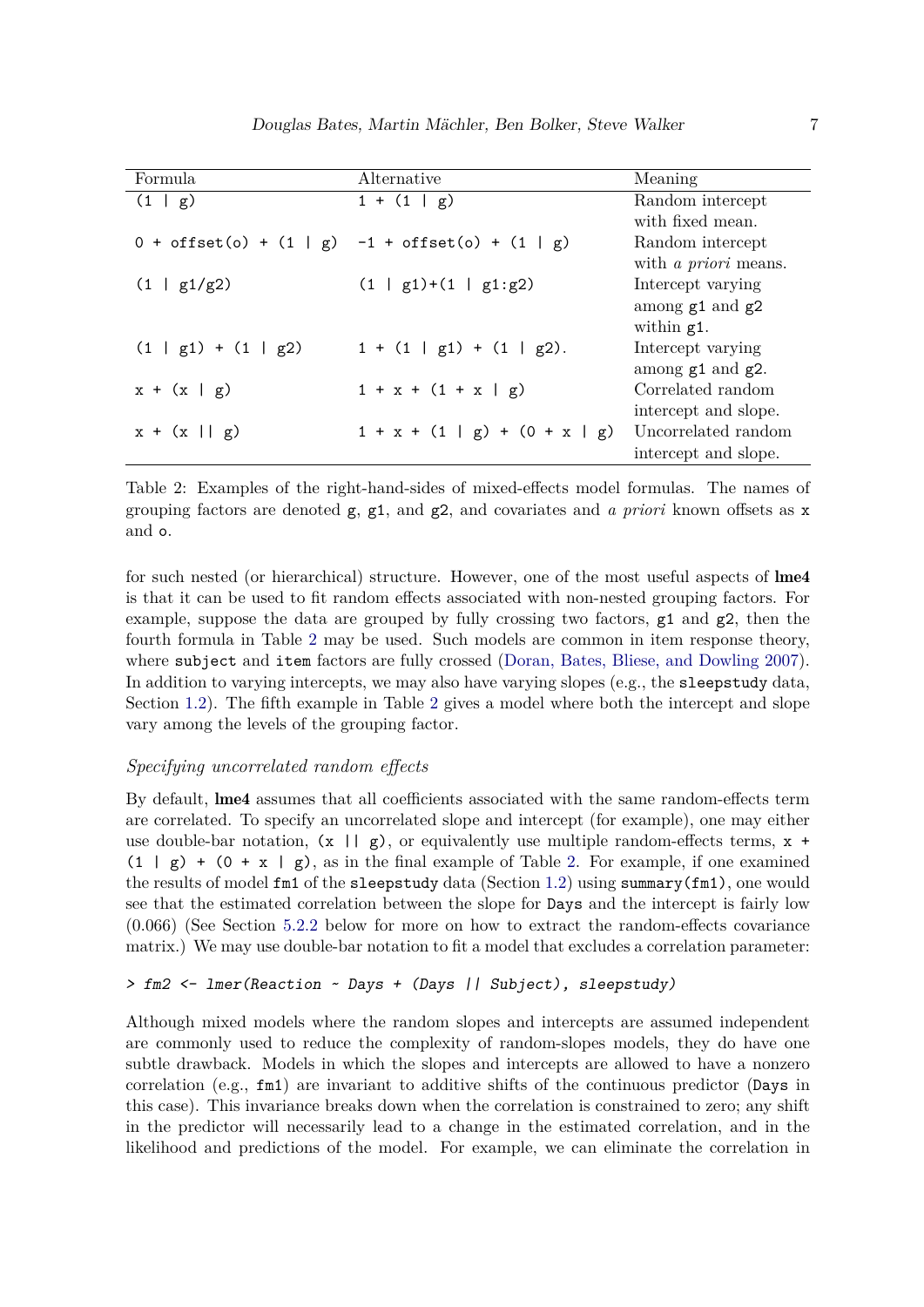| Formula | Alternative | Meaning |
|---|---|---|
| `(1 | g)` | `1 + (1 | g)` | Random intercept with fixed mean. |
| `0 + offset(o) + (1 | g)` | `-1 + offset(o) + (1 | g)` | Random intercept with *a priori* means. |
| `(1 | g1/g2)` | `(1 | g1)+(1 | g1:g2)` | Intercept varying among `g1` and `g2` within `g1`. |
| `(1 | g1) + (1 | g2)` | `1 + (1 | g1) + (1 | g2).` | Intercept varying among `g1` and `g2`. |
| `x + (x | g)` | `1 + x + (1 + x | g)` | Correlated random intercept and slope. |
| `x + (x || g)` | `1 + x + (1 | g) + (0 + x | g)` | Uncorrelated random intercept and slope. |

Table 2: Examples of the right-hand-sides of mixed-effects model formulas. The names of grouping factors are denoted `g`, `g1`, and `g2`, and covariates and *a priori* known offsets as `x` and `o`.

for such nested (or hierarchical) structure. However, one of the most useful aspects of **lme4** is that it can be used to fit random effects associated with non-nested grouping factors. For example, suppose the data are grouped by fully crossing two factors, `g1` and `g2`, then the fourth formula in Table 2 may be used. Such models are common in item response theory, where `subject` and `item` factors are fully crossed (Doran, Bates, Bliese, and Dowling 2007). In addition to varying intercepts, we may also have varying slopes (e.g., the `sleepstudy` data, Section 1.2). The fifth example in Table 2 gives a model where both the intercept and slope vary among the levels of the grouping factor.

*Specifying uncorrelated random effects*

By default, **lme4** assumes that all coefficients associated with the same random-effects term are correlated. To specify an uncorrelated slope and intercept (for example), one may either use double-bar notation, `(x || g)`, or equivalently use multiple random-effects terms, `x + (1 | g) + (0 + x | g)`, as in the final example of Table 2. For example, if one examined the results of model `fm1` of the `sleepstudy` data (Section 1.2) using `summary(fm1)`, one would see that the estimated correlation between the slope for `Days` and the intercept is fairly low (0.066) (See Section 5.2.2 below for more on how to extract the random-effects covariance matrix.) We may use double-bar notation to fit a model that excludes a correlation parameter:

```
> fm2 <- lmer(Reaction ~ Days + (Days || Subject), sleepstudy)
```

Although mixed models where the random slopes and intercepts are assumed independent are commonly used to reduce the complexity of random-slopes models, they do have one subtle drawback. Models in which the slopes and intercepts are allowed to have a nonzero correlation (e.g., `fm1`) are invariant to additive shifts of the continuous predictor (`Days` in this case). This invariance breaks down when the correlation is constrained to zero; any shift in the predictor will necessarily lead to a change in the estimated correlation, and in the likelihood and predictions of the model. For example, we can eliminate the correlation in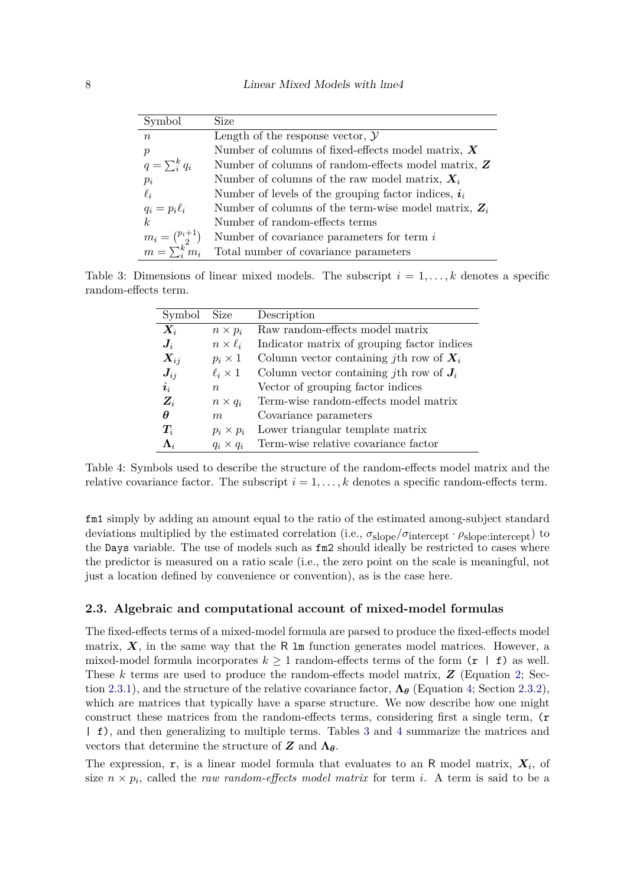| Symbol | Size |
|---|---|
| $n$ | Length of the response vector, $\mathcal{Y}$ |
| $p$ | Number of columns of fixed-effects model matrix, $\boldsymbol{X}$ |
| $q = \sum_i^k q_i$ | Number of columns of random-effects model matrix, $\boldsymbol{Z}$ |
| $p_i$ | Number of columns of the raw model matrix, $\boldsymbol{X}_i$ |
| $\ell_i$ | Number of levels of the grouping factor indices, $\boldsymbol{i}_i$ |
| $q_i = p_i \ell_i$ | Number of columns of the term-wise model matrix, $\boldsymbol{Z}_i$ |
| $k$ | Number of random-effects terms |
| $m_i = \binom{p_i+1}{2}$ | Number of covariance parameters for term $i$ |
| $m = \sum_i^k m_i$ | Total number of covariance parameters |

Table 3: Dimensions of linear mixed models. The subscript $i = 1, \dots, k$ denotes a specific random-effects term.

| Symbol | Size | Description |
|---|---|---|
| $\boldsymbol{X}_i$ | $n \times p_i$ | Raw random-effects model matrix |
| $\boldsymbol{J}_i$ | $n \times \ell_i$ | Indicator matrix of grouping factor indices |
| $\boldsymbol{X}_{ij}$ | $p_i \times 1$ | Column vector containing $j$th row of $\boldsymbol{X}_i$ |
| $\boldsymbol{J}_{ij}$ | $\ell_i \times 1$ | Column vector containing $j$th row of $\boldsymbol{J}_i$ |
| $\boldsymbol{i}_i$ | $n$ | Vector of grouping factor indices |
| $\boldsymbol{Z}_i$ | $n \times q_i$ | Term-wise random-effects model matrix |
| $\boldsymbol{\theta}$ | $m$ | Covariance parameters |
| $\boldsymbol{T}_i$ | $p_i \times p_i$ | Lower triangular template matrix |
| $\boldsymbol{\Lambda}_i$ | $q_i \times q_i$ | Term-wise relative covariance factor |

Table 4: Symbols used to describe the structure of the random-effects model matrix and the relative covariance factor. The subscript $i = 1, \dots, k$ denotes a specific random-effects term.

`fm1` simply by adding an amount equal to the ratio of the estimated among-subject standard deviations multiplied by the estimated correlation (i.e., $\sigma_{\text{slope}}/\sigma_{\text{intercept}} \cdot \rho_{\text{slope:intercept}}$) to the `Days` variable. The use of models such as `fm2` should ideally be restricted to cases where the predictor is measured on a ratio scale (i.e., the zero point on the scale is meaningful, not just a location defined by convenience or convention), as is the case here.

### 2.3. Algebraic and computational account of mixed-model formulas

The fixed-effects terms of a mixed-model formula are parsed to produce the fixed-effects model matrix, $\boldsymbol{X}$, in the same way that the R `lm` function generates model matrices. However, a mixed-model formula incorporates $k \geq 1$ random-effects terms of the form `(r | f)` as well. These $k$ terms are used to produce the random-effects model matrix, $\boldsymbol{Z}$ (Equation 2; Section 2.3.1), and the structure of the relative covariance factor, $\boldsymbol{\Lambda_\theta}$ (Equation 4; Section 2.3.2), which are matrices that typically have a sparse structure. We now describe how one might construct these matrices from the random-effects terms, considering first a single term, `(r | f)`, and then generalizing to multiple terms. Tables 3 and 4 summarize the matrices and vectors that determine the structure of $\boldsymbol{Z}$ and $\boldsymbol{\Lambda_\theta}$.

The expression, `r`, is a linear model formula that evaluates to an R model matrix, $\boldsymbol{X}_i$, of size $n \times p_i$, called the *raw random-effects model matrix* for term $i$. A term is said to be a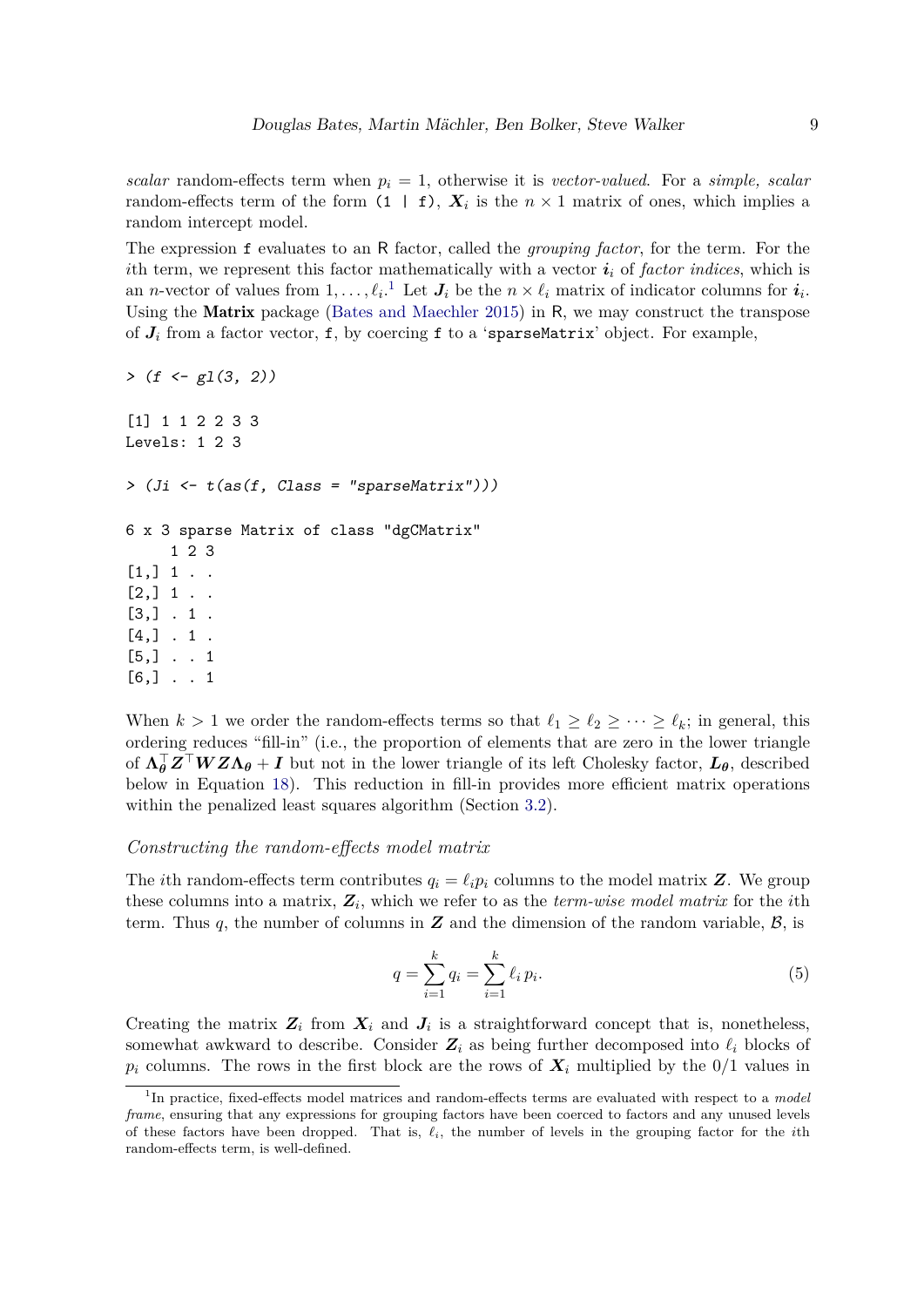*scalar* random-effects term when $p_i = 1$, otherwise it is *vector-valued*. For a *simple, scalar* random-effects term of the form `(1 | f)`, $\boldsymbol{X}_i$ is the $n \times 1$ matrix of ones, which implies a random intercept model.

The expression `f` evaluates to an R factor, called the *grouping factor*, for the term. For the $i$th term, we represent this factor mathematically with a vector $\boldsymbol{i}_i$ of *factor indices*, which is an $n$-vector of values from $1, \ldots, \ell_i$.[1] Let $\boldsymbol{J}_i$ be the $n \times \ell_i$ matrix of indicator columns for $\boldsymbol{i}_i$. Using the **Matrix** package (Bates and Maechler 2015) in R, we may construct the transpose of $\boldsymbol{J}_i$ from a factor vector, `f`, by coercing `f` to a '`sparseMatrix`' object. For example,

```
> (f <- gl(3, 2))

[1] 1 1 2 2 3 3
Levels: 1 2 3

> (Ji <- t(as(f, Class = "sparseMatrix")))

6 x 3 sparse Matrix of class "dgCMatrix"
     1 2 3
[1,] 1 . .
[2,] 1 . .
[3,] . 1 .
[4,] . 1 .
[5,] . . 1
[6,] . . 1
```

When $k > 1$ we order the random-effects terms so that $\ell_1 \geq \ell_2 \geq \cdots \geq \ell_k$; in general, this ordering reduces "fill-in" (i.e., the proportion of elements that are zero in the lower triangle of $\boldsymbol{\Lambda}_{\boldsymbol{\theta}}^\top \boldsymbol{Z}^\top \boldsymbol{W} \boldsymbol{Z} \boldsymbol{\Lambda}_{\boldsymbol{\theta}} + \boldsymbol{I}$ but not in the lower triangle of its left Cholesky factor, $\boldsymbol{L}_{\boldsymbol{\theta}}$, described below in Equation 18). This reduction in fill-in provides more efficient matrix operations within the penalized least squares algorithm (Section 3.2).

### *Constructing the random-effects model matrix*

The $i$th random-effects term contributes $q_i = \ell_i p_i$ columns to the model matrix $\boldsymbol{Z}$. We group these columns into a matrix, $\boldsymbol{Z}_i$, which we refer to as the *term-wise model matrix* for the $i$th term. Thus $q$, the number of columns in $\boldsymbol{Z}$ and the dimension of the random variable, $\mathcal{B}$, is

$$q = \sum_{i=1}^{k} q_i = \sum_{i=1}^{k} \ell_i \, p_i. \tag{5}$$

Creating the matrix $\boldsymbol{Z}_i$ from $\boldsymbol{X}_i$ and $\boldsymbol{J}_i$ is a straightforward concept that is, nonetheless, somewhat awkward to describe. Consider $\boldsymbol{Z}_i$ as being further decomposed into $\ell_i$ blocks of $p_i$ columns. The rows in the first block are the rows of $\boldsymbol{X}_i$ multiplied by the 0/1 values in

[1] In practice, fixed-effects model matrices and random-effects terms are evaluated with respect to a *model frame*, ensuring that any expressions for grouping factors have been coerced to factors and any unused levels of these factors have been dropped. That is, $\ell_i$, the number of levels in the grouping factor for the $i$th random-effects term, is well-defined.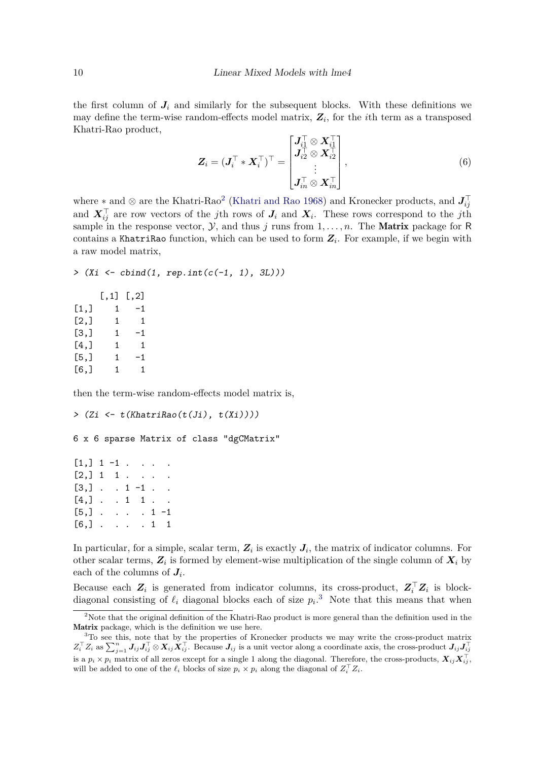the first column of $\boldsymbol{J}_i$ and similarly for the subsequent blocks. With these definitions we may define the term-wise random-effects model matrix, $\boldsymbol{Z}_i$, for the $i$th term as a transposed Khatri-Rao product,

$$\boldsymbol{Z}_i = (\boldsymbol{J}_i^\top * \boldsymbol{X}_i^\top)^\top = \begin{bmatrix} \boldsymbol{J}_{i1}^\top \otimes \boldsymbol{X}_{i1}^\top \\ \boldsymbol{J}_{i2}^\top \otimes \boldsymbol{X}_{i2}^\top \\ \vdots \\ \boldsymbol{J}_{in}^\top \otimes \boldsymbol{X}_{in}^\top \end{bmatrix}, \tag{6}$$

where $*$ and $\otimes$ are the Khatri-Rao[2] (Khatri and Rao 1968) and Kronecker products, and $\boldsymbol{J}_{ij}^\top$ and $\boldsymbol{X}_{ij}^\top$ are row vectors of the $j$th rows of $\boldsymbol{J}_i$ and $\boldsymbol{X}_i$. These rows correspond to the $j$th sample in the response vector, $\mathcal{Y}$, and thus $j$ runs from $1, \ldots, n$. The **Matrix** package for R contains a `KhatriRao` function, which can be used to form $\boldsymbol{Z}_i$. For example, if we begin with a raw model matrix,

```
> (Xi <- cbind(1, rep.int(c(-1, 1), 3L)))

     [,1] [,2]
[1,]    1   -1
[2,]    1    1
[3,]    1   -1
[4,]    1    1
[5,]    1   -1
[6,]    1    1
```

then the term-wise random-effects model matrix is,

```
> (Zi <- t(KhatriRao(t(Ji), t(Xi))))

6 x 6 sparse Matrix of class "dgCMatrix"

[1,] 1 -1 .  . .  .
[2,] 1  1 .  . .  .
[3,] .  . 1 -1 .  .
[4,] .  . 1  1 .  .
[5,] .  . .  . 1 -1
[6,] .  . .  . 1  1
```

In particular, for a simple, scalar term, $\boldsymbol{Z}_i$ is exactly $\boldsymbol{J}_i$, the matrix of indicator columns. For other scalar terms, $\boldsymbol{Z}_i$ is formed by element-wise multiplication of the single column of $\boldsymbol{X}_i$ by each of the columns of $\boldsymbol{J}_i$.

Because each $\boldsymbol{Z}_i$ is generated from indicator columns, its cross-product, $\boldsymbol{Z}_i^\top \boldsymbol{Z}_i$ is block-diagonal consisting of $\ell_i$ diagonal blocks each of size $p_i$.[3] Note that this means that when

[2] Note that the original definition of the Khatri-Rao product is more general than the definition used in the **Matrix** package, which is the definition we use here.

[3] To see this, note that by the properties of Kronecker products we may write the cross-product matrix $Z_i^\top Z_i$ as $\sum_{j=1}^n \boldsymbol{J}_{ij} \boldsymbol{J}_{ij}^\top \otimes \boldsymbol{X}_{ij} \boldsymbol{X}_{ij}^\top$. Because $\boldsymbol{J}_{ij}$ is a unit vector along a coordinate axis, the cross-product $\boldsymbol{J}_{ij} \boldsymbol{J}_{ij}^\top$ is a $p_i \times p_i$ matrix of all zeros except for a single 1 along the diagonal. Therefore, the cross-products, $\boldsymbol{X}_{ij} \boldsymbol{X}_{ij}^\top$, will be added to one of the $\ell_i$ blocks of size $p_i \times p_i$ along the diagonal of $Z_i^\top Z_i$.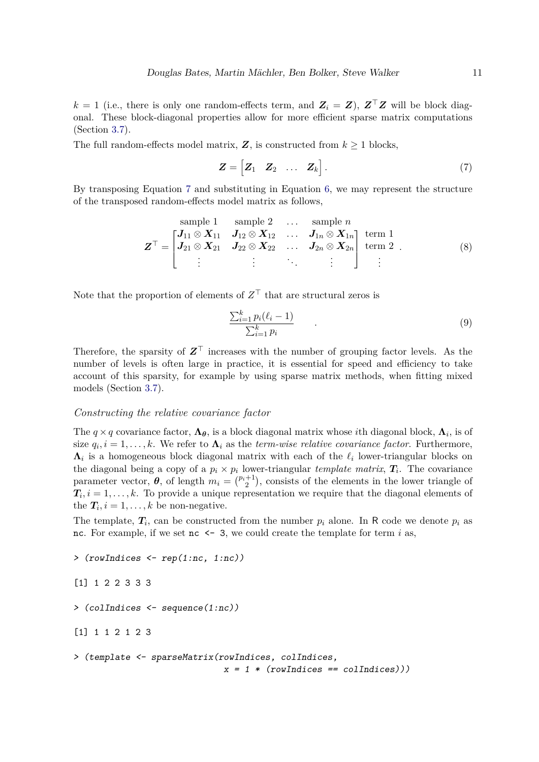$k = 1$ (i.e., there is only one random-effects term, and $\boldsymbol{Z}_i = \boldsymbol{Z}$), $\boldsymbol{Z}^\top \boldsymbol{Z}$ will be block diagonal. These block-diagonal properties allow for more efficient sparse matrix computations (Section 3.7).

The full random-effects model matrix, $\boldsymbol{Z}$, is constructed from $k \geq 1$ blocks,

$$\boldsymbol{Z} = \begin{bmatrix} \boldsymbol{Z}_1 & \boldsymbol{Z}_2 & \dots & \boldsymbol{Z}_k \end{bmatrix}. \tag{7}$$

By transposing Equation 7 and substituting in Equation 6, we may represent the structure of the transposed random-effects model matrix as follows,

$$\boldsymbol{Z}^\top = \begin{array}{c} \begin{matrix} \text{sample 1} & \text{sample 2} & \dots & \text{sample } n \end{matrix} \\ \begin{bmatrix} \boldsymbol{J}_{11} \otimes \boldsymbol{X}_{11} & \boldsymbol{J}_{12} \otimes \boldsymbol{X}_{12} & \dots & \boldsymbol{J}_{1n} \otimes \boldsymbol{X}_{1n} \\ \boldsymbol{J}_{21} \otimes \boldsymbol{X}_{21} & \boldsymbol{J}_{22} \otimes \boldsymbol{X}_{22} & \dots & \boldsymbol{J}_{2n} \otimes \boldsymbol{X}_{2n} \\ \vdots & \vdots & \ddots & \vdots \end{bmatrix} \end{array} \begin{array}{c} \\ \text{term 1} \\ \text{term 2} \\ \vdots \end{array}. \tag{8}$$

Note that the proportion of elements of $Z^\top$ that are structural zeros is

$$\frac{\sum_{i=1}^k p_i(\ell_i - 1)}{\sum_{i=1}^k p_i} \quad . \tag{9}$$

Therefore, the sparsity of $\boldsymbol{Z}^\top$ increases with the number of grouping factor levels. As the number of levels is often large in practice, it is essential for speed and efficiency to take account of this sparsity, for example by using sparse matrix methods, when fitting mixed models (Section 3.7).

*Constructing the relative covariance factor*

The $q \times q$ covariance factor, $\boldsymbol{\Lambda}_{\boldsymbol{\theta}}$, is a block diagonal matrix whose $i$th diagonal block, $\boldsymbol{\Lambda}_i$, is of size $q_i, i = 1, \dots, k$. We refer to $\boldsymbol{\Lambda}_i$ as the *term-wise relative covariance factor*. Furthermore, $\boldsymbol{\Lambda}_i$ is a homogeneous block diagonal matrix with each of the $\ell_i$ lower-triangular blocks on the diagonal being a copy of a $p_i \times p_i$ lower-triangular *template matrix*, $\boldsymbol{T}_i$. The covariance parameter vector, $\boldsymbol{\theta}$, of length $m_i = \binom{p_i+1}{2}$, consists of the elements in the lower triangle of $\boldsymbol{T}_i, i = 1, \dots, k$. To provide a unique representation we require that the diagonal elements of the $\boldsymbol{T}_i, i = 1, \dots, k$ be non-negative.

The template, $\boldsymbol{T}_i$, can be constructed from the number $p_i$ alone. In R code we denote $p_i$ as `nc`. For example, if we set `nc <- 3`, we could create the template for term $i$ as,

```
> (rowIndices <- rep(1:nc, 1:nc))

[1] 1 2 2 3 3 3

> (colIndices <- sequence(1:nc))

[1] 1 1 2 1 2 3

> (template <- sparseMatrix(rowIndices, colIndices,
                            x = 1 * (rowIndices == colIndices)))
```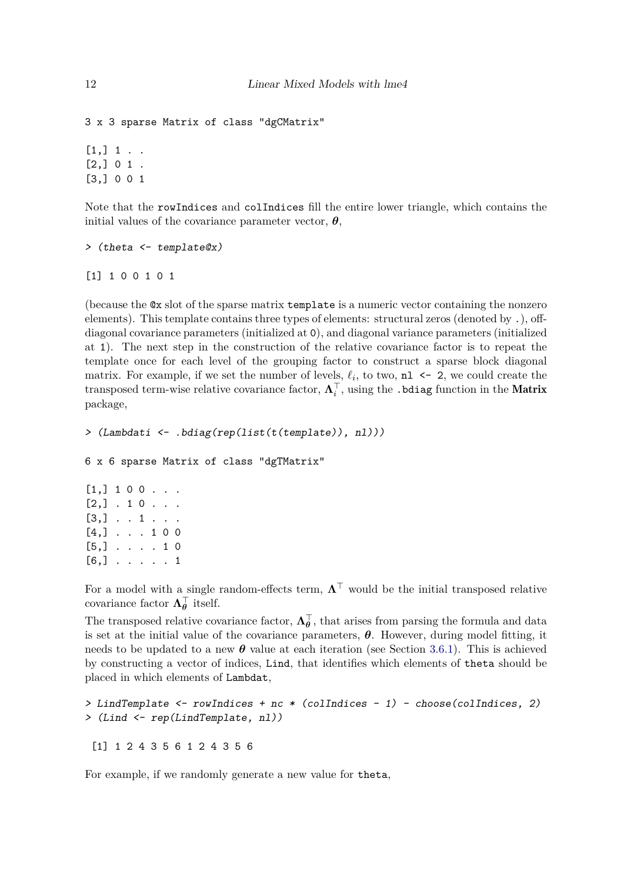```
3 x 3 sparse Matrix of class "dgCMatrix"

[1,] 1 . .
[2,] 0 1 .
[3,] 0 0 1
```

Note that the `rowIndices` and `colIndices` fill the entire lower triangle, which contains the initial values of the covariance parameter vector, $\boldsymbol{\theta}$,

```
> (theta <- template@x)

[1] 1 0 0 1 0 1
```

(because the `@x` slot of the sparse matrix `template` is a numeric vector containing the nonzero elements). This template contains three types of elements: structural zeros (denoted by `.`), off-diagonal covariance parameters (initialized at `0`), and diagonal variance parameters (initialized at `1`). The next step in the construction of the relative covariance factor is to repeat the template once for each level of the grouping factor to construct a sparse block diagonal matrix. For example, if we set the number of levels, $\ell_i$, to two, `nl <- 2`, we could create the transposed term-wise relative covariance factor, $\boldsymbol{\Lambda}_i^\top$, using the `.bdiag` function in the **Matrix** package,

```
> (Lambdati <- .bdiag(rep(list(t(template)), nl)))

6 x 6 sparse Matrix of class "dgTMatrix"

[1,] 1 0 0 . . .
[2,] . 1 0 . . .
[3,] . . 1 . . .
[4,] . . . 1 0 0
[5,] . . . . 1 0
[6,] . . . . . 1
```

For a model with a single random-effects term, $\boldsymbol{\Lambda}^\top$ would be the initial transposed relative covariance factor $\boldsymbol{\Lambda}_{\boldsymbol{\theta}}^\top$ itself.

The transposed relative covariance factor, $\boldsymbol{\Lambda}_{\boldsymbol{\theta}}^\top$, that arises from parsing the formula and data is set at the initial value of the covariance parameters, $\boldsymbol{\theta}$. However, during model fitting, it needs to be updated to a new $\boldsymbol{\theta}$ value at each iteration (see Section 3.6.1). This is achieved by constructing a vector of indices, `Lind`, that identifies which elements of `theta` should be placed in which elements of `Lambdat`,

```
> LindTemplate <- rowIndices + nc * (colIndices - 1) - choose(colIndices, 2)
> (Lind <- rep(LindTemplate, nl))

 [1] 1 2 4 3 5 6 1 2 4 3 5 6
```

For example, if we randomly generate a new value for `theta`,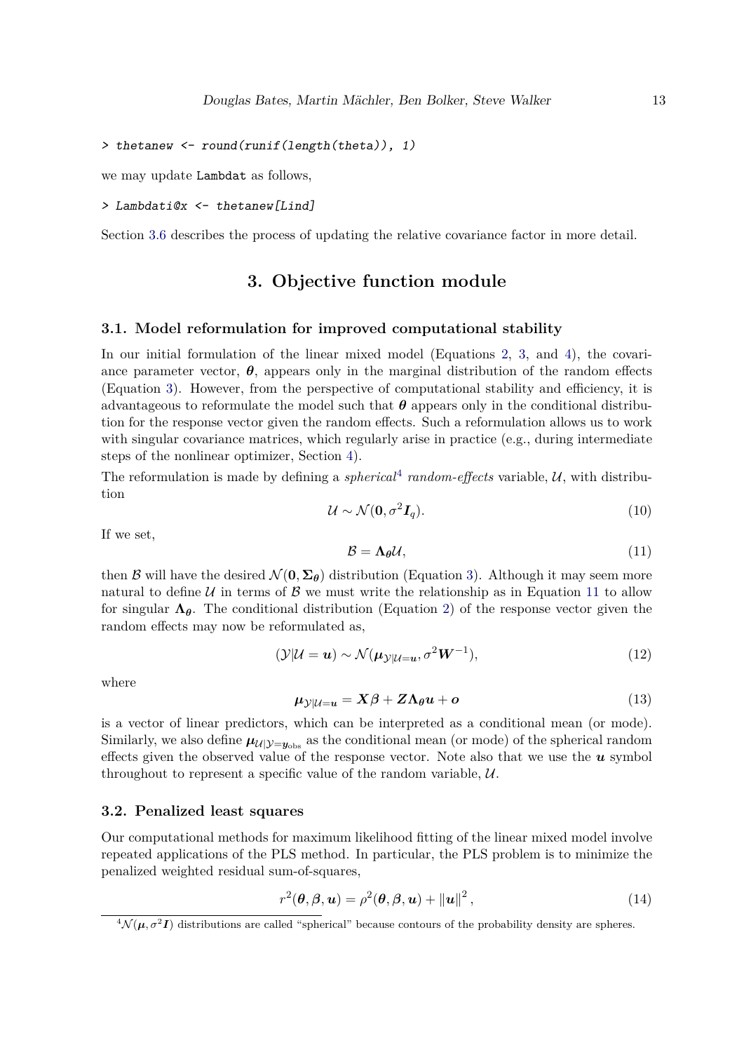```
> thetanew <- round(runif(length(theta)), 1)
```

we may update Lambdat as follows,

```
> Lambdati@x <- thetanew[Lind]
```

Section 3.6 describes the process of updating the relative covariance factor in more detail.

# 3. Objective function module

## 3.1. Model reformulation for improved computational stability

In our initial formulation of the linear mixed model (Equations 2, 3, and 4), the covariance parameter vector, $\boldsymbol{\theta}$, appears only in the marginal distribution of the random effects (Equation 3). However, from the perspective of computational stability and efficiency, it is advantageous to reformulate the model such that $\boldsymbol{\theta}$ appears only in the conditional distribution for the response vector given the random effects. Such a reformulation allows us to work with singular covariance matrices, which regularly arise in practice (e.g., during intermediate steps of the nonlinear optimizer, Section 4).

The reformulation is made by defining a *spherical*[4] *random-effects* variable, $\mathcal{U}$, with distribution

$$\mathcal{U} \sim \mathcal{N}(\mathbf{0}, \sigma^2 \boldsymbol{I}_q). \tag{10}$$

If we set,

$$\mathcal{B} = \boldsymbol{\Lambda_\theta} \mathcal{U}, \tag{11}$$

then $\mathcal{B}$ will have the desired $\mathcal{N}(\mathbf{0}, \boldsymbol{\Sigma_\theta})$ distribution (Equation 3). Although it may seem more natural to define $\mathcal{U}$ in terms of $\mathcal{B}$ we must write the relationship as in Equation 11 to allow for singular $\boldsymbol{\Lambda_\theta}$. The conditional distribution (Equation 2) of the response vector given the random effects may now be reformulated as,

$$(\mathcal{Y}|\mathcal{U} = \boldsymbol{u}) \sim \mathcal{N}(\boldsymbol{\mu}_{\mathcal{Y}|\mathcal{U}=\boldsymbol{u}}, \sigma^2 \boldsymbol{W}^{-1}), \tag{12}$$

where

$$\boldsymbol{\mu}_{\mathcal{Y}|\mathcal{U}=\boldsymbol{u}} = \boldsymbol{X\beta} + \boldsymbol{Z\Lambda_\theta u} + \boldsymbol{o} \tag{13}$$

is a vector of linear predictors, which can be interpreted as a conditional mean (or mode). Similarly, we also define $\boldsymbol{\mu}_{\mathcal{U}|\mathcal{Y}=\boldsymbol{y}_{\text{obs}}}$ as the conditional mean (or mode) of the spherical random effects given the observed value of the response vector. Note also that we use the $\boldsymbol{u}$ symbol throughout to represent a specific value of the random variable, $\mathcal{U}$.

## 3.2. Penalized least squares

Our computational methods for maximum likelihood fitting of the linear mixed model involve repeated applications of the PLS method. In particular, the PLS problem is to minimize the penalized weighted residual sum-of-squares,

$$r^2(\boldsymbol{\theta}, \boldsymbol{\beta}, \boldsymbol{u}) = \rho^2(\boldsymbol{\theta}, \boldsymbol{\beta}, \boldsymbol{u}) + \|\boldsymbol{u}\|^2, \tag{14}$$

[4] $\mathcal{N}(\boldsymbol{\mu}, \sigma^2 \boldsymbol{I})$ distributions are called "spherical" because contours of the probability density are spheres.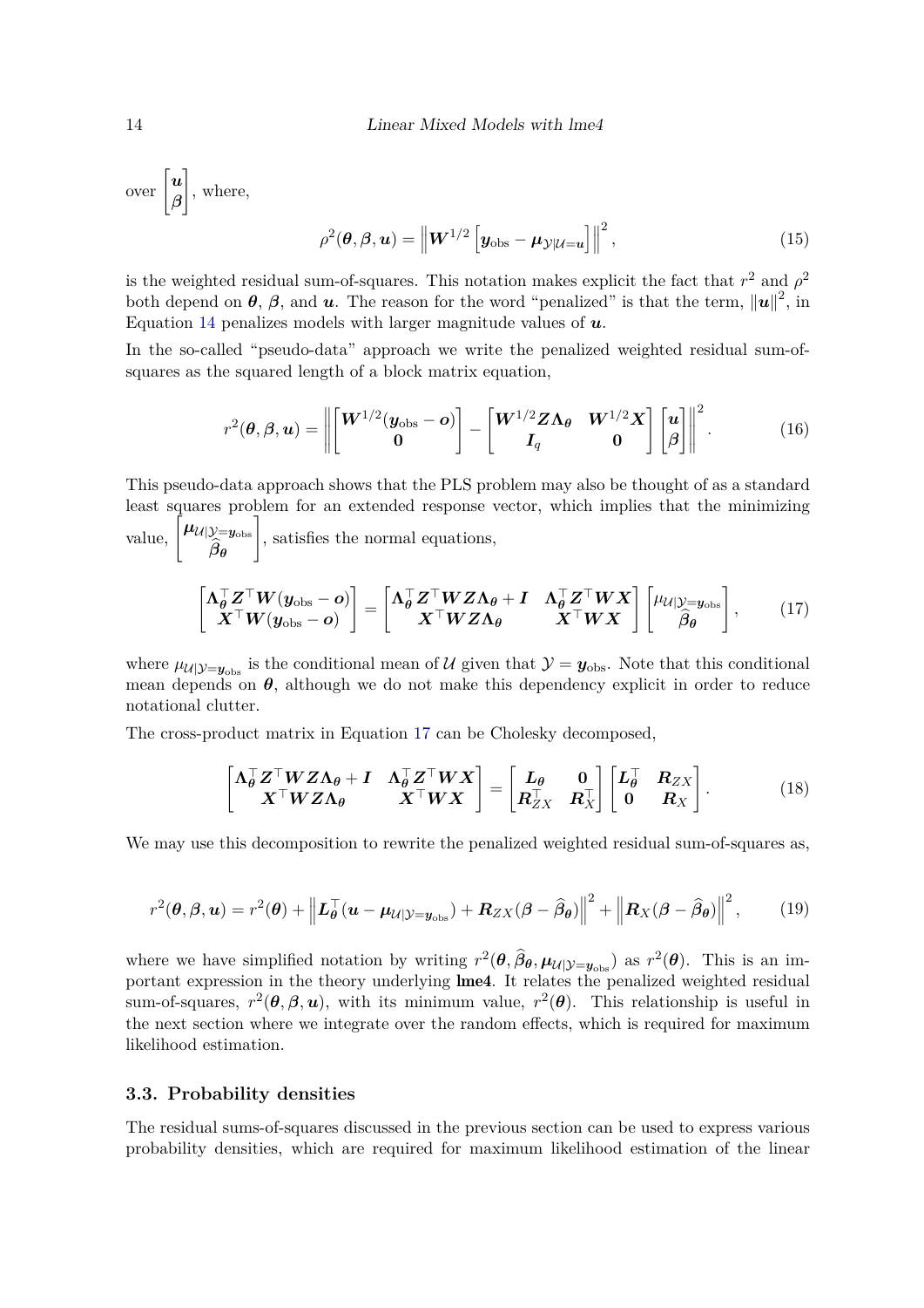over $\begin{bmatrix} \boldsymbol{u} \\ \boldsymbol{\beta} \end{bmatrix}$, where,

$$\rho^2(\boldsymbol{\theta}, \boldsymbol{\beta}, \boldsymbol{u}) = \left\| \boldsymbol{W}^{1/2} \left[ \boldsymbol{y}_{\text{obs}} - \boldsymbol{\mu}_{\mathcal{Y}|\mathcal{U}=\boldsymbol{u}} \right] \right\|^2, \tag{15}$$

is the weighted residual sum-of-squares. This notation makes explicit the fact that $r^2$ and $\rho^2$ both depend on $\boldsymbol{\theta}$, $\boldsymbol{\beta}$, and $\boldsymbol{u}$. The reason for the word "penalized" is that the term, $\|\boldsymbol{u}\|^2$, in Equation 14 penalizes models with larger magnitude values of $\boldsymbol{u}$.

In the so-called "pseudo-data" approach we write the penalized weighted residual sum-of-squares as the squared length of a block matrix equation,

$$r^2(\boldsymbol{\theta}, \boldsymbol{\beta}, \boldsymbol{u}) = \left\| \begin{bmatrix} \boldsymbol{W}^{1/2}(\boldsymbol{y}_{\text{obs}} - \boldsymbol{o}) \\ \boldsymbol{0} \end{bmatrix} - \begin{bmatrix} \boldsymbol{W}^{1/2}\boldsymbol{Z}\boldsymbol{\Lambda}_{\boldsymbol{\theta}} & \boldsymbol{W}^{1/2}\boldsymbol{X} \\ \boldsymbol{I}_q & \boldsymbol{0} \end{bmatrix} \begin{bmatrix} \boldsymbol{u} \\ \boldsymbol{\beta} \end{bmatrix} \right\|^2. \tag{16}$$

This pseudo-data approach shows that the PLS problem may also be thought of as a standard least squares problem for an extended response vector, which implies that the minimizing value, $\begin{bmatrix} \boldsymbol{\mu}_{\mathcal{U}|\mathcal{Y}=\boldsymbol{y}_{\text{obs}}} \\ \widehat{\boldsymbol{\beta}}_{\boldsymbol{\theta}} \end{bmatrix}$, satisfies the normal equations,

$$\begin{bmatrix} \boldsymbol{\Lambda}_{\boldsymbol{\theta}}^\top \boldsymbol{Z}^\top \boldsymbol{W}(\boldsymbol{y}_{\text{obs}} - \boldsymbol{o}) \\ \boldsymbol{X}^\top \boldsymbol{W}(\boldsymbol{y}_{\text{obs}} - \boldsymbol{o}) \end{bmatrix} = \begin{bmatrix} \boldsymbol{\Lambda}_{\boldsymbol{\theta}}^\top \boldsymbol{Z}^\top \boldsymbol{W} \boldsymbol{Z} \boldsymbol{\Lambda}_{\boldsymbol{\theta}} + \boldsymbol{I} & \boldsymbol{\Lambda}_{\boldsymbol{\theta}}^\top \boldsymbol{Z}^\top \boldsymbol{W} \boldsymbol{X} \\ \boldsymbol{X}^\top \boldsymbol{W} \boldsymbol{Z} \boldsymbol{\Lambda}_{\boldsymbol{\theta}} & \boldsymbol{X}^\top \boldsymbol{W} \boldsymbol{X} \end{bmatrix} \begin{bmatrix} \mu_{\mathcal{U}|\mathcal{Y}=\boldsymbol{y}_{\text{obs}}} \\ \widehat{\boldsymbol{\beta}}_{\boldsymbol{\theta}} \end{bmatrix}, \tag{17}$$

where $\mu_{\mathcal{U}|\mathcal{Y}=\boldsymbol{y}_{\text{obs}}}$ is the conditional mean of $\mathcal{U}$ given that $\mathcal{Y} = \boldsymbol{y}_{\text{obs}}$. Note that this conditional mean depends on $\boldsymbol{\theta}$, although we do not make this dependency explicit in order to reduce notational clutter.

The cross-product matrix in Equation 17 can be Cholesky decomposed,

$$\begin{bmatrix} \boldsymbol{\Lambda}_{\boldsymbol{\theta}}^\top \boldsymbol{Z}^\top \boldsymbol{W} \boldsymbol{Z} \boldsymbol{\Lambda}_{\boldsymbol{\theta}} + \boldsymbol{I} & \boldsymbol{\Lambda}_{\boldsymbol{\theta}}^\top \boldsymbol{Z}^\top \boldsymbol{W} \boldsymbol{X} \\ \boldsymbol{X}^\top \boldsymbol{W} \boldsymbol{Z} \boldsymbol{\Lambda}_{\boldsymbol{\theta}} & \boldsymbol{X}^\top \boldsymbol{W} \boldsymbol{X} \end{bmatrix} = \begin{bmatrix} \boldsymbol{L}_{\boldsymbol{\theta}} & \boldsymbol{0} \\ \boldsymbol{R}_{ZX}^\top & \boldsymbol{R}_X^\top \end{bmatrix} \begin{bmatrix} \boldsymbol{L}_{\boldsymbol{\theta}}^\top & \boldsymbol{R}_{ZX} \\ \boldsymbol{0} & \boldsymbol{R}_X \end{bmatrix}. \tag{18}$$

We may use this decomposition to rewrite the penalized weighted residual sum-of-squares as,

$$r^2(\boldsymbol{\theta}, \boldsymbol{\beta}, \boldsymbol{u}) = r^2(\boldsymbol{\theta}) + \left\| \boldsymbol{L}_{\boldsymbol{\theta}}^\top (\boldsymbol{u} - \boldsymbol{\mu}_{\mathcal{U}|\mathcal{Y}=\boldsymbol{y}_{\text{obs}}}) + \boldsymbol{R}_{ZX}(\boldsymbol{\beta} - \widehat{\boldsymbol{\beta}}_{\boldsymbol{\theta}}) \right\|^2 + \left\| \boldsymbol{R}_X(\boldsymbol{\beta} - \widehat{\boldsymbol{\beta}}_{\boldsymbol{\theta}}) \right\|^2, \tag{19}$$

where we have simplified notation by writing $r^2(\boldsymbol{\theta}, \widehat{\boldsymbol{\beta}}_{\boldsymbol{\theta}}, \boldsymbol{\mu}_{\mathcal{U}|\mathcal{Y}=\boldsymbol{y}_{\text{obs}}})$ as $r^2(\boldsymbol{\theta})$. This is an important expression in the theory underlying **lme4**. It relates the penalized weighted residual sum-of-squares, $r^2(\boldsymbol{\theta}, \boldsymbol{\beta}, \boldsymbol{u})$, with its minimum value, $r^2(\boldsymbol{\theta})$. This relationship is useful in the next section where we integrate over the random effects, which is required for maximum likelihood estimation.

### 3.3. Probability densities

The residual sums-of-squares discussed in the previous section can be used to express various probability densities, which are required for maximum likelihood estimation of the linear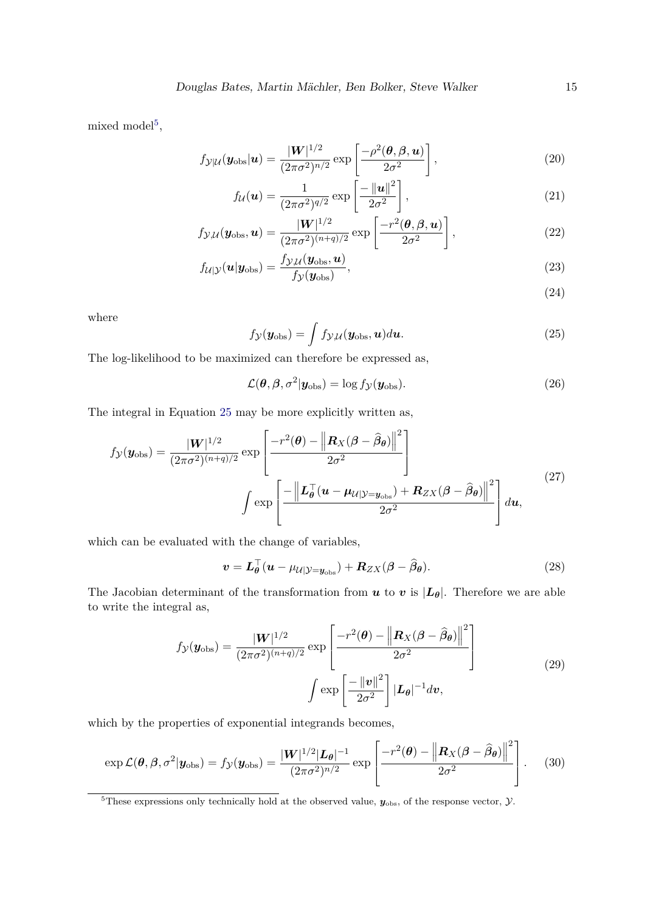mixed model[5],

$$f_{\mathcal{Y}|\mathcal{U}}(\boldsymbol{y}_{\text{obs}}|\boldsymbol{u}) = \frac{|\boldsymbol{W}|^{1/2}}{(2\pi\sigma^2)^{n/2}} \exp\left[\frac{-\rho^2(\boldsymbol{\theta}, \boldsymbol{\beta}, \boldsymbol{u})}{2\sigma^2}\right], \tag{20}$$

$$f_{\mathcal{U}}(\boldsymbol{u}) = \frac{1}{(2\pi\sigma^2)^{q/2}} \exp\left[\frac{-\|\boldsymbol{u}\|^2}{2\sigma^2}\right], \tag{21}$$

$$f_{\mathcal{Y},\mathcal{U}}(\boldsymbol{y}_{\text{obs}}, \boldsymbol{u}) = \frac{|\boldsymbol{W}|^{1/2}}{(2\pi\sigma^2)^{(n+q)/2}} \exp\left[\frac{-r^2(\boldsymbol{\theta}, \boldsymbol{\beta}, \boldsymbol{u})}{2\sigma^2}\right], \tag{22}$$

$$f_{\mathcal{U}|\mathcal{Y}}(\boldsymbol{u}|\boldsymbol{y}_{\text{obs}}) = \frac{f_{\mathcal{Y},\mathcal{U}}(\boldsymbol{y}_{\text{obs}}, \boldsymbol{u})}{f_{\mathcal{Y}}(\boldsymbol{y}_{\text{obs}})}, \tag{23}$$

$$\tag{24}$$

where

$$f_{\mathcal{Y}}(\boldsymbol{y}_{\text{obs}}) = \int f_{\mathcal{Y},\mathcal{U}}(\boldsymbol{y}_{\text{obs}}, \boldsymbol{u}) d\boldsymbol{u}. \tag{25}$$

The log-likelihood to be maximized can therefore be expressed as,

$$\mathcal{L}(\boldsymbol{\theta}, \boldsymbol{\beta}, \sigma^2|\boldsymbol{y}_{\text{obs}}) = \log f_{\mathcal{Y}}(\boldsymbol{y}_{\text{obs}}). \tag{26}$$

The integral in Equation 25 may be more explicitly written as,

$$\begin{aligned} f_{\mathcal{Y}}(\boldsymbol{y}_{\text{obs}}) = \frac{|\boldsymbol{W}|^{1/2}}{(2\pi\sigma^2)^{(n+q)/2}} \exp\left[\frac{-r^2(\boldsymbol{\theta}) - \left\|\boldsymbol{R}_X(\boldsymbol{\beta} - \widehat{\boldsymbol{\beta}}_{\boldsymbol{\theta}})\right\|^2}{2\sigma^2}\right] \\ \int \exp\left[\frac{-\left\|\boldsymbol{L}_{\boldsymbol{\theta}}^\top(\boldsymbol{u} - \boldsymbol{\mu}_{\mathcal{U}|\mathcal{Y}=\boldsymbol{y}_{\text{obs}}}) + \boldsymbol{R}_{ZX}(\boldsymbol{\beta} - \widehat{\boldsymbol{\beta}}_{\boldsymbol{\theta}})\right\|^2}{2\sigma^2}\right] d\boldsymbol{u}, \end{aligned} \tag{27}$$

which can be evaluated with the change of variables,

$$\boldsymbol{v} = \boldsymbol{L}_{\boldsymbol{\theta}}^\top(\boldsymbol{u} - \mu_{\mathcal{U}|\mathcal{Y}=\boldsymbol{y}_{\text{obs}}}) + \boldsymbol{R}_{ZX}(\boldsymbol{\beta} - \widehat{\boldsymbol{\beta}}_{\boldsymbol{\theta}}). \tag{28}$$

The Jacobian determinant of the transformation from $\boldsymbol{u}$ to $\boldsymbol{v}$ is $|\boldsymbol{L}_{\boldsymbol{\theta}}|$. Therefore we are able to write the integral as,

$$\begin{aligned} f_{\mathcal{Y}}(\boldsymbol{y}_{\text{obs}}) = \frac{|\boldsymbol{W}|^{1/2}}{(2\pi\sigma^2)^{(n+q)/2}} \exp\left[\frac{-r^2(\boldsymbol{\theta}) - \left\|\boldsymbol{R}_X(\boldsymbol{\beta} - \widehat{\boldsymbol{\beta}}_{\boldsymbol{\theta}})\right\|^2}{2\sigma^2}\right] \\ \int \exp\left[\frac{-\|\boldsymbol{v}\|^2}{2\sigma^2}\right] |\boldsymbol{L}_{\boldsymbol{\theta}}|^{-1} d\boldsymbol{v}, \end{aligned} \tag{29}$$

which by the properties of exponential integrands becomes,

$$\exp \mathcal{L}(\boldsymbol{\theta}, \boldsymbol{\beta}, \sigma^2|\boldsymbol{y}_{\text{obs}}) = f_{\mathcal{Y}}(\boldsymbol{y}_{\text{obs}}) = \frac{|\boldsymbol{W}|^{1/2}|\boldsymbol{L}_{\boldsymbol{\theta}}|^{-1}}{(2\pi\sigma^2)^{n/2}} \exp\left[\frac{-r^2(\boldsymbol{\theta}) - \left\|\boldsymbol{R}_X(\boldsymbol{\beta} - \widehat{\boldsymbol{\beta}}_{\boldsymbol{\theta}})\right\|^2}{2\sigma^2}\right]. \tag{30}$$

[5] These expressions only technically hold at the observed value, $\boldsymbol{y}_{\text{obs}}$, of the response vector, $\mathcal{Y}$.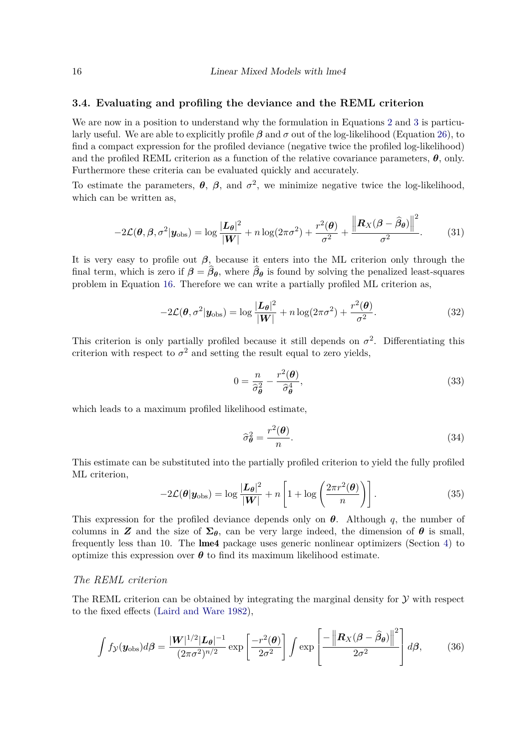### 3.4. Evaluating and profiling the deviance and the REML criterion

We are now in a position to understand why the formulation in Equations 2 and 3 is particularly useful. We are able to explicitly profile $\boldsymbol{\beta}$ and $\sigma$ out of the log-likelihood (Equation 26), to find a compact expression for the profiled deviance (negative twice the profiled log-likelihood) and the profiled REML criterion as a function of the relative covariance parameters, $\boldsymbol{\theta}$, only. Furthermore these criteria can be evaluated quickly and accurately.

To estimate the parameters, $\boldsymbol{\theta}$, $\boldsymbol{\beta}$, and $\sigma^2$, we minimize negative twice the log-likelihood, which can be written as,

$$-2\mathcal{L}(\boldsymbol{\theta}, \boldsymbol{\beta}, \sigma^2 | \boldsymbol{y}_{\text{obs}}) = \log \frac{|\boldsymbol{L}_{\boldsymbol{\theta}}|^2}{|\boldsymbol{W}|} + n \log(2\pi\sigma^2) + \frac{r^2(\boldsymbol{\theta})}{\sigma^2} + \frac{\left\| \boldsymbol{R}_X(\boldsymbol{\beta} - \widehat{\boldsymbol{\beta}}_{\boldsymbol{\theta}}) \right\|^2}{\sigma^2}. \tag{31}$$

It is very easy to profile out $\boldsymbol{\beta}$, because it enters into the ML criterion only through the final term, which is zero if $\boldsymbol{\beta} = \widehat{\boldsymbol{\beta}}_{\boldsymbol{\theta}}$, where $\widehat{\boldsymbol{\beta}}_{\boldsymbol{\theta}}$ is found by solving the penalized least-squares problem in Equation 16. Therefore we can write a partially profiled ML criterion as,

$$-2\mathcal{L}(\boldsymbol{\theta}, \sigma^2 | \boldsymbol{y}_{\text{obs}}) = \log \frac{|\boldsymbol{L}_{\boldsymbol{\theta}}|^2}{|\boldsymbol{W}|} + n \log(2\pi\sigma^2) + \frac{r^2(\boldsymbol{\theta})}{\sigma^2}. \tag{32}$$

This criterion is only partially profiled because it still depends on $\sigma^2$. Differentiating this criterion with respect to $\sigma^2$ and setting the result equal to zero yields,

$$0 = \frac{n}{\widehat{\sigma}^2_{\boldsymbol{\theta}}} - \frac{r^2(\boldsymbol{\theta})}{\widehat{\sigma}^4_{\boldsymbol{\theta}}}, \tag{33}$$

which leads to a maximum profiled likelihood estimate,

$$\widehat{\sigma}^2_{\boldsymbol{\theta}} = \frac{r^2(\boldsymbol{\theta})}{n}. \tag{34}$$

This estimate can be substituted into the partially profiled criterion to yield the fully profiled ML criterion,

$$-2\mathcal{L}(\boldsymbol{\theta} | \boldsymbol{y}_{\text{obs}}) = \log \frac{|\boldsymbol{L}_{\boldsymbol{\theta}}|^2}{|\boldsymbol{W}|} + n \left[ 1 + \log \left( \frac{2\pi r^2(\boldsymbol{\theta})}{n} \right) \right]. \tag{35}$$

This expression for the profiled deviance depends only on $\boldsymbol{\theta}$. Although $q$, the number of columns in $\boldsymbol{Z}$ and the size of $\boldsymbol{\Sigma}_{\boldsymbol{\theta}}$, can be very large indeed, the dimension of $\boldsymbol{\theta}$ is small, frequently less than 10. The **lme4** package uses generic nonlinear optimizers (Section 4) to optimize this expression over $\boldsymbol{\theta}$ to find its maximum likelihood estimate.

#### *The REML criterion*

The REML criterion can be obtained by integrating the marginal density for $\mathcal{Y}$ with respect to the fixed effects (Laird and Ware 1982),

$$\int f_{\mathcal{Y}}(\boldsymbol{y}_{\text{obs}}) d\boldsymbol{\beta} = \frac{|\boldsymbol{W}|^{1/2} |\boldsymbol{L}_{\boldsymbol{\theta}}|^{-1}}{(2\pi\sigma^2)^{n/2}} \exp\left[ \frac{-r^2(\boldsymbol{\theta})}{2\sigma^2} \right] \int \exp\left[ \frac{-\left\| \boldsymbol{R}_X(\boldsymbol{\beta} - \widehat{\boldsymbol{\beta}}_{\boldsymbol{\theta}}) \right\|^2}{2\sigma^2} \right] d\boldsymbol{\beta}, \tag{36}$$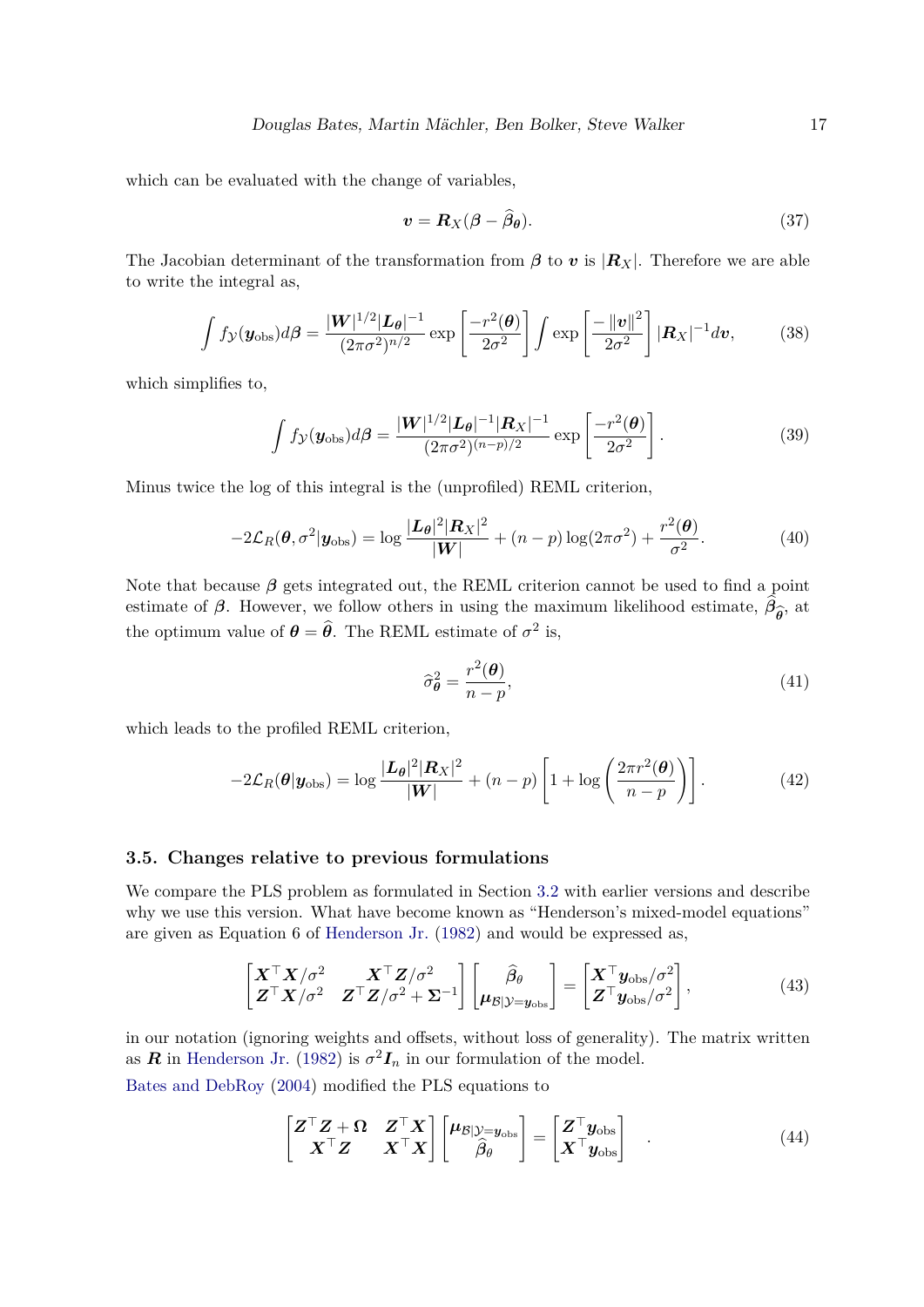which can be evaluated with the change of variables,

$$\boldsymbol{v} = \boldsymbol{R}_X(\boldsymbol{\beta} - \widehat{\boldsymbol{\beta}}_{\boldsymbol{\theta}}). \tag{37}$$

The Jacobian determinant of the transformation from $\boldsymbol{\beta}$ to $\boldsymbol{v}$ is $|\boldsymbol{R}_X|$. Therefore we are able to write the integral as,

$$\int f_{\mathcal{Y}}(\boldsymbol{y}_{\text{obs}}) d\boldsymbol{\beta} = \frac{|\boldsymbol{W}|^{1/2} |\boldsymbol{L}_{\boldsymbol{\theta}}|^{-1}}{(2\pi\sigma^2)^{n/2}} \exp\left[\frac{-r^2(\boldsymbol{\theta})}{2\sigma^2}\right] \int \exp\left[\frac{-\|\boldsymbol{v}\|^2}{2\sigma^2}\right] |\boldsymbol{R}_X|^{-1} d\boldsymbol{v}, \tag{38}$$

which simplifies to,

$$\int f_{\mathcal{Y}}(\boldsymbol{y}_{\text{obs}}) d\boldsymbol{\beta} = \frac{|\boldsymbol{W}|^{1/2} |\boldsymbol{L}_{\boldsymbol{\theta}}|^{-1} |\boldsymbol{R}_X|^{-1}}{(2\pi\sigma^2)^{(n-p)/2}} \exp\left[\frac{-r^2(\boldsymbol{\theta})}{2\sigma^2}\right]. \tag{39}$$

Minus twice the log of this integral is the (unprofiled) REML criterion,

$$-2\mathcal{L}_R(\boldsymbol{\theta}, \sigma^2 | \boldsymbol{y}_{\text{obs}}) = \log \frac{|\boldsymbol{L}_{\boldsymbol{\theta}}|^2 |\boldsymbol{R}_X|^2}{|\boldsymbol{W}|} + (n-p)\log(2\pi\sigma^2) + \frac{r^2(\boldsymbol{\theta})}{\sigma^2}. \tag{40}$$

Note that because $\boldsymbol{\beta}$ gets integrated out, the REML criterion cannot be used to find a point estimate of $\boldsymbol{\beta}$. However, we follow others in using the maximum likelihood estimate, $\widehat{\boldsymbol{\beta}}_{\widehat{\boldsymbol{\theta}}}$, at the optimum value of $\boldsymbol{\theta} = \widehat{\boldsymbol{\theta}}$. The REML estimate of $\sigma^2$ is,

$$\widehat{\sigma}^2_{\boldsymbol{\theta}} = \frac{r^2(\boldsymbol{\theta})}{n-p}, \tag{41}$$

which leads to the profiled REML criterion,

$$-2\mathcal{L}_R(\boldsymbol{\theta} | \boldsymbol{y}_{\text{obs}}) = \log \frac{|\boldsymbol{L}_{\boldsymbol{\theta}}|^2 |\boldsymbol{R}_X|^2}{|\boldsymbol{W}|} + (n-p)\left[1 + \log\left(\frac{2\pi r^2(\boldsymbol{\theta})}{n-p}\right)\right]. \tag{42}$$

### 3.5. Changes relative to previous formulations

We compare the PLS problem as formulated in Section 3.2 with earlier versions and describe why we use this version. What have become known as "Henderson's mixed-model equations" are given as Equation 6 of Henderson Jr. (1982) and would be expressed as,

$$\begin{bmatrix} \boldsymbol{X}^\top \boldsymbol{X}/\sigma^2 & \boldsymbol{X}^\top \boldsymbol{Z}/\sigma^2 \\ \boldsymbol{Z}^\top \boldsymbol{X}/\sigma^2 & \boldsymbol{Z}^\top \boldsymbol{Z}/\sigma^2 + \boldsymbol{\Sigma}^{-1} \end{bmatrix} \begin{bmatrix} \widehat{\boldsymbol{\beta}}_\theta \\ \boldsymbol{\mu}_{\mathcal{B}|\mathcal{Y}=\boldsymbol{y}_{\text{obs}}} \end{bmatrix} = \begin{bmatrix} \boldsymbol{X}^\top \boldsymbol{y}_{\text{obs}}/\sigma^2 \\ \boldsymbol{Z}^\top \boldsymbol{y}_{\text{obs}}/\sigma^2 \end{bmatrix}, \tag{43}$$

in our notation (ignoring weights and offsets, without loss of generality). The matrix written as $\boldsymbol{R}$ in Henderson Jr. (1982) is $\sigma^2 \boldsymbol{I}_n$ in our formulation of the model.

Bates and DebRoy (2004) modified the PLS equations to

$$\begin{bmatrix} \boldsymbol{Z}^\top \boldsymbol{Z} + \boldsymbol{\Omega} & \boldsymbol{Z}^\top \boldsymbol{X} \\ \boldsymbol{X}^\top \boldsymbol{Z} & \boldsymbol{X}^\top \boldsymbol{X} \end{bmatrix} \begin{bmatrix} \boldsymbol{\mu}_{\mathcal{B}|\mathcal{Y}=\boldsymbol{y}_{\text{obs}}} \\ \widehat{\boldsymbol{\beta}}_\theta \end{bmatrix} = \begin{bmatrix} \boldsymbol{Z}^\top \boldsymbol{y}_{\text{obs}} \\ \boldsymbol{X}^\top \boldsymbol{y}_{\text{obs}} \end{bmatrix} \quad . \tag{44}$$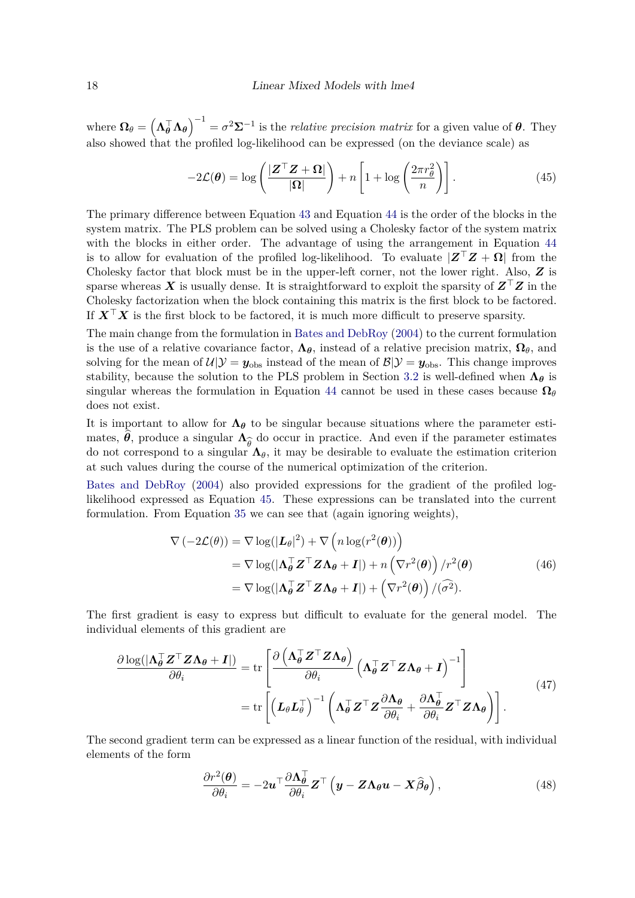where $\boldsymbol{\Omega}_\theta = \left(\boldsymbol{\Lambda}_{\boldsymbol{\theta}}^\top \boldsymbol{\Lambda}_{\boldsymbol{\theta}}\right)^{-1} = \sigma^2 \boldsymbol{\Sigma}^{-1}$ is the *relative precision matrix* for a given value of $\boldsymbol{\theta}$. They also showed that the profiled log-likelihood can be expressed (on the deviance scale) as

$$-2\mathcal{L}(\boldsymbol{\theta}) = \log\left(\frac{|\boldsymbol{Z}^\top \boldsymbol{Z} + \boldsymbol{\Omega}|}{|\boldsymbol{\Omega}|}\right) + n\left[1 + \log\left(\frac{2\pi r_\theta^2}{n}\right)\right]. \tag{45}$$

The primary difference between Equation 43 and Equation 44 is the order of the blocks in the system matrix. The PLS problem can be solved using a Cholesky factor of the system matrix with the blocks in either order. The advantage of using the arrangement in Equation 44 is to allow for evaluation of the profiled log-likelihood. To evaluate $|\boldsymbol{Z}^\top \boldsymbol{Z} + \boldsymbol{\Omega}|$ from the Cholesky factor that block must be in the upper-left corner, not the lower right. Also, $\boldsymbol{Z}$ is sparse whereas $\boldsymbol{X}$ is usually dense. It is straightforward to exploit the sparsity of $\boldsymbol{Z}^\top \boldsymbol{Z}$ in the Cholesky factorization when the block containing this matrix is the first block to be factored. If $\boldsymbol{X}^\top \boldsymbol{X}$ is the first block to be factored, it is much more difficult to preserve sparsity.

The main change from the formulation in Bates and DebRoy (2004) to the current formulation is the use of a relative covariance factor, $\boldsymbol{\Lambda}_{\boldsymbol{\theta}}$, instead of a relative precision matrix, $\boldsymbol{\Omega}_\theta$, and solving for the mean of $\mathcal{U}|\mathcal{Y} = \boldsymbol{y}_{\text{obs}}$ instead of the mean of $\mathcal{B}|\mathcal{Y} = \boldsymbol{y}_{\text{obs}}$. This change improves stability, because the solution to the PLS problem in Section 3.2 is well-defined when $\boldsymbol{\Lambda}_{\boldsymbol{\theta}}$ is singular whereas the formulation in Equation 44 cannot be used in these cases because $\boldsymbol{\Omega}_\theta$ does not exist.

It is important to allow for $\boldsymbol{\Lambda}_{\boldsymbol{\theta}}$ to be singular because situations where the parameter estimates, $\widehat{\boldsymbol{\theta}}$, produce a singular $\boldsymbol{\Lambda}_{\widehat{\theta}}$ do occur in practice. And even if the parameter estimates do not correspond to a singular $\boldsymbol{\Lambda}_\theta$, it may be desirable to evaluate the estimation criterion at such values during the course of the numerical optimization of the criterion.

Bates and DebRoy (2004) also provided expressions for the gradient of the profiled log-likelihood expressed as Equation 45. These expressions can be translated into the current formulation. From Equation 35 we can see that (again ignoring weights),

$$\begin{aligned}
\nabla\left(-2\mathcal{L}(\theta)\right) &= \nabla \log(|\boldsymbol{L}_\theta|^2) + \nabla\left(n \log(r^2(\boldsymbol{\theta}))\right) \\
&= \nabla \log(|\boldsymbol{\Lambda}_{\boldsymbol{\theta}}^\top \boldsymbol{Z}^\top \boldsymbol{Z} \boldsymbol{\Lambda}_{\boldsymbol{\theta}} + \boldsymbol{I}|) + n\left(\nabla r^2(\boldsymbol{\theta})\right)/r^2(\boldsymbol{\theta}) \\
&= \nabla \log(|\boldsymbol{\Lambda}_{\boldsymbol{\theta}}^\top \boldsymbol{Z}^\top \boldsymbol{Z} \boldsymbol{\Lambda}_{\boldsymbol{\theta}} + \boldsymbol{I}|) + \left(\nabla r^2(\boldsymbol{\theta})\right)/(\widehat{\sigma^2}).
\end{aligned} \tag{46}$$

The first gradient is easy to express but difficult to evaluate for the general model. The individual elements of this gradient are

$$\begin{aligned}
\frac{\partial \log(|\boldsymbol{\Lambda}_{\boldsymbol{\theta}}^\top \boldsymbol{Z}^\top \boldsymbol{Z} \boldsymbol{\Lambda}_{\boldsymbol{\theta}} + \boldsymbol{I}|)}{\partial \theta_i} &= \operatorname{tr}\left[\frac{\partial\left(\boldsymbol{\Lambda}_{\boldsymbol{\theta}}^\top \boldsymbol{Z}^\top \boldsymbol{Z} \boldsymbol{\Lambda}_{\boldsymbol{\theta}}\right)}{\partial \theta_i}\left(\boldsymbol{\Lambda}_{\boldsymbol{\theta}}^\top \boldsymbol{Z}^\top \boldsymbol{Z} \boldsymbol{\Lambda}_{\boldsymbol{\theta}} + \boldsymbol{I}\right)^{-1}\right] \\
&= \operatorname{tr}\left[\left(\boldsymbol{L}_\theta \boldsymbol{L}_\theta^\top\right)^{-1}\left(\boldsymbol{\Lambda}_{\boldsymbol{\theta}}^\top \boldsymbol{Z}^\top \boldsymbol{Z} \frac{\partial \boldsymbol{\Lambda}_{\boldsymbol{\theta}}}{\partial \theta_i} + \frac{\partial \boldsymbol{\Lambda}_{\boldsymbol{\theta}}^\top}{\partial \theta_i} \boldsymbol{Z}^\top \boldsymbol{Z} \boldsymbol{\Lambda}_{\boldsymbol{\theta}}\right)\right].
\end{aligned} \tag{47}$$

The second gradient term can be expressed as a linear function of the residual, with individual elements of the form

$$\frac{\partial r^2(\boldsymbol{\theta})}{\partial \theta_i} = -2\boldsymbol{u}^\top \frac{\partial \boldsymbol{\Lambda}_{\boldsymbol{\theta}}^\top}{\partial \theta_i} \boldsymbol{Z}^\top\left(\boldsymbol{y} - \boldsymbol{Z}\boldsymbol{\Lambda}_{\boldsymbol{\theta}}\boldsymbol{u} - \boldsymbol{X}\widehat{\boldsymbol{\beta}}_{\boldsymbol{\theta}}\right), \tag{48}$$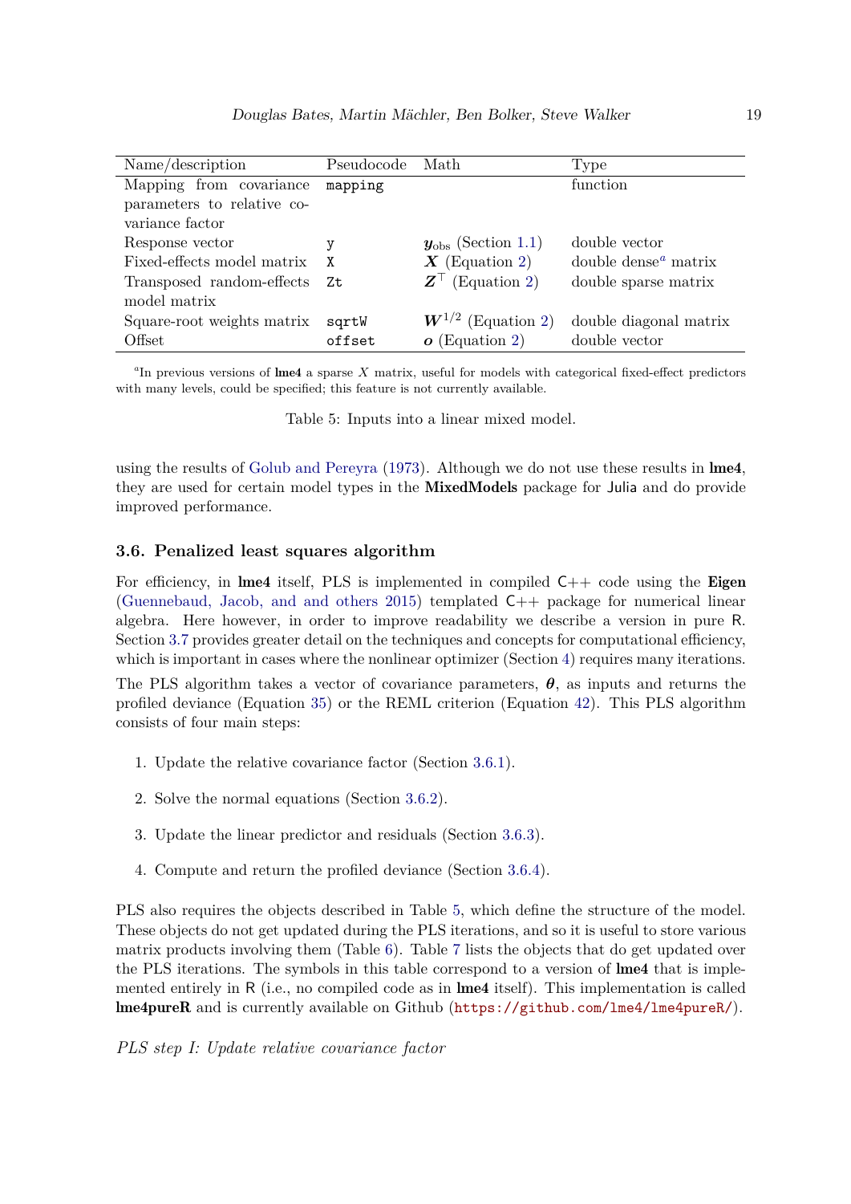| Name/description | Pseudocode | Math | Type |
|---|---|---|---|
| Mapping from covariance parameters to relative covariance factor | `mapping` | | function |
| Response vector | `y` | $\boldsymbol{y}_{\text{obs}}$ (Section 1.1) | double vector |
| Fixed-effects model matrix | `X` | $\boldsymbol{X}$ (Equation 2) | double dense[a] matrix |
| Transposed random-effects model matrix | `Zt` | $\boldsymbol{Z}^\top$ (Equation 2) | double sparse matrix |
| Square-root weights matrix | `sqrtW` | $\boldsymbol{W}^{1/2}$ (Equation 2) | double diagonal matrix |
| Offset | `offset` | $\boldsymbol{o}$ (Equation 2) | double vector |

[a] In previous versions of **lme4** a sparse $X$ matrix, useful for models with categorical fixed-effect predictors with many levels, could be specified; this feature is not currently available.

Table 5: Inputs into a linear mixed model.

using the results of Golub and Pereyra (1973). Although we do not use these results in **lme4**, they are used for certain model types in the **MixedModels** package for Julia and do provide improved performance.

### 3.6. Penalized least squares algorithm

For efficiency, in **lme4** itself, PLS is implemented in compiled C++ code using the **Eigen** (Guennebaud, Jacob, and and others 2015) templated C++ package for numerical linear algebra. Here however, in order to improve readability we describe a version in pure R. Section 3.7 provides greater detail on the techniques and concepts for computational efficiency, which is important in cases where the nonlinear optimizer (Section 4) requires many iterations.

The PLS algorithm takes a vector of covariance parameters, $\boldsymbol{\theta}$, as inputs and returns the profiled deviance (Equation 35) or the REML criterion (Equation 42). This PLS algorithm consists of four main steps:

1. Update the relative covariance factor (Section 3.6.1).
2. Solve the normal equations (Section 3.6.2).
3. Update the linear predictor and residuals (Section 3.6.3).
4. Compute and return the profiled deviance (Section 3.6.4).

PLS also requires the objects described in Table 5, which define the structure of the model. These objects do not get updated during the PLS iterations, and so it is useful to store various matrix products involving them (Table 6). Table 7 lists the objects that do get updated over the PLS iterations. The symbols in this table correspond to a version of **lme4** that is implemented entirely in R (i.e., no compiled code as in **lme4** itself). This implementation is called **lme4pureR** and is currently available on Github (https://github.com/lme4/lme4pureR/).

*PLS step I: Update relative covariance factor*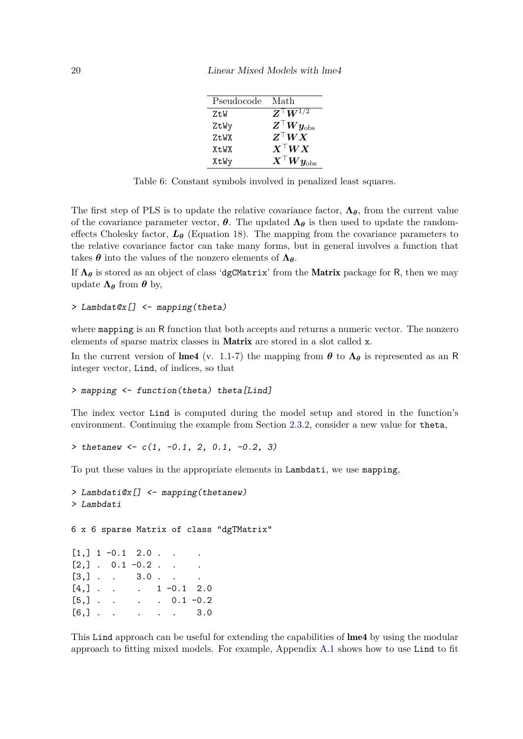| Pseudocode | Math |
| --- | --- |
| ZtW | $\boldsymbol{Z}^\top \boldsymbol{W}^{1/2}$ |
| ZtWy | $\boldsymbol{Z}^\top \boldsymbol{W} \boldsymbol{y}_{\text{obs}}$ |
| ZtWX | $\boldsymbol{Z}^\top \boldsymbol{W} \boldsymbol{X}$ |
| XtWX | $\boldsymbol{X}^\top \boldsymbol{W} \boldsymbol{X}$ |
| XtWy | $\boldsymbol{X}^\top \boldsymbol{W} \boldsymbol{y}_{\text{obs}}$ |

Table 6: Constant symbols involved in penalized least squares.

The first step of PLS is to update the relative covariance factor, $\boldsymbol{\Lambda}_{\boldsymbol{\theta}}$, from the current value of the covariance parameter vector, $\boldsymbol{\theta}$. The updated $\boldsymbol{\Lambda}_{\boldsymbol{\theta}}$ is then used to update the random-effects Cholesky factor, $\boldsymbol{L}_{\boldsymbol{\theta}}$ (Equation 18). The mapping from the covariance parameters to the relative covariance factor can take many forms, but in general involves a function that takes $\boldsymbol{\theta}$ into the values of the nonzero elements of $\boldsymbol{\Lambda}_{\boldsymbol{\theta}}$.

If $\boldsymbol{\Lambda}_{\boldsymbol{\theta}}$ is stored as an object of class 'dgCMatrix' from the **Matrix** package for R, then we may update $\boldsymbol{\Lambda}_{\boldsymbol{\theta}}$ from $\boldsymbol{\theta}$ by,

```
> Lambdat@x[] <- mapping(theta)
```

where mapping is an R function that both accepts and returns a numeric vector. The nonzero elements of sparse matrix classes in **Matrix** are stored in a slot called x.

In the current version of **lme4** (v. 1.1-7) the mapping from $\boldsymbol{\theta}$ to $\boldsymbol{\Lambda}_{\boldsymbol{\theta}}$ is represented as an R integer vector, Lind, of indices, so that

```
> mapping <- function(theta) theta[Lind]
```

The index vector Lind is computed during the model setup and stored in the function's environment. Continuing the example from Section 2.3.2, consider a new value for theta,

```
> thetanew <- c(1, -0.1, 2, 0.1, -0.2, 3)
```

To put these values in the appropriate elements in Lambdati, we use mapping,

```
> Lambdati@x[] <- mapping(thetanew)
> Lambdati

6 x 6 sparse Matrix of class "dgTMatrix"

[1,] 1 -0.1  2.0 .  .    .
[2,] .  0.1 -0.2 .  .    .
[3,] .  .    3.0 .  .    .
[4,] .  .    .   1 -0.1  2.0
[5,] .  .    .   .  0.1 -0.2
[6,] .  .    .   .  .    3.0
```

This Lind approach can be useful for extending the capabilities of **lme4** by using the modular approach to fitting mixed models. For example, Appendix A.1 shows how to use Lind to fit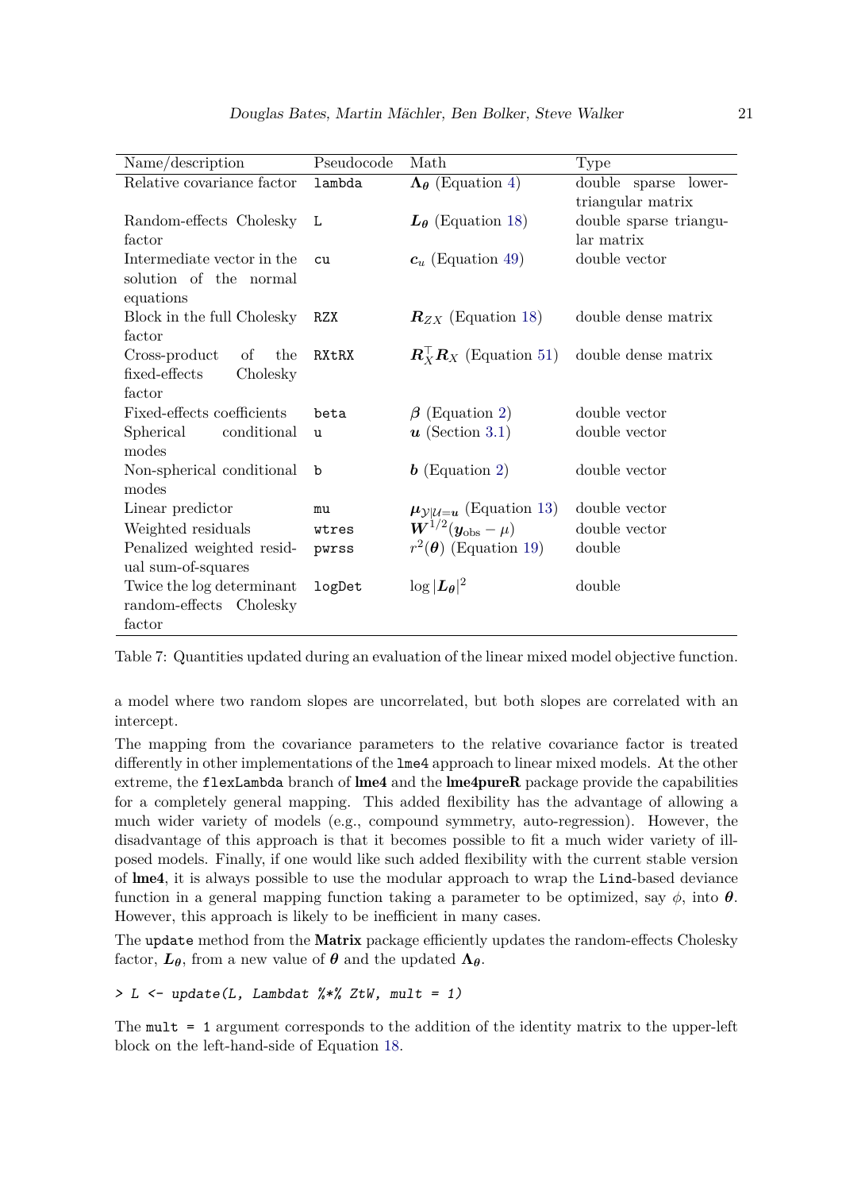| Name/description | Pseudocode | Math | Type |
|---|---|---|---|
| Relative covariance factor | `lambda` | $\boldsymbol{\Lambda_\theta}$ (Equation 4) | double sparse lower-triangular matrix |
| Random-effects Cholesky factor | `L` | $\boldsymbol{L_\theta}$ (Equation 18) | double sparse triangular matrix |
| Intermediate vector in the solution of the normal equations | `cu` | $\boldsymbol{c}_u$ (Equation 49) | double vector |
| Block in the full Cholesky factor | `RZX` | $\boldsymbol{R}_{ZX}$ (Equation 18) | double dense matrix |
| Cross-product of the fixed-effects Cholesky factor | `RXtRX` | $\boldsymbol{R}_X^\top \boldsymbol{R}_X$ (Equation 51) | double dense matrix |
| Fixed-effects coefficients | `beta` | $\boldsymbol{\beta}$ (Equation 2) | double vector |
| Spherical conditional modes | `u` | $\boldsymbol{u}$ (Section 3.1) | double vector |
| Non-spherical conditional modes | `b` | $\boldsymbol{b}$ (Equation 2) | double vector |
| Linear predictor | `mu` | $\boldsymbol{\mu}_{\mathcal{Y}\|\mathcal{U}=\boldsymbol{u}}$ (Equation 13) | double vector |
| Weighted residuals | `wtres` | $\boldsymbol{W}^{1/2}(\boldsymbol{y}_{\text{obs}} - \mu)$ | double vector |
| Penalized weighted residual sum-of-squares | `pwrss` | $r^2(\boldsymbol{\theta})$ (Equation 19) | double |
| Twice the log determinant random-effects Cholesky factor | `logDet` | $\log \|\boldsymbol{L_\theta}\|^2$ | double |

Table 7: Quantities updated during an evaluation of the linear mixed model objective function.

a model where two random slopes are uncorrelated, but both slopes are correlated with an intercept.

The mapping from the covariance parameters to the relative covariance factor is treated differently in other implementations of the `lme4` approach to linear mixed models. At the other extreme, the `flexLambda` branch of **lme4** and the **lme4pureR** package provide the capabilities for a completely general mapping. This added flexibility has the advantage of allowing a much wider variety of models (e.g., compound symmetry, auto-regression). However, the disadvantage of this approach is that it becomes possible to fit a much wider variety of ill-posed models. Finally, if one would like such added flexibility with the current stable version of **lme4**, it is always possible to use the modular approach to wrap the `Lind`-based deviance function in a general mapping function taking a parameter to be optimized, say $\phi$, into $\boldsymbol{\theta}$. However, this approach is likely to be inefficient in many cases.

The `update` method from the **Matrix** package efficiently updates the random-effects Cholesky factor, $\boldsymbol{L_\theta}$, from a new value of $\boldsymbol{\theta}$ and the updated $\boldsymbol{\Lambda_\theta}$.

```
> L <- update(L, Lambdat %*% ZtW, mult = 1)
```

The `mult = 1` argument corresponds to the addition of the identity matrix to the upper-left block on the left-hand-side of Equation 18.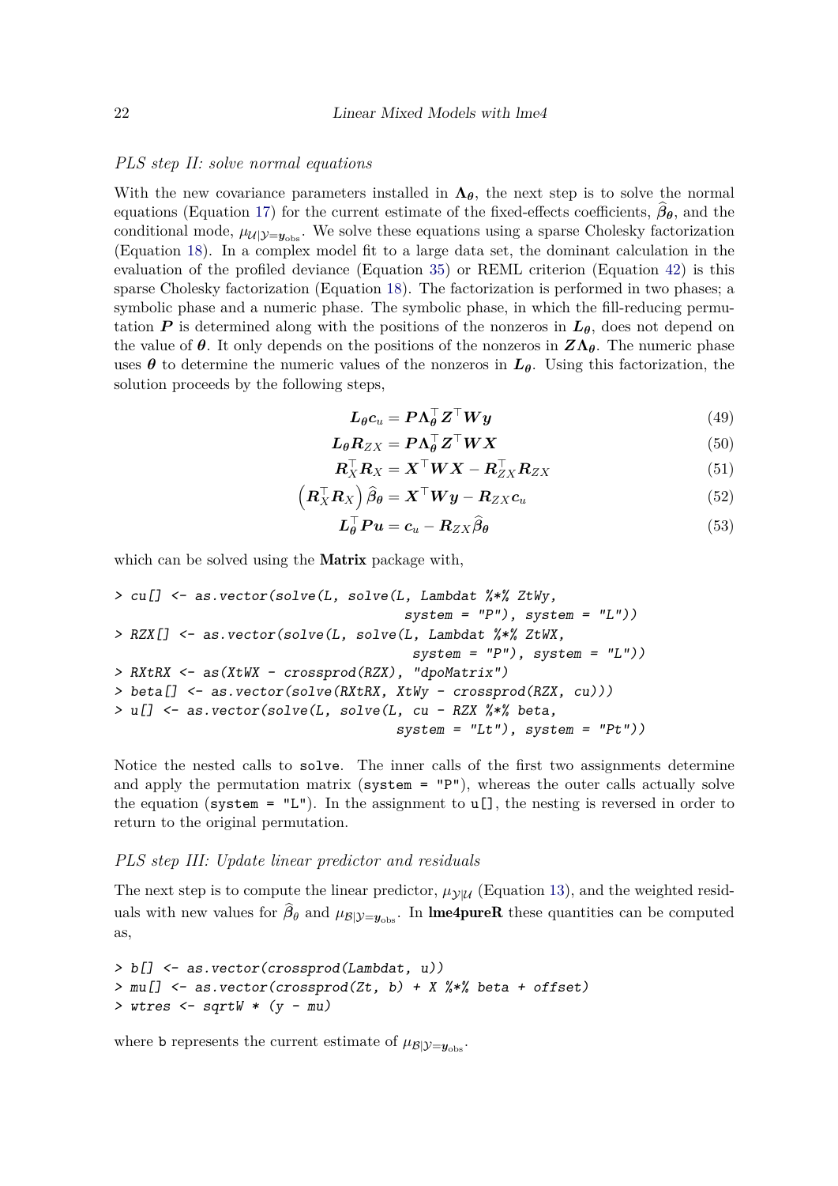*PLS step II: solve normal equations*

With the new covariance parameters installed in $\boldsymbol{\Lambda}_{\boldsymbol{\theta}}$, the next step is to solve the normal equations (Equation 17) for the current estimate of the fixed-effects coefficients, $\widehat{\boldsymbol{\beta}}_{\boldsymbol{\theta}}$, and the conditional mode, $\mu_{\mathcal{U}|\mathcal{Y}=\boldsymbol{y}_{\text{obs}}}$. We solve these equations using a sparse Cholesky factorization (Equation 18). In a complex model fit to a large data set, the dominant calculation in the evaluation of the profiled deviance (Equation 35) or REML criterion (Equation 42) is this sparse Cholesky factorization (Equation 18). The factorization is performed in two phases; a symbolic phase and a numeric phase. The symbolic phase, in which the fill-reducing permutation $\boldsymbol{P}$ is determined along with the positions of the nonzeros in $\boldsymbol{L}_{\boldsymbol{\theta}}$, does not depend on the value of $\boldsymbol{\theta}$. It only depends on the positions of the nonzeros in $\boldsymbol{Z}\boldsymbol{\Lambda}_{\boldsymbol{\theta}}$. The numeric phase uses $\boldsymbol{\theta}$ to determine the numeric values of the nonzeros in $\boldsymbol{L}_{\boldsymbol{\theta}}$. Using this factorization, the solution proceeds by the following steps,

$$\boldsymbol{L}_{\boldsymbol{\theta}}\boldsymbol{c}_u = \boldsymbol{P}\boldsymbol{\Lambda}_{\boldsymbol{\theta}}^\top \boldsymbol{Z}^\top \boldsymbol{W}\boldsymbol{y} \tag{49}$$

$$\boldsymbol{L}_{\boldsymbol{\theta}}\boldsymbol{R}_{ZX} = \boldsymbol{P}\boldsymbol{\Lambda}_{\boldsymbol{\theta}}^\top \boldsymbol{Z}^\top \boldsymbol{W}\boldsymbol{X} \tag{50}$$

$$\boldsymbol{R}_X^\top \boldsymbol{R}_X = \boldsymbol{X}^\top \boldsymbol{W}\boldsymbol{X} - \boldsymbol{R}_{ZX}^\top \boldsymbol{R}_{ZX} \tag{51}$$

$$\left(\boldsymbol{R}_X^\top \boldsymbol{R}_X\right)\widehat{\boldsymbol{\beta}}_{\boldsymbol{\theta}} = \boldsymbol{X}^\top \boldsymbol{W}\boldsymbol{y} - \boldsymbol{R}_{ZX}\boldsymbol{c}_u \tag{52}$$

$$\boldsymbol{L}_{\boldsymbol{\theta}}^\top \boldsymbol{P}\boldsymbol{u} = \boldsymbol{c}_u - \boldsymbol{R}_{ZX}\widehat{\boldsymbol{\beta}}_{\boldsymbol{\theta}} \tag{53}$$

which can be solved using the **Matrix** package with,

```
> cu[] <- as.vector(solve(L, solve(L, Lambdat %*% ZtWy,
                                  system = "P"), system = "L"))
> RZX[] <- as.vector(solve(L, solve(L, Lambdat %*% ZtWX,
                                   system = "P"), system = "L"))
> RXtRX <- as(XtWX - crossprod(RZX), "dpoMatrix")
> beta[] <- as.vector(solve(RXtRX, XtWy - crossprod(RZX, cu)))
> u[] <- as.vector(solve(L, solve(L, cu - RZX %*% beta,
                                 system = "Lt"), system = "Pt"))
```

Notice the nested calls to `solve`. The inner calls of the first two assignments determine and apply the permutation matrix (`system = "P"`), whereas the outer calls actually solve the equation (`system = "L"`). In the assignment to `u[]`, the nesting is reversed in order to return to the original permutation.

*PLS step III: Update linear predictor and residuals*

The next step is to compute the linear predictor, $\mu_{\mathcal{Y}|\mathcal{U}}$ (Equation 13), and the weighted residuals with new values for $\widehat{\beta}_\theta$ and $\mu_{\mathcal{B}|\mathcal{Y}=\boldsymbol{y}_{\text{obs}}}$. In **lme4pureR** these quantities can be computed as,

```
> b[] <- as.vector(crossprod(Lambdat, u))
> mu[] <- as.vector(crossprod(Zt, b) + X %*% beta + offset)
> wtres <- sqrtW * (y - mu)
```

where `b` represents the current estimate of $\mu_{\mathcal{B}|\mathcal{Y}=\boldsymbol{y}_{\text{obs}}}$.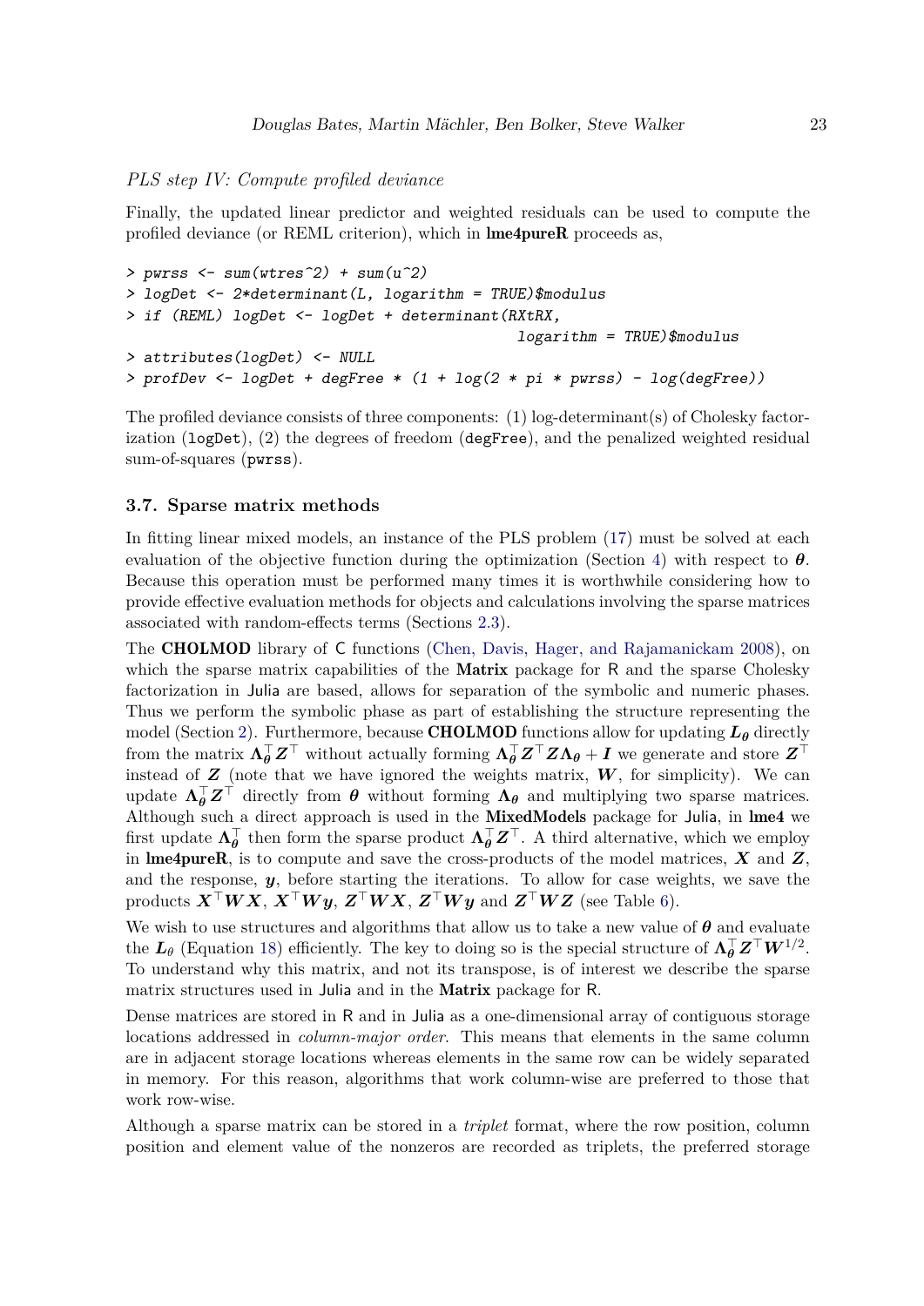*PLS step IV: Compute profiled deviance*

Finally, the updated linear predictor and weighted residuals can be used to compute the profiled deviance (or REML criterion), which in **lme4pureR** proceeds as,

```
> pwrss <- sum(wtres^2) + sum(u^2)
> logDet <- 2*determinant(L, logarithm = TRUE)$modulus
> if (REML) logDet <- logDet + determinant(RXtRX,
                                          logarithm = TRUE)$modulus
> attributes(logDet) <- NULL
> profDev <- logDet + degFree * (1 + log(2 * pi * pwrss) - log(degFree))
```

The profiled deviance consists of three components: (1) log-determinant(s) of Cholesky factorization (`logDet`), (2) the degrees of freedom (`degFree`), and the penalized weighted residual sum-of-squares (`pwrss`).

### 3.7. Sparse matrix methods

In fitting linear mixed models, an instance of the PLS problem (17) must be solved at each evaluation of the objective function during the optimization (Section 4) with respect to $\boldsymbol{\theta}$. Because this operation must be performed many times it is worthwhile considering how to provide effective evaluation methods for objects and calculations involving the sparse matrices associated with random-effects terms (Sections 2.3).

The **CHOLMOD** library of C functions (Chen, Davis, Hager, and Rajamanickam 2008), on which the sparse matrix capabilities of the **Matrix** package for R and the sparse Cholesky factorization in Julia are based, allows for separation of the symbolic and numeric phases. Thus we perform the symbolic phase as part of establishing the structure representing the model (Section 2). Furthermore, because **CHOLMOD** functions allow for updating $\boldsymbol{L_\theta}$ directly from the matrix $\boldsymbol{\Lambda_\theta}^\top \boldsymbol{Z}^\top$ without actually forming $\boldsymbol{\Lambda_\theta}^\top \boldsymbol{Z}^\top \boldsymbol{Z} \boldsymbol{\Lambda_\theta} + \boldsymbol{I}$ we generate and store $\boldsymbol{Z}^\top$ instead of $\boldsymbol{Z}$ (note that we have ignored the weights matrix, $\boldsymbol{W}$, for simplicity). We can update $\boldsymbol{\Lambda_\theta}^\top \boldsymbol{Z}^\top$ directly from $\boldsymbol{\theta}$ without forming $\boldsymbol{\Lambda_\theta}$ and multiplying two sparse matrices. Although such a direct approach is used in the **MixedModels** package for Julia, in **lme4** we first update $\boldsymbol{\Lambda_\theta}^\top$ then form the sparse product $\boldsymbol{\Lambda_\theta}^\top \boldsymbol{Z}^\top$. A third alternative, which we employ in **lme4pureR**, is to compute and save the cross-products of the model matrices, $\boldsymbol{X}$ and $\boldsymbol{Z}$, and the response, $\boldsymbol{y}$, before starting the iterations. To allow for case weights, we save the products $\boldsymbol{X}^\top \boldsymbol{W} \boldsymbol{X}$, $\boldsymbol{X}^\top \boldsymbol{W} \boldsymbol{y}$, $\boldsymbol{Z}^\top \boldsymbol{W} \boldsymbol{X}$, $\boldsymbol{Z}^\top \boldsymbol{W} \boldsymbol{y}$ and $\boldsymbol{Z}^\top \boldsymbol{W} \boldsymbol{Z}$ (see Table 6).

We wish to use structures and algorithms that allow us to take a new value of $\boldsymbol{\theta}$ and evaluate the $\boldsymbol{L}_\theta$ (Equation 18) efficiently. The key to doing so is the special structure of $\boldsymbol{\Lambda_\theta}^\top \boldsymbol{Z}^\top \boldsymbol{W}^{1/2}$. To understand why this matrix, and not its transpose, is of interest we describe the sparse matrix structures used in Julia and in the **Matrix** package for R.

Dense matrices are stored in R and in Julia as a one-dimensional array of contiguous storage locations addressed in *column-major order*. This means that elements in the same column are in adjacent storage locations whereas elements in the same row can be widely separated in memory. For this reason, algorithms that work column-wise are preferred to those that work row-wise.

Although a sparse matrix can be stored in a *triplet* format, where the row position, column position and element value of the nonzeros are recorded as triplets, the preferred storage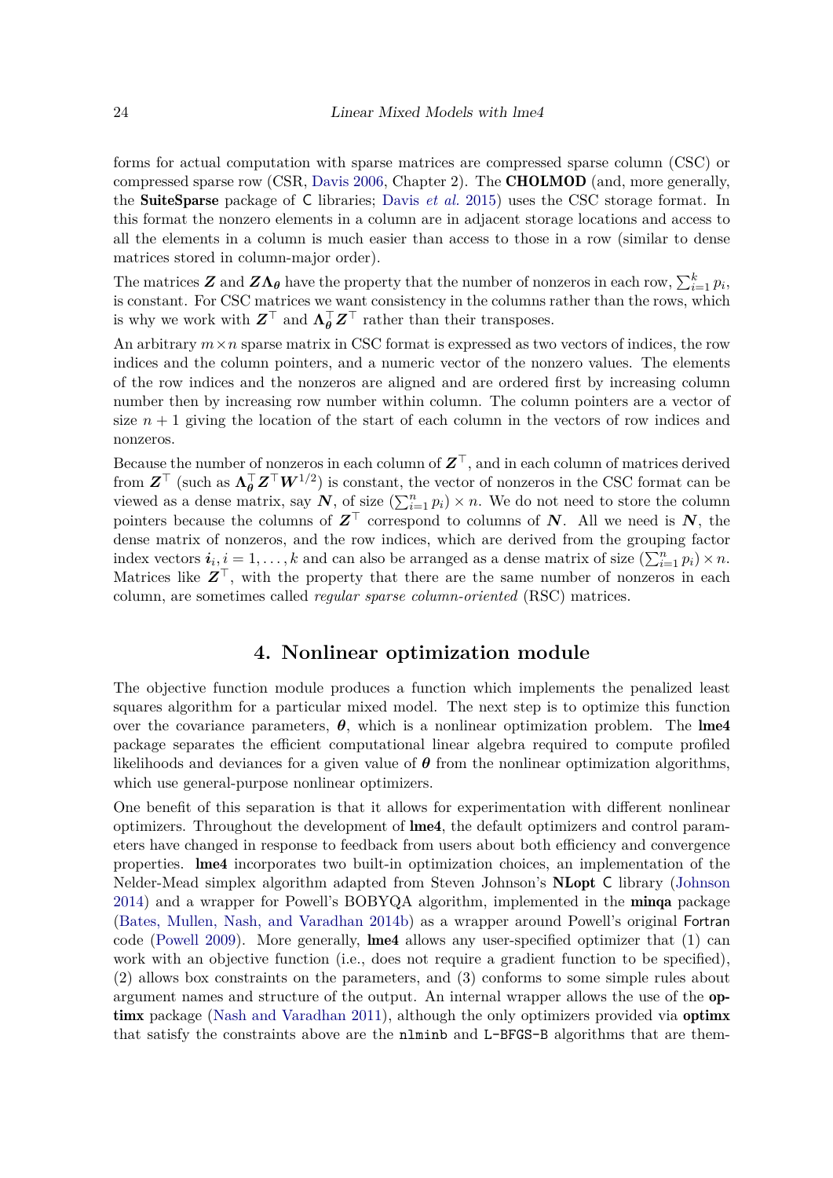forms for actual computation with sparse matrices are compressed sparse column (CSC) or compressed sparse row (CSR, Davis 2006, Chapter 2). The **CHOLMOD** (and, more generally, the **SuiteSparse** package of C libraries; Davis *et al.* 2015) uses the CSC storage format. In this format the nonzero elements in a column are in adjacent storage locations and access to all the elements in a column is much easier than access to those in a row (similar to dense matrices stored in column-major order).

The matrices $\boldsymbol{Z}$ and $\boldsymbol{Z}\boldsymbol{\Lambda}_{\boldsymbol{\theta}}$ have the property that the number of nonzeros in each row, $\sum_{i=1}^{k} p_i$, is constant. For CSC matrices we want consistency in the columns rather than the rows, which is why we work with $\boldsymbol{Z}^\top$ and $\boldsymbol{\Lambda}_{\boldsymbol{\theta}}^\top \boldsymbol{Z}^\top$ rather than their transposes.

An arbitrary $m \times n$ sparse matrix in CSC format is expressed as two vectors of indices, the row indices and the column pointers, and a numeric vector of the nonzero values. The elements of the row indices and the nonzeros are aligned and are ordered first by increasing column number then by increasing row number within column. The column pointers are a vector of size $n+1$ giving the location of the start of each column in the vectors of row indices and nonzeros.

Because the number of nonzeros in each column of $\boldsymbol{Z}^\top$, and in each column of matrices derived from $\boldsymbol{Z}^\top$ (such as $\boldsymbol{\Lambda}_{\boldsymbol{\theta}}^\top \boldsymbol{Z}^\top \boldsymbol{W}^{1/2}$) is constant, the vector of nonzeros in the CSC format can be viewed as a dense matrix, say $\boldsymbol{N}$, of size $(\sum_{i=1}^{n} p_i) \times n$. We do not need to store the column pointers because the columns of $\boldsymbol{Z}^\top$ correspond to columns of $\boldsymbol{N}$. All we need is $\boldsymbol{N}$, the dense matrix of nonzeros, and the row indices, which are derived from the grouping factor index vectors $\boldsymbol{i}_i, i = 1, \ldots, k$ and can also be arranged as a dense matrix of size $(\sum_{i=1}^{n} p_i) \times n$. Matrices like $\boldsymbol{Z}^\top$, with the property that there are the same number of nonzeros in each column, are sometimes called *regular sparse column-oriented* (RSC) matrices.

## 4. Nonlinear optimization module

The objective function module produces a function which implements the penalized least squares algorithm for a particular mixed model. The next step is to optimize this function over the covariance parameters, $\boldsymbol{\theta}$, which is a nonlinear optimization problem. The **lme4** package separates the efficient computational linear algebra required to compute profiled likelihoods and deviances for a given value of $\boldsymbol{\theta}$ from the nonlinear optimization algorithms, which use general-purpose nonlinear optimizers.

One benefit of this separation is that it allows for experimentation with different nonlinear optimizers. Throughout the development of **lme4**, the default optimizers and control parameters have changed in response to feedback from users about both efficiency and convergence properties. **lme4** incorporates two built-in optimization choices, an implementation of the Nelder-Mead simplex algorithm adapted from Steven Johnson's **NLopt** C library (Johnson 2014) and a wrapper for Powell's BOBYQA algorithm, implemented in the **minqa** package (Bates, Mullen, Nash, and Varadhan 2014b) as a wrapper around Powell's original Fortran code (Powell 2009). More generally, **lme4** allows any user-specified optimizer that (1) can work with an objective function (i.e., does not require a gradient function to be specified), (2) allows box constraints on the parameters, and (3) conforms to some simple rules about argument names and structure of the output. An internal wrapper allows the use of the **optimx** package (Nash and Varadhan 2011), although the only optimizers provided via **optimx** that satisfy the constraints above are the `nlminb` and `L-BFGS-B` algorithms that are them-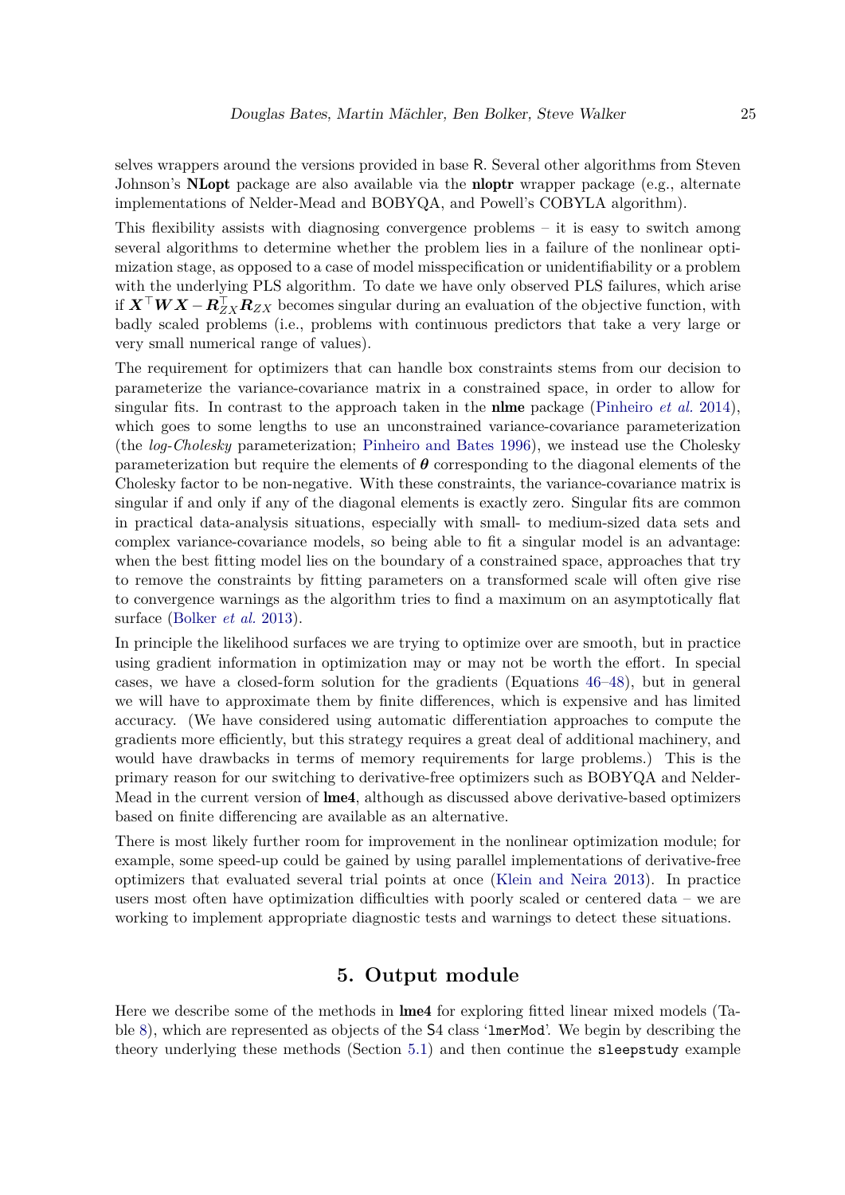selves wrappers around the versions provided in base R. Several other algorithms from Steven Johnson's **NLopt** package are also available via the **nloptr** wrapper package (e.g., alternate implementations of Nelder-Mead and BOBYQA, and Powell's COBYLA algorithm).

This flexibility assists with diagnosing convergence problems – it is easy to switch among several algorithms to determine whether the problem lies in a failure of the nonlinear optimization stage, as opposed to a case of model misspecification or unidentifiability or a problem with the underlying PLS algorithm. To date we have only observed PLS failures, which arise if $\boldsymbol{X}^\top \boldsymbol{W} \boldsymbol{X} - \boldsymbol{R}_{ZX}^\top \boldsymbol{R}_{ZX}$ becomes singular during an evaluation of the objective function, with badly scaled problems (i.e., problems with continuous predictors that take a very large or very small numerical range of values).

The requirement for optimizers that can handle box constraints stems from our decision to parameterize the variance-covariance matrix in a constrained space, in order to allow for singular fits. In contrast to the approach taken in the **nlme** package (Pinheiro *et al.* 2014), which goes to some lengths to use an unconstrained variance-covariance parameterization (the *log-Cholesky* parameterization; Pinheiro and Bates 1996), we instead use the Cholesky parameterization but require the elements of $\boldsymbol{\theta}$ corresponding to the diagonal elements of the Cholesky factor to be non-negative. With these constraints, the variance-covariance matrix is singular if and only if any of the diagonal elements is exactly zero. Singular fits are common in practical data-analysis situations, especially with small- to medium-sized data sets and complex variance-covariance models, so being able to fit a singular model is an advantage: when the best fitting model lies on the boundary of a constrained space, approaches that try to remove the constraints by fitting parameters on a transformed scale will often give rise to convergence warnings as the algorithm tries to find a maximum on an asymptotically flat surface (Bolker *et al.* 2013).

In principle the likelihood surfaces we are trying to optimize over are smooth, but in practice using gradient information in optimization may or may not be worth the effort. In special cases, we have a closed-form solution for the gradients (Equations 46–48), but in general we will have to approximate them by finite differences, which is expensive and has limited accuracy. (We have considered using automatic differentiation approaches to compute the gradients more efficiently, but this strategy requires a great deal of additional machinery, and would have drawbacks in terms of memory requirements for large problems.) This is the primary reason for our switching to derivative-free optimizers such as BOBYQA and Nelder-Mead in the current version of **lme4**, although as discussed above derivative-based optimizers based on finite differencing are available as an alternative.

There is most likely further room for improvement in the nonlinear optimization module; for example, some speed-up could be gained by using parallel implementations of derivative-free optimizers that evaluated several trial points at once (Klein and Neira 2013). In practice users most often have optimization difficulties with poorly scaled or centered data – we are working to implement appropriate diagnostic tests and warnings to detect these situations.

# 5. Output module

Here we describe some of the methods in **lme4** for exploring fitted linear mixed models (Table 8), which are represented as objects of the S4 class '`lmerMod`'. We begin by describing the theory underlying these methods (Section 5.1) and then continue the `sleepstudy` example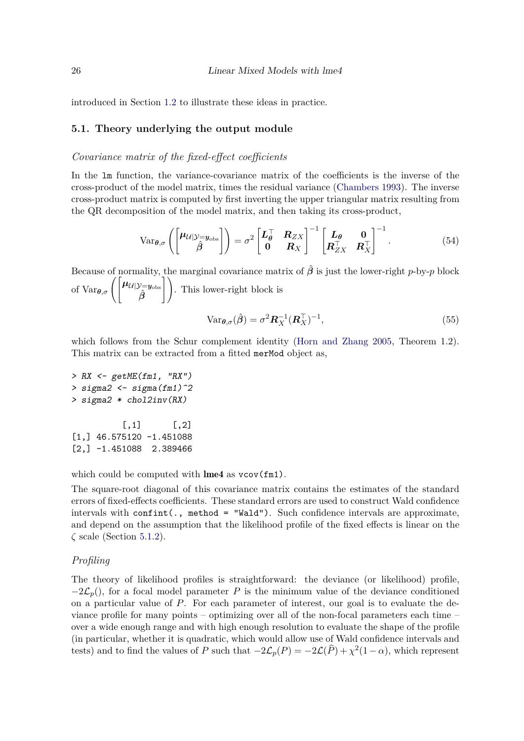introduced in Section 1.2 to illustrate these ideas in practice.

### 5.1. Theory underlying the output module

*Covariance matrix of the fixed-effect coefficients*

In the `lm` function, the variance-covariance matrix of the coefficients is the inverse of the cross-product of the model matrix, times the residual variance (Chambers 1993). The inverse cross-product matrix is computed by first inverting the upper triangular matrix resulting from the QR decomposition of the model matrix, and then taking its cross-product,

$$\mathrm{Var}_{\boldsymbol{\theta},\sigma}\left(\begin{bmatrix}\boldsymbol{\mu}_{\mathcal{U}|\mathcal{Y}=\boldsymbol{y}_{\mathrm{obs}}}\\ \hat{\boldsymbol{\beta}}\end{bmatrix}\right) = \sigma^2 \begin{bmatrix}\boldsymbol{L}_{\boldsymbol{\theta}}^\top & \boldsymbol{R}_{ZX}\\ \boldsymbol{0} & \boldsymbol{R}_X\end{bmatrix}^{-1} \begin{bmatrix}\boldsymbol{L}_{\boldsymbol{\theta}} & \boldsymbol{0}\\ \boldsymbol{R}_{ZX}^\top & \boldsymbol{R}_X^\top\end{bmatrix}^{-1}. \tag{54}$$

Because of normality, the marginal covariance matrix of $\hat{\boldsymbol{\beta}}$ is just the lower-right $p$-by-$p$ block of $\mathrm{Var}_{\boldsymbol{\theta},\sigma}\left(\begin{bmatrix}\boldsymbol{\mu}_{\mathcal{U}|\mathcal{Y}=\boldsymbol{y}_{\mathrm{obs}}}\\ \hat{\boldsymbol{\beta}}\end{bmatrix}\right)$. This lower-right block is

$$\mathrm{Var}_{\boldsymbol{\theta},\sigma}(\hat{\boldsymbol{\beta}}) = \sigma^2 \boldsymbol{R}_X^{-1}(\boldsymbol{R}_X^\top)^{-1}, \tag{55}$$

which follows from the Schur complement identity (Horn and Zhang 2005, Theorem 1.2). This matrix can be extracted from a fitted `merMod` object as,

```
> RX <- getME(fm1, "RX")
> sigma2 <- sigma(fm1)^2
> sigma2 * chol2inv(RX)

          [,1]      [,2]
[1,] 46.575120 -1.451088
[2,] -1.451088  2.389466
```

which could be computed with **lme4** as `vcov(fm1)`.

The square-root diagonal of this covariance matrix contains the estimates of the standard errors of fixed-effects coefficients. These standard errors are used to construct Wald confidence intervals with `confint(., method = "Wald")`. Such confidence intervals are approximate, and depend on the assumption that the likelihood profile of the fixed effects is linear on the $\zeta$ scale (Section 5.1.2).

*Profiling*

The theory of likelihood profiles is straightforward: the deviance (or likelihood) profile, $-2\mathcal{L}_p()$, for a focal model parameter $P$ is the minimum value of the deviance conditioned on a particular value of $P$. For each parameter of interest, our goal is to evaluate the deviance profile for many points – optimizing over all of the non-focal parameters each time – over a wide enough range and with high enough resolution to evaluate the shape of the profile (in particular, whether it is quadratic, which would allow use of Wald confidence intervals and tests) and to find the values of $P$ such that $-2\mathcal{L}_p(P) = -2\mathcal{L}(\widehat{P}) + \chi^2(1-\alpha)$, which represent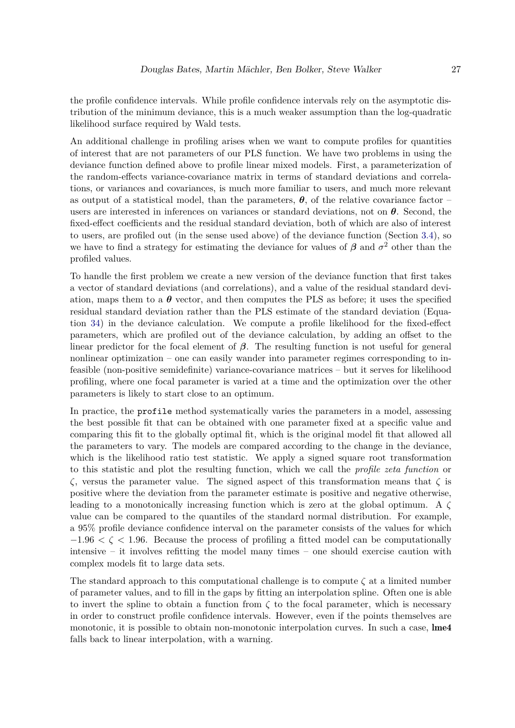the profile confidence intervals. While profile confidence intervals rely on the asymptotic distribution of the minimum deviance, this is a much weaker assumption than the log-quadratic likelihood surface required by Wald tests.

An additional challenge in profiling arises when we want to compute profiles for quantities of interest that are not parameters of our PLS function. We have two problems in using the deviance function defined above to profile linear mixed models. First, a parameterization of the random-effects variance-covariance matrix in terms of standard deviations and correlations, or variances and covariances, is much more familiar to users, and much more relevant as output of a statistical model, than the parameters, $\boldsymbol{\theta}$, of the relative covariance factor – users are interested in inferences on variances or standard deviations, not on $\boldsymbol{\theta}$. Second, the fixed-effect coefficients and the residual standard deviation, both of which are also of interest to users, are profiled out (in the sense used above) of the deviance function (Section 3.4), so we have to find a strategy for estimating the deviance for values of $\boldsymbol{\beta}$ and $\sigma^2$ other than the profiled values.

To handle the first problem we create a new version of the deviance function that first takes a vector of standard deviations (and correlations), and a value of the residual standard deviation, maps them to a $\boldsymbol{\theta}$ vector, and then computes the PLS as before; it uses the specified residual standard deviation rather than the PLS estimate of the standard deviation (Equation 34) in the deviance calculation. We compute a profile likelihood for the fixed-effect parameters, which are profiled out of the deviance calculation, by adding an offset to the linear predictor for the focal element of $\boldsymbol{\beta}$. The resulting function is not useful for general nonlinear optimization – one can easily wander into parameter regimes corresponding to infeasible (non-positive semidefinite) variance-covariance matrices – but it serves for likelihood profiling, where one focal parameter is varied at a time and the optimization over the other parameters is likely to start close to an optimum.

In practice, the `profile` method systematically varies the parameters in a model, assessing the best possible fit that can be obtained with one parameter fixed at a specific value and comparing this fit to the globally optimal fit, which is the original model fit that allowed all the parameters to vary. The models are compared according to the change in the deviance, which is the likelihood ratio test statistic. We apply a signed square root transformation to this statistic and plot the resulting function, which we call the *profile zeta function* or $\zeta$, versus the parameter value. The signed aspect of this transformation means that $\zeta$ is positive where the deviation from the parameter estimate is positive and negative otherwise, leading to a monotonically increasing function which is zero at the global optimum. A $\zeta$ value can be compared to the quantiles of the standard normal distribution. For example, a 95% profile deviance confidence interval on the parameter consists of the values for which $-1.96 < \zeta < 1.96$. Because the process of profiling a fitted model can be computationally intensive – it involves refitting the model many times – one should exercise caution with complex models fit to large data sets.

The standard approach to this computational challenge is to compute $\zeta$ at a limited number of parameter values, and to fill in the gaps by fitting an interpolation spline. Often one is able to invert the spline to obtain a function from $\zeta$ to the focal parameter, which is necessary in order to construct profile confidence intervals. However, even if the points themselves are monotonic, it is possible to obtain non-monotonic interpolation curves. In such a case, **lme4** falls back to linear interpolation, with a warning.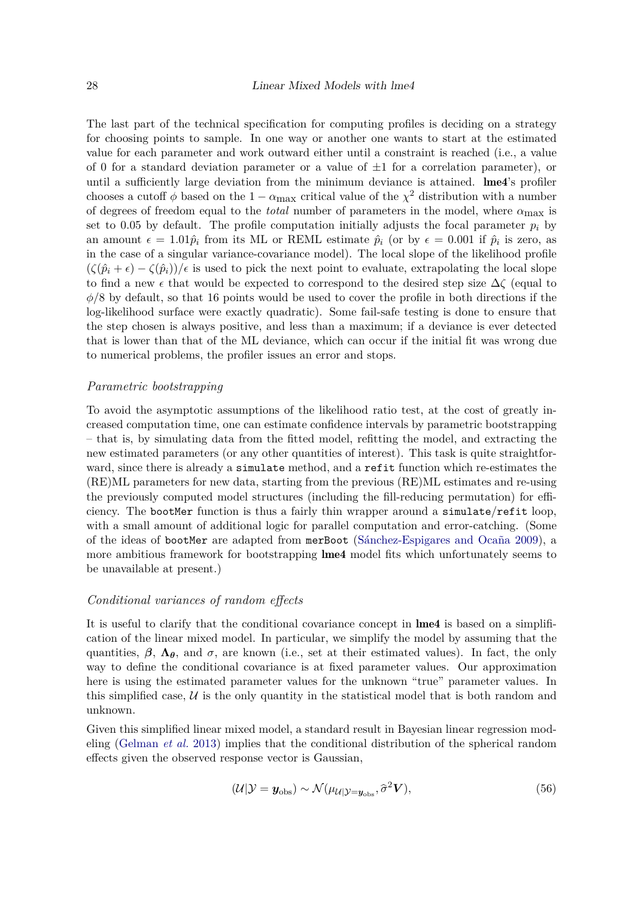The last part of the technical specification for computing profiles is deciding on a strategy for choosing points to sample. In one way or another one wants to start at the estimated value for each parameter and work outward either until a constraint is reached (i.e., a value of 0 for a standard deviation parameter or a value of $\pm 1$ for a correlation parameter), or until a sufficiently large deviation from the minimum deviance is attained. **lme4**'s profiler chooses a cutoff $\phi$ based on the $1 - \alpha_{\max}$ critical value of the $\chi^2$ distribution with a number of degrees of freedom equal to the *total* number of parameters in the model, where $\alpha_{\max}$ is set to 0.05 by default. The profile computation initially adjusts the focal parameter $p_i$ by an amount $\epsilon = 1.01\hat{p}_i$ from its ML or REML estimate $\hat{p}_i$ (or by $\epsilon = 0.001$ if $\hat{p}_i$ is zero, as in the case of a singular variance-covariance model). The local slope of the likelihood profile $(\zeta(\hat{p}_i + \epsilon) - \zeta(\hat{p}_i))/\epsilon$ is used to pick the next point to evaluate, extrapolating the local slope to find a new $\epsilon$ that would be expected to correspond to the desired step size $\Delta\zeta$ (equal to $\phi/8$ by default, so that 16 points would be used to cover the profile in both directions if the log-likelihood surface were exactly quadratic). Some fail-safe testing is done to ensure that the step chosen is always positive, and less than a maximum; if a deviance is ever detected that is lower than that of the ML deviance, which can occur if the initial fit was wrong due to numerical problems, the profiler issues an error and stops.

### *Parametric bootstrapping*

To avoid the asymptotic assumptions of the likelihood ratio test, at the cost of greatly increased computation time, one can estimate confidence intervals by parametric bootstrapping – that is, by simulating data from the fitted model, refitting the model, and extracting the new estimated parameters (or any other quantities of interest). This task is quite straightforward, since there is already a `simulate` method, and a `refit` function which re-estimates the (RE)ML parameters for new data, starting from the previous (RE)ML estimates and re-using the previously computed model structures (including the fill-reducing permutation) for efficiency. The `bootMer` function is thus a fairly thin wrapper around a `simulate`/`refit` loop, with a small amount of additional logic for parallel computation and error-catching. (Some of the ideas of `bootMer` are adapted from `merBoot` (Sánchez-Espigares and Ocaña 2009), a more ambitious framework for bootstrapping **lme4** model fits which unfortunately seems to be unavailable at present.)

### *Conditional variances of random effects*

It is useful to clarify that the conditional covariance concept in **lme4** is based on a simplification of the linear mixed model. In particular, we simplify the model by assuming that the quantities, $\boldsymbol{\beta}$, $\boldsymbol{\Lambda_\theta}$, and $\sigma$, are known (i.e., set at their estimated values). In fact, the only way to define the conditional covariance is at fixed parameter values. Our approximation here is using the estimated parameter values for the unknown "true" parameter values. In this simplified case, $\mathcal{U}$ is the only quantity in the statistical model that is both random and unknown.

Given this simplified linear mixed model, a standard result in Bayesian linear regression modeling (Gelman *et al.* 2013) implies that the conditional distribution of the spherical random effects given the observed response vector is Gaussian,

$$(\mathcal{U}|\mathcal{Y} = \boldsymbol{y}_{\text{obs}}) \sim \mathcal{N}(\mu_{\mathcal{U}|\mathcal{Y}=\boldsymbol{y}_{\text{obs}}}, \widehat{\sigma}^2 \boldsymbol{V}), \tag{56}$$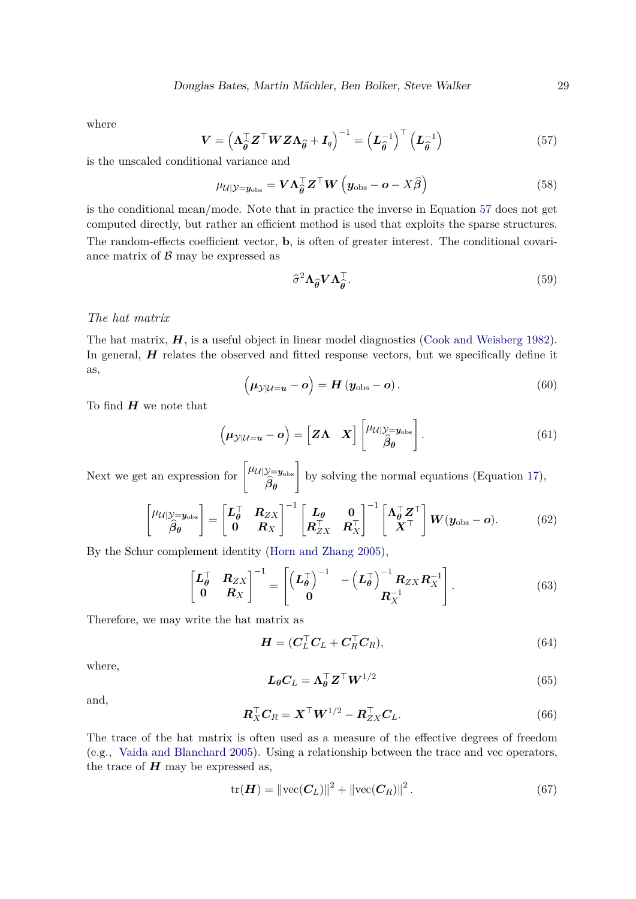where

$$\boldsymbol{V} = \left(\boldsymbol{\Lambda}_{\widehat{\boldsymbol{\theta}}}^{\top} \boldsymbol{Z}^{\top} \boldsymbol{W} \boldsymbol{Z} \boldsymbol{\Lambda}_{\widehat{\boldsymbol{\theta}}} + \boldsymbol{I}_q\right)^{-1} = \left(\boldsymbol{L}_{\widehat{\boldsymbol{\theta}}}^{-1}\right)^{\top} \left(\boldsymbol{L}_{\widehat{\boldsymbol{\theta}}}^{-1}\right) \tag{57}$$

is the unscaled conditional variance and

$$\mu_{\mathcal{U}|\mathcal{Y}=\boldsymbol{y}_{\text{obs}}} = \boldsymbol{V} \boldsymbol{\Lambda}_{\widehat{\boldsymbol{\theta}}}^{\top} \boldsymbol{Z}^{\top} \boldsymbol{W} \left(\boldsymbol{y}_{\text{obs}} - \boldsymbol{o} - X\widehat{\boldsymbol{\beta}}\right) \tag{58}$$

is the conditional mean/mode. Note that in practice the inverse in Equation 57 does not get computed directly, but rather an efficient method is used that exploits the sparse structures.

The random-effects coefficient vector, $\mathbf{b}$, is often of greater interest. The conditional covariance matrix of $\mathcal{B}$ may be expressed as

$$\widehat{\sigma}^2 \boldsymbol{\Lambda}_{\widehat{\boldsymbol{\theta}}} \boldsymbol{V} \boldsymbol{\Lambda}_{\widehat{\boldsymbol{\theta}}}^{\top}. \tag{59}$$

*The hat matrix*

The hat matrix, $\boldsymbol{H}$, is a useful object in linear model diagnostics (Cook and Weisberg 1982). In general, $\boldsymbol{H}$ relates the observed and fitted response vectors, but we specifically define it as,

$$\left(\boldsymbol{\mu}_{\mathcal{Y}|\mathcal{U}=\boldsymbol{u}} - \boldsymbol{o}\right) = \boldsymbol{H}\left(\boldsymbol{y}_{\text{obs}} - \boldsymbol{o}\right). \tag{60}$$

To find $\boldsymbol{H}$ we note that

$$\left(\boldsymbol{\mu}_{\mathcal{Y}|\mathcal{U}=\boldsymbol{u}} - \boldsymbol{o}\right) = \begin{bmatrix} \boldsymbol{Z\Lambda} & \boldsymbol{X} \end{bmatrix} \begin{bmatrix} \mu_{\mathcal{U}|\mathcal{Y}=\boldsymbol{y}_{\text{obs}}} \\ \widehat{\boldsymbol{\beta}}_{\boldsymbol{\theta}} \end{bmatrix}. \tag{61}$$

Next we get an expression for $\begin{bmatrix} \mu_{\mathcal{U}|\mathcal{Y}=\boldsymbol{y}_{\text{obs}}} \\ \widehat{\boldsymbol{\beta}}_{\boldsymbol{\theta}} \end{bmatrix}$ by solving the normal equations (Equation 17),

$$\begin{bmatrix} \mu_{\mathcal{U}|\mathcal{Y}=\boldsymbol{y}_{\text{obs}}} \\ \widehat{\boldsymbol{\beta}}_{\boldsymbol{\theta}} \end{bmatrix} = \begin{bmatrix} \boldsymbol{L}_{\boldsymbol{\theta}}^{\top} & \boldsymbol{R}_{ZX} \\ \boldsymbol{0} & \boldsymbol{R}_X \end{bmatrix}^{-1} \begin{bmatrix} \boldsymbol{L}_{\boldsymbol{\theta}} & \boldsymbol{0} \\ \boldsymbol{R}_{ZX}^{\top} & \boldsymbol{R}_X^{\top} \end{bmatrix}^{-1} \begin{bmatrix} \boldsymbol{\Lambda}_{\boldsymbol{\theta}}^{\top} \boldsymbol{Z}^{\top} \\ \boldsymbol{X}^{\top} \end{bmatrix} \boldsymbol{W}(\boldsymbol{y}_{\text{obs}} - \boldsymbol{o}). \tag{62}$$

By the Schur complement identity (Horn and Zhang 2005),

$$\begin{bmatrix} \boldsymbol{L}_{\boldsymbol{\theta}}^{\top} & \boldsymbol{R}_{ZX} \\ \boldsymbol{0} & \boldsymbol{R}_X \end{bmatrix}^{-1} = \begin{bmatrix} \left(\boldsymbol{L}_{\boldsymbol{\theta}}^{\top}\right)^{-1} & -\left(\boldsymbol{L}_{\boldsymbol{\theta}}^{\top}\right)^{-1} \boldsymbol{R}_{ZX} \boldsymbol{R}_X^{-1} \\ \boldsymbol{0} & \boldsymbol{R}_X^{-1} \end{bmatrix}. \tag{63}$$

Therefore, we may write the hat matrix as

$$\boldsymbol{H} = (\boldsymbol{C}_L^{\top} \boldsymbol{C}_L + \boldsymbol{C}_R^{\top} \boldsymbol{C}_R), \tag{64}$$

where,

$$\boldsymbol{L}_{\boldsymbol{\theta}} \boldsymbol{C}_L = \boldsymbol{\Lambda}_{\boldsymbol{\theta}}^{\top} \boldsymbol{Z}^{\top} \boldsymbol{W}^{1/2} \tag{65}$$

and,

$$\boldsymbol{R}_X^{\top} \boldsymbol{C}_R = \boldsymbol{X}^{\top} \boldsymbol{W}^{1/2} - \boldsymbol{R}_{ZX}^{\top} \boldsymbol{C}_L. \tag{66}$$

The trace of the hat matrix is often used as a measure of the effective degrees of freedom (e.g., Vaida and Blanchard 2005). Using a relationship between the trace and vec operators, the trace of $\boldsymbol{H}$ may be expressed as,

$$\text{tr}(\boldsymbol{H}) = \|\text{vec}(\boldsymbol{C}_L)\|^2 + \|\text{vec}(\boldsymbol{C}_R)\|^2. \tag{67}$$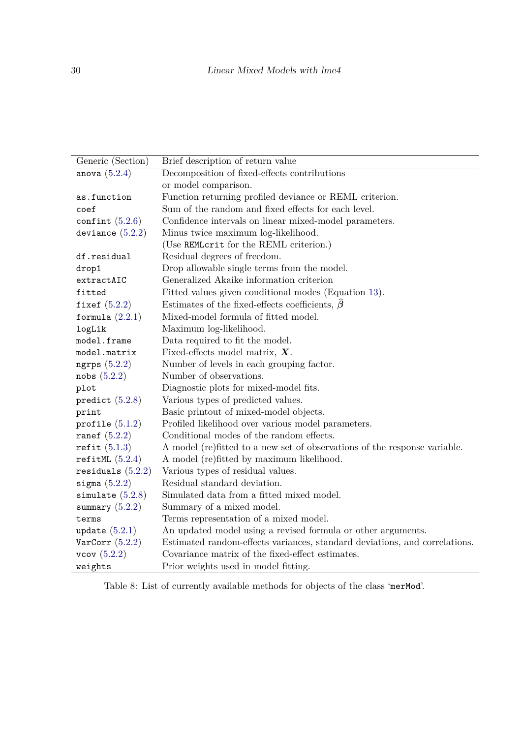| Generic (Section) | Brief description of return value |
|---|---|
| `anova` (5.2.4) | Decomposition of fixed-effects contributions or model comparison. |
| `as.function` | Function returning profiled deviance or REML criterion. |
| `coef` | Sum of the random and fixed effects for each level. |
| `confint` (5.2.6) | Confidence intervals on linear mixed-model parameters. |
| `deviance` (5.2.2) | Minus twice maximum log-likelihood. (Use `REMLcrit` for the REML criterion.) |
| `df.residual` | Residual degrees of freedom. |
| `drop1` | Drop allowable single terms from the model. |
| `extractAIC` | Generalized Akaike information criterion |
| `fitted` | Fitted values given conditional modes (Equation 13). |
| `fixef` (5.2.2) | Estimates of the fixed-effects coefficients, $\widehat{\boldsymbol{\beta}}$ |
| `formula` (2.2.1) | Mixed-model formula of fitted model. |
| `logLik` | Maximum log-likelihood. |
| `model.frame` | Data required to fit the model. |
| `model.matrix` | Fixed-effects model matrix, $\boldsymbol{X}$. |
| `ngrps` (5.2.2) | Number of levels in each grouping factor. |
| `nobs` (5.2.2) | Number of observations. |
| `plot` | Diagnostic plots for mixed-model fits. |
| `predict` (5.2.8) | Various types of predicted values. |
| `print` | Basic printout of mixed-model objects. |
| `profile` (5.1.2) | Profiled likelihood over various model parameters. |
| `ranef` (5.2.2) | Conditional modes of the random effects. |
| `refit` (5.1.3) | A model (re)fitted to a new set of observations of the response variable. |
| `refitML` (5.2.4) | A model (re)fitted by maximum likelihood. |
| `residuals` (5.2.2) | Various types of residual values. |
| `sigma` (5.2.2) | Residual standard deviation. |
| `simulate` (5.2.8) | Simulated data from a fitted mixed model. |
| `summary` (5.2.2) | Summary of a mixed model. |
| `terms` | Terms representation of a mixed model. |
| `update` (5.2.1) | An updated model using a revised formula or other arguments. |
| `VarCorr` (5.2.2) | Estimated random-effects variances, standard deviations, and correlations. |
| `vcov` (5.2.2) | Covariance matrix of the fixed-effect estimates. |
| `weights` | Prior weights used in model fitting. |

Table 8: List of currently available methods for objects of the class '`merMod`'.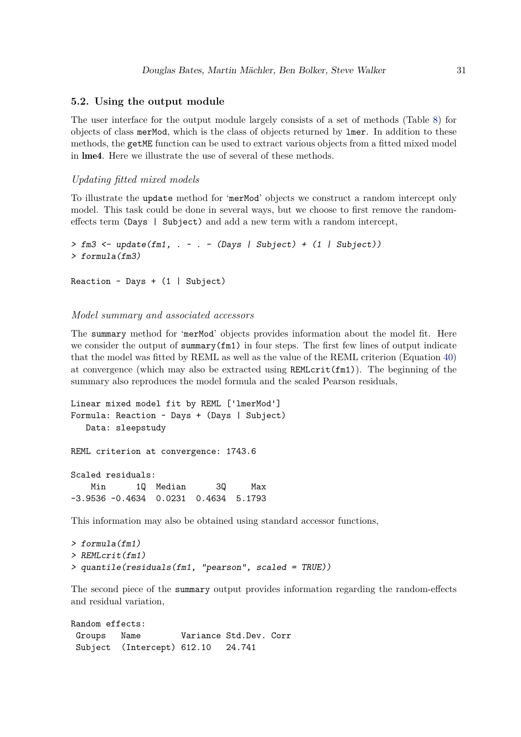### 5.2. Using the output module

The user interface for the output module largely consists of a set of methods (Table 8) for objects of class `merMod`, which is the class of objects returned by `lmer`. In addition to these methods, the `getME` function can be used to extract various objects from a fitted mixed model in **lme4**. Here we illustrate the use of several of these methods.

*Updating fitted mixed models*

To illustrate the `update` method for '`merMod`' objects we construct a random intercept only model. This task could be done in several ways, but we choose to first remove the random-effects term `(Days | Subject)` and add a new term with a random intercept,

```
> fm3 <- update(fm1, . ~ . - (Days | Subject) + (1 | Subject))
> formula(fm3)

Reaction ~ Days + (1 | Subject)
```

*Model summary and associated accessors*

The `summary` method for '`merMod`' objects provides information about the model fit. Here we consider the output of `summary(fm1)` in four steps. The first few lines of output indicate that the model was fitted by REML as well as the value of the REML criterion (Equation 40) at convergence (which may also be extracted using `REMLcrit(fm1)`). The beginning of the summary also reproduces the model formula and the scaled Pearson residuals,

```
Linear mixed model fit by REML ['lmerMod']
Formula: Reaction ~ Days + (Days | Subject)
   Data: sleepstudy

REML criterion at convergence: 1743.6

Scaled residuals:
    Min      1Q  Median      3Q     Max
-3.9536 -0.4634  0.0231  0.4634  5.1793
```

This information may also be obtained using standard accessor functions,

```
> formula(fm1)
> REMLcrit(fm1)
> quantile(residuals(fm1, "pearson", scaled = TRUE))
```

The second piece of the `summary` output provides information regarding the random-effects and residual variation,

```
Random effects:
 Groups   Name        Variance Std.Dev. Corr
 Subject  (Intercept) 612.10   24.741
```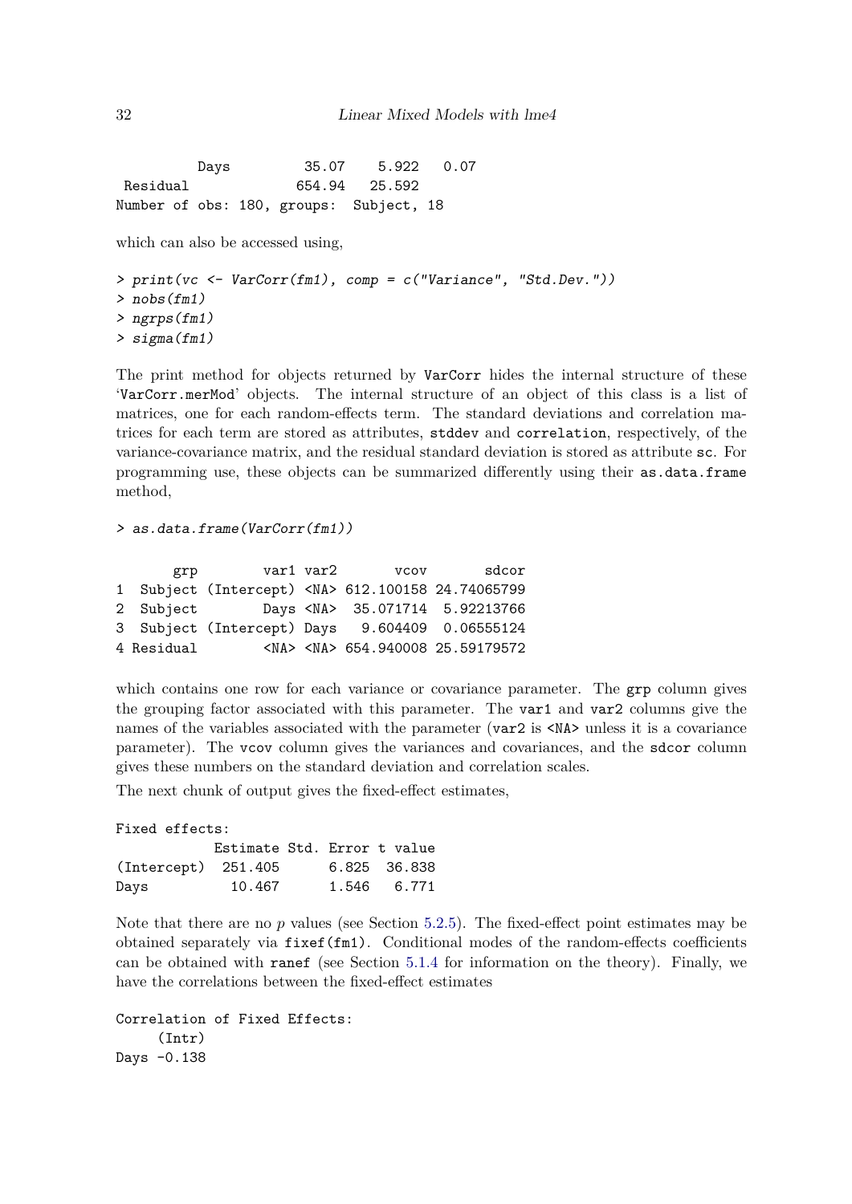```
         Days        35.07    5.922   0.07
 Residual           654.94   25.592
Number of obs: 180, groups:  Subject, 18
```

which can also be accessed using,

```
> print(vc <- VarCorr(fm1), comp = c("Variance", "Std.Dev."))
> nobs(fm1)
> ngrps(fm1)
> sigma(fm1)
```

The print method for objects returned by `VarCorr` hides the internal structure of these '`VarCorr.merMod`' objects. The internal structure of an object of this class is a list of matrices, one for each random-effects term. The standard deviations and correlation matrices for each term are stored as attributes, `stddev` and `correlation`, respectively, of the variance-covariance matrix, and the residual standard deviation is stored as attribute `sc`. For programming use, these objects can be summarized differently using their `as.data.frame` method,

```
> as.data.frame(VarCorr(fm1))
```

```
       grp        var1 var2       vcov       sdcor
1  Subject (Intercept) <NA> 612.100158 24.74065799
2  Subject        Days <NA>  35.071714  5.92213766
3  Subject (Intercept) Days   9.604409  0.06555124
4 Residual        <NA> <NA> 654.940008 25.59179572
```

which contains one row for each variance or covariance parameter. The `grp` column gives the grouping factor associated with this parameter. The `var1` and `var2` columns give the names of the variables associated with the parameter (`var2` is `<NA>` unless it is a covariance parameter). The `vcov` column gives the variances and covariances, and the `sdcor` column gives these numbers on the standard deviation and correlation scales.

The next chunk of output gives the fixed-effect estimates,

```
Fixed effects:
            Estimate Std. Error t value
(Intercept)  251.405      6.825  36.838
Days          10.467      1.546   6.771
```

Note that there are no $p$ values (see Section 5.2.5). The fixed-effect point estimates may be obtained separately via `fixef(fm1)`. Conditional modes of the random-effects coefficients can be obtained with `ranef` (see Section 5.1.4 for information on the theory). Finally, we have the correlations between the fixed-effect estimates

```
Correlation of Fixed Effects:
     (Intr)
Days -0.138
```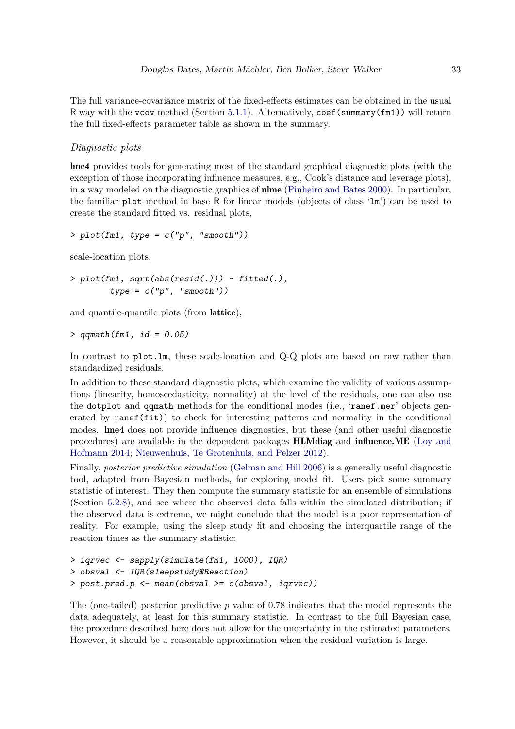The full variance-covariance matrix of the fixed-effects estimates can be obtained in the usual R way with the `vcov` method (Section 5.1.1). Alternatively, `coef(summary(fm1))` will return the full fixed-effects parameter table as shown in the summary.

### *Diagnostic plots*

**lme4** provides tools for generating most of the standard graphical diagnostic plots (with the exception of those incorporating influence measures, e.g., Cook's distance and leverage plots), in a way modeled on the diagnostic graphics of **nlme** (Pinheiro and Bates 2000). In particular, the familiar `plot` method in base R for linear models (objects of class '`lm`') can be used to create the standard fitted vs. residual plots,

```
> plot(fm1, type = c("p", "smooth"))
```

scale-location plots,

```
> plot(fm1, sqrt(abs(resid(.))) ~ fitted(.),
         type = c("p", "smooth"))
```

and quantile-quantile plots (from **lattice**),

```
> qqmath(fm1, id = 0.05)
```

In contrast to `plot.lm`, these scale-location and Q-Q plots are based on raw rather than standardized residuals.

In addition to these standard diagnostic plots, which examine the validity of various assumptions (linearity, homoscedasticity, normality) at the level of the residuals, one can also use the `dotplot` and `qqmath` methods for the conditional modes (i.e., '`ranef.mer`' objects generated by `ranef(fit)`) to check for interesting patterns and normality in the conditional modes. **lme4** does not provide influence diagnostics, but these (and other useful diagnostic procedures) are available in the dependent packages **HLMdiag** and **influence.ME** (Loy and Hofmann 2014; Nieuwenhuis, Te Grotenhuis, and Pelzer 2012).

Finally, *posterior predictive simulation* (Gelman and Hill 2006) is a generally useful diagnostic tool, adapted from Bayesian methods, for exploring model fit. Users pick some summary statistic of interest. They then compute the summary statistic for an ensemble of simulations (Section 5.2.8), and see where the observed data falls within the simulated distribution; if the observed data is extreme, we might conclude that the model is a poor representation of reality. For example, using the sleep study fit and choosing the interquartile range of the reaction times as the summary statistic:

```
> iqrvec <- sapply(simulate(fm1, 1000), IQR)
> obsval <- IQR(sleepstudy$Reaction)
> post.pred.p <- mean(obsval >= c(obsval, iqrvec))
```

The (one-tailed) posterior predictive $p$ value of 0.78 indicates that the model represents the data adequately, at least for this summary statistic. In contrast to the full Bayesian case, the procedure described here does not allow for the uncertainty in the estimated parameters. However, it should be a reasonable approximation when the residual variation is large.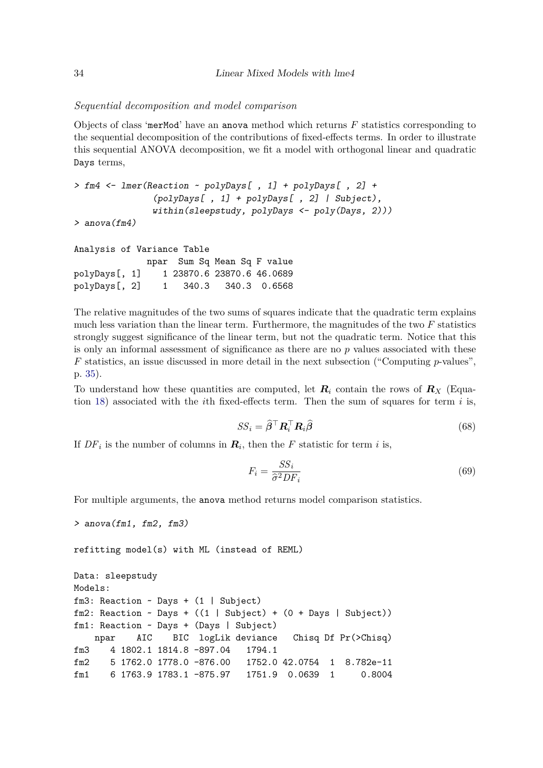*Sequential decomposition and model comparison*

Objects of class 'merMod' have an `anova` method which returns $F$ statistics corresponding to the sequential decomposition of the contributions of fixed-effects terms. In order to illustrate this sequential ANOVA decomposition, we fit a model with orthogonal linear and quadratic `Days` terms,

```
> fm4 <- lmer(Reaction ~ polyDays[ , 1] + polyDays[ , 2] +
              (polyDays[ , 1] + polyDays[ , 2] | Subject),
              within(sleepstudy, polyDays <- poly(Days, 2)))
> anova(fm4)
```

```
Analysis of Variance Table
              npar  Sum Sq Mean Sq F value
polyDays[, 1]    1 23870.6 23870.6 46.0689
polyDays[, 2]    1   340.3   340.3  0.6568
```

The relative magnitudes of the two sums of squares indicate that the quadratic term explains much less variation than the linear term. Furthermore, the magnitudes of the two $F$ statistics strongly suggest significance of the linear term, but not the quadratic term. Notice that this is only an informal assessment of significance as there are no $p$ values associated with these $F$ statistics, an issue discussed in more detail in the next subsection ("Computing $p$-values", p. 35).

To understand how these quantities are computed, let $\boldsymbol{R}_i$ contain the rows of $\boldsymbol{R}_X$ (Equation 18) associated with the $i$th fixed-effects term. Then the sum of squares for term $i$ is,

$$SS_i = \widehat{\boldsymbol{\beta}}^\top \boldsymbol{R}_i^\top \boldsymbol{R}_i \widehat{\boldsymbol{\beta}} \tag{68}$$

If $DF_i$ is the number of columns in $\boldsymbol{R}_i$, then the $F$ statistic for term $i$ is,

$$F_i = \frac{SS_i}{\widehat{\sigma}^2 DF_i} \tag{69}$$

For multiple arguments, the `anova` method returns model comparison statistics.

```
> anova(fm1, fm2, fm3)
```

```
refitting model(s) with ML (instead of REML)

Data: sleepstudy
Models:
fm3: Reaction ~ Days + (1 | Subject)
fm2: Reaction ~ Days + ((1 | Subject) + (0 + Days | Subject))
fm1: Reaction ~ Days + (Days | Subject)
    npar    AIC    BIC  logLik deviance   Chisq Df Pr(>Chisq)
fm3    4 1802.1 1814.8 -897.04   1794.1
fm2    5 1762.0 1778.0 -876.00   1752.0 42.0754  1  8.782e-11
fm1    6 1763.9 1783.1 -875.97   1751.9  0.0639  1     0.8004
```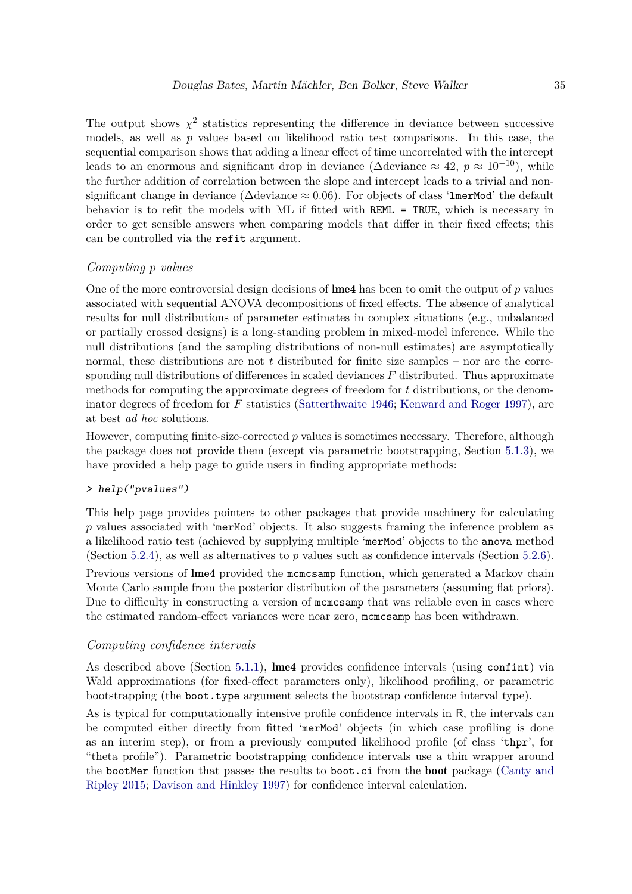The output shows $\chi^2$ statistics representing the difference in deviance between successive models, as well as $p$ values based on likelihood ratio test comparisons. In this case, the sequential comparison shows that adding a linear effect of time uncorrelated with the intercept leads to an enormous and significant drop in deviance ($\Delta$deviance $\approx 42$, $p \approx 10^{-10}$), while the further addition of correlation between the slope and intercept leads to a trivial and non-significant change in deviance ($\Delta$deviance $\approx 0.06$). For objects of class '`lmerMod`' the default behavior is to refit the models with ML if fitted with `REML = TRUE`, which is necessary in order to get sensible answers when comparing models that differ in their fixed effects; this can be controlled via the `refit` argument.

### *Computing p values*

One of the more controversial design decisions of **lme4** has been to omit the output of $p$ values associated with sequential ANOVA decompositions of fixed effects. The absence of analytical results for null distributions of parameter estimates in complex situations (e.g., unbalanced or partially crossed designs) is a long-standing problem in mixed-model inference. While the null distributions (and the sampling distributions of non-null estimates) are asymptotically normal, these distributions are not $t$ distributed for finite size samples – nor are the corresponding null distributions of differences in scaled deviances $F$ distributed. Thus approximate methods for computing the approximate degrees of freedom for $t$ distributions, or the denominator degrees of freedom for $F$ statistics (Satterthwaite 1946; Kenward and Roger 1997), are at best *ad hoc* solutions.

However, computing finite-size-corrected $p$ values is sometimes necessary. Therefore, although the package does not provide them (except via parametric bootstrapping, Section 5.1.3), we have provided a help page to guide users in finding appropriate methods:

```
> help("pvalues")
```

This help page provides pointers to other packages that provide machinery for calculating $p$ values associated with '`merMod`' objects. It also suggests framing the inference problem as a likelihood ratio test (achieved by supplying multiple '`merMod`' objects to the `anova` method (Section 5.2.4), as well as alternatives to $p$ values such as confidence intervals (Section 5.2.6).

Previous versions of **lme4** provided the `mcmcsamp` function, which generated a Markov chain Monte Carlo sample from the posterior distribution of the parameters (assuming flat priors). Due to difficulty in constructing a version of `mcmcsamp` that was reliable even in cases where the estimated random-effect variances were near zero, `mcmcsamp` has been withdrawn.

### *Computing confidence intervals*

As described above (Section 5.1.1), **lme4** provides confidence intervals (using `confint`) via Wald approximations (for fixed-effect parameters only), likelihood profiling, or parametric bootstrapping (the `boot.type` argument selects the bootstrap confidence interval type).

As is typical for computationally intensive profile confidence intervals in R, the intervals can be computed either directly from fitted '`merMod`' objects (in which case profiling is done as an interim step), or from a previously computed likelihood profile (of class '`thpr`', for "theta profile"). Parametric bootstrapping confidence intervals use a thin wrapper around the `bootMer` function that passes the results to `boot.ci` from the **boot** package (Canty and Ripley 2015; Davison and Hinkley 1997) for confidence interval calculation.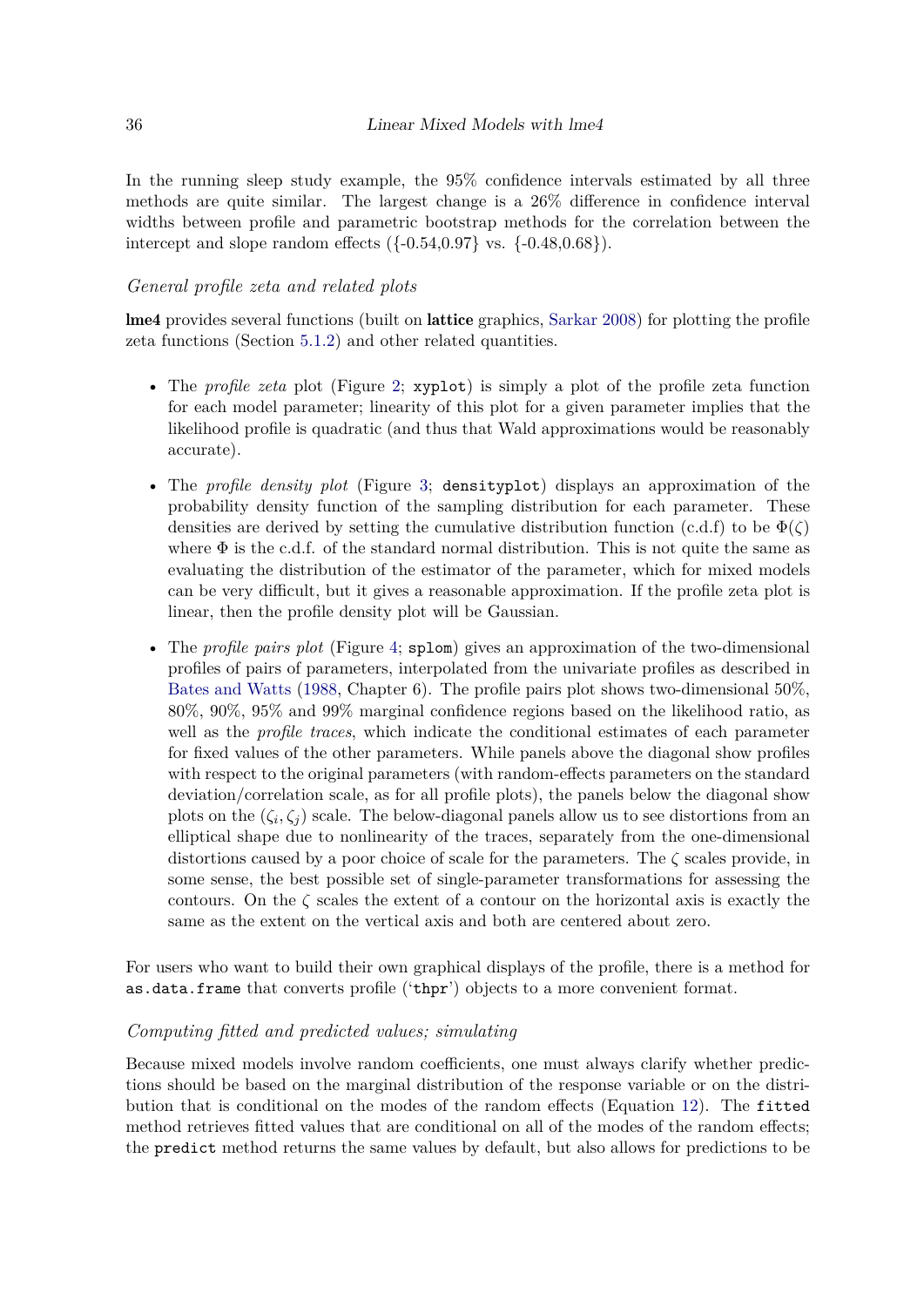In the running sleep study example, the 95% confidence intervals estimated by all three methods are quite similar. The largest change is a 26% difference in confidence interval widths between profile and parametric bootstrap methods for the correlation between the intercept and slope random effects ({-0.54,0.97} vs. {-0.48,0.68}).

*General profile zeta and related plots*

**lme4** provides several functions (built on **lattice** graphics, Sarkar 2008) for plotting the profile zeta functions (Section 5.1.2) and other related quantities.

- The *profile zeta* plot (Figure 2; `xyplot`) is simply a plot of the profile zeta function for each model parameter; linearity of this plot for a given parameter implies that the likelihood profile is quadratic (and thus that Wald approximations would be reasonably accurate).
- The *profile density plot* (Figure 3; `densityplot`) displays an approximation of the probability density function of the sampling distribution for each parameter. These densities are derived by setting the cumulative distribution function (c.d.f) to be $\Phi(\zeta)$ where $\Phi$ is the c.d.f. of the standard normal distribution. This is not quite the same as evaluating the distribution of the estimator of the parameter, which for mixed models can be very difficult, but it gives a reasonable approximation. If the profile zeta plot is linear, then the profile density plot will be Gaussian.
- The *profile pairs plot* (Figure 4; `splom`) gives an approximation of the two-dimensional profiles of pairs of parameters, interpolated from the univariate profiles as described in Bates and Watts (1988, Chapter 6). The profile pairs plot shows two-dimensional 50%, 80%, 90%, 95% and 99% marginal confidence regions based on the likelihood ratio, as well as the *profile traces*, which indicate the conditional estimates of each parameter for fixed values of the other parameters. While panels above the diagonal show profiles with respect to the original parameters (with random-effects parameters on the standard deviation/correlation scale, as for all profile plots), the panels below the diagonal show plots on the $(\zeta_i, \zeta_j)$ scale. The below-diagonal panels allow us to see distortions from an elliptical shape due to nonlinearity of the traces, separately from the one-dimensional distortions caused by a poor choice of scale for the parameters. The $\zeta$ scales provide, in some sense, the best possible set of single-parameter transformations for assessing the contours. On the $\zeta$ scales the extent of a contour on the horizontal axis is exactly the same as the extent on the vertical axis and both are centered about zero.

For users who want to build their own graphical displays of the profile, there is a method for `as.data.frame` that converts profile (`'thpr'`) objects to a more convenient format.

*Computing fitted and predicted values; simulating*

Because mixed models involve random coefficients, one must always clarify whether predictions should be based on the marginal distribution of the response variable or on the distribution that is conditional on the modes of the random effects (Equation 12). The `fitted` method retrieves fitted values that are conditional on all of the modes of the random effects; the `predict` method returns the same values by default, but also allows for predictions to be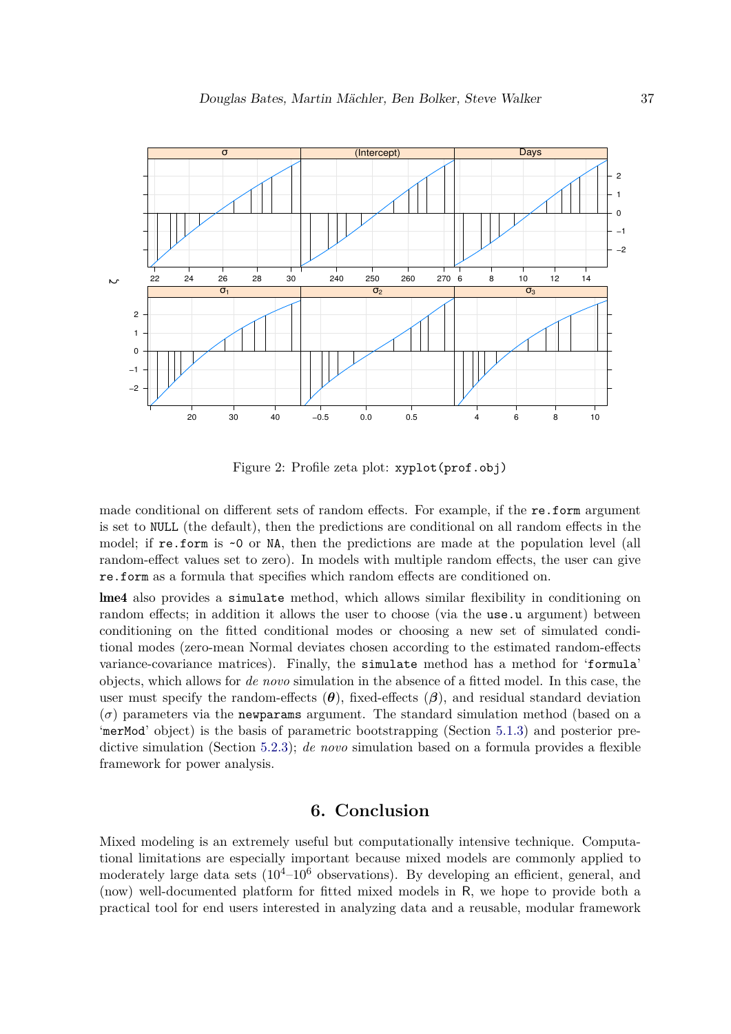Figure 2: Profile zeta plot: `xyplot(prof.obj)`

made conditional on different sets of random effects. For example, if the `re.form` argument is set to `NULL` (the default), then the predictions are conditional on all random effects in the model; if `re.form` is `~0` or `NA`, then the predictions are made at the population level (all random-effect values set to zero). In models with multiple random effects, the user can give `re.form` as a formula that specifies which random effects are conditioned on.

**lme4** also provides a `simulate` method, which allows similar flexibility in conditioning on random effects; in addition it allows the user to choose (via the `use.u` argument) between conditioning on the fitted conditional modes or choosing a new set of simulated conditional modes (zero-mean Normal deviates chosen according to the estimated random-effects variance-covariance matrices). Finally, the `simulate` method has a method for '`formula`' objects, which allows for *de novo* simulation in the absence of a fitted model. In this case, the user must specify the random-effects ($\boldsymbol{\theta}$), fixed-effects ($\boldsymbol{\beta}$), and residual standard deviation ($\sigma$) parameters via the `newparams` argument. The standard simulation method (based on a '`merMod`' object) is the basis of parametric bootstrapping (Section 5.1.3) and posterior predictive simulation (Section 5.2.3); *de novo* simulation based on a formula provides a flexible framework for power analysis.

## 6. Conclusion

Mixed modeling is an extremely useful but computationally intensive technique. Computational limitations are especially important because mixed models are commonly applied to moderately large data sets ($10^4$–$10^6$ observations). By developing an efficient, general, and (now) well-documented platform for fitted mixed models in R, we hope to provide both a practical tool for end users interested in analyzing data and a reusable, modular framework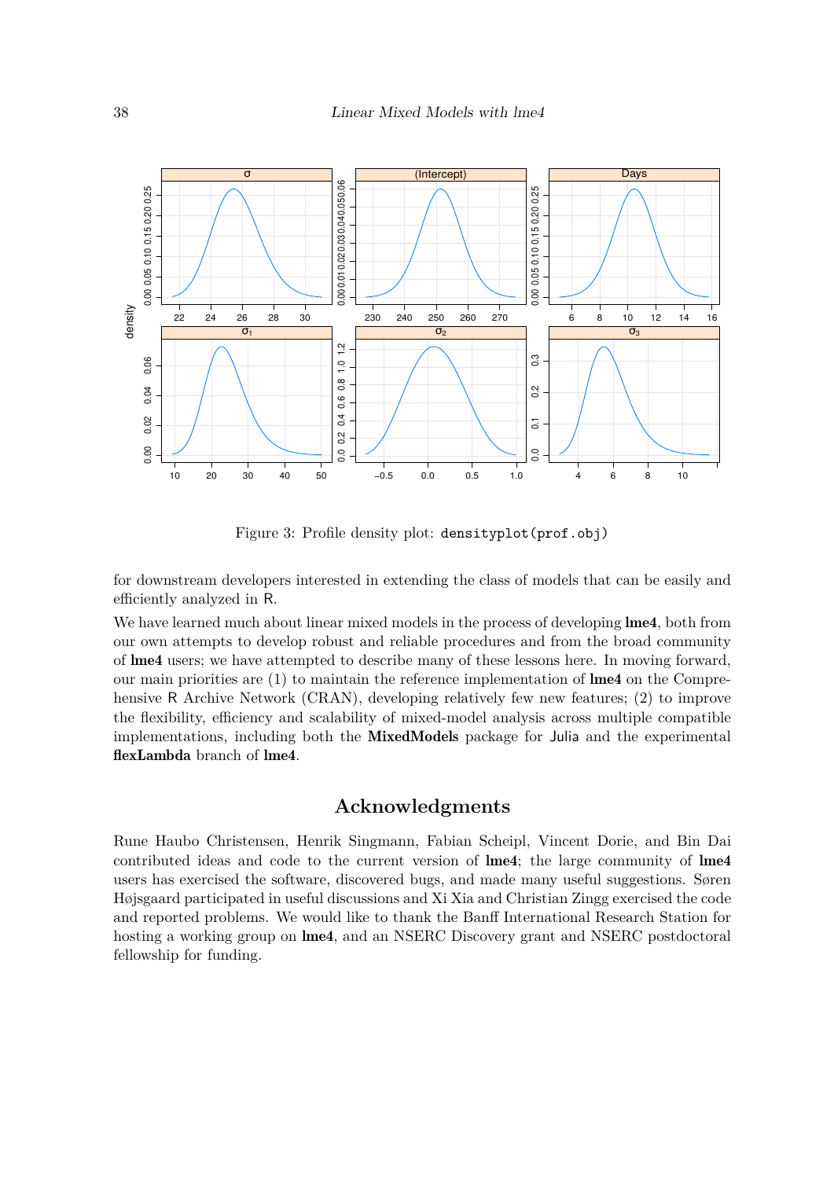Figure 3: Profile density plot: `densityplot(prof.obj)`

for downstream developers interested in extending the class of models that can be easily and efficiently analyzed in R.

We have learned much about linear mixed models in the process of developing **lme4**, both from our own attempts to develop robust and reliable procedures and from the broad community of **lme4** users; we have attempted to describe many of these lessons here. In moving forward, our main priorities are (1) to maintain the reference implementation of **lme4** on the Comprehensive R Archive Network (CRAN), developing relatively few new features; (2) to improve the flexibility, efficiency and scalability of mixed-model analysis across multiple compatible implementations, including both the **MixedModels** package for Julia and the experimental **flexLambda** branch of **lme4**.

## Acknowledgments

Rune Haubo Christensen, Henrik Singmann, Fabian Scheipl, Vincent Dorie, and Bin Dai contributed ideas and code to the current version of **lme4**; the large community of **lme4** users has exercised the software, discovered bugs, and made many useful suggestions. Søren Højsgaard participated in useful discussions and Xi Xia and Christian Zingg exercised the code and reported problems. We would like to thank the Banff International Research Station for hosting a working group on **lme4**, and an NSERC Discovery grant and NSERC postdoctoral fellowship for funding.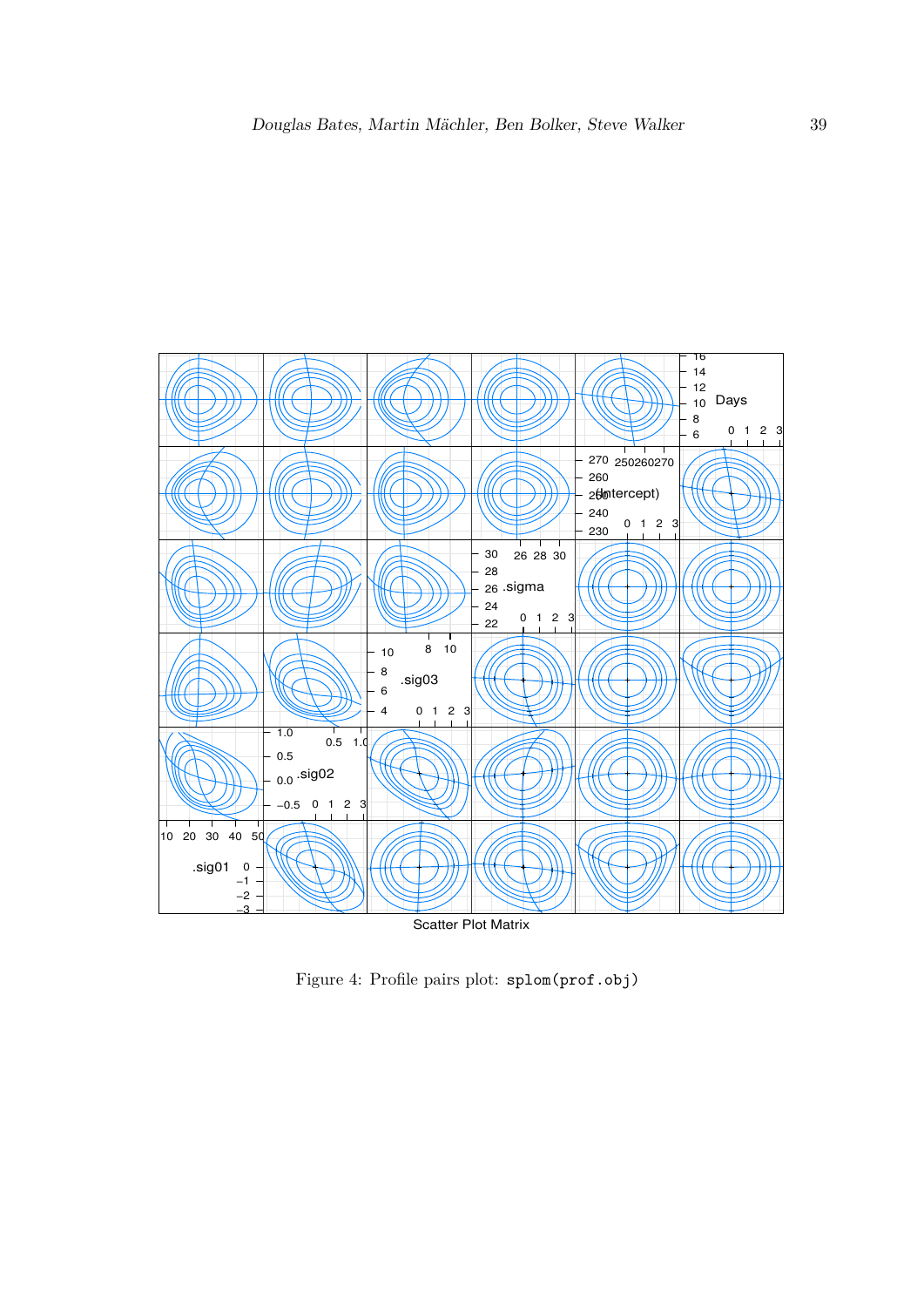Figure 4: Profile pairs plot: splom(prof.obj)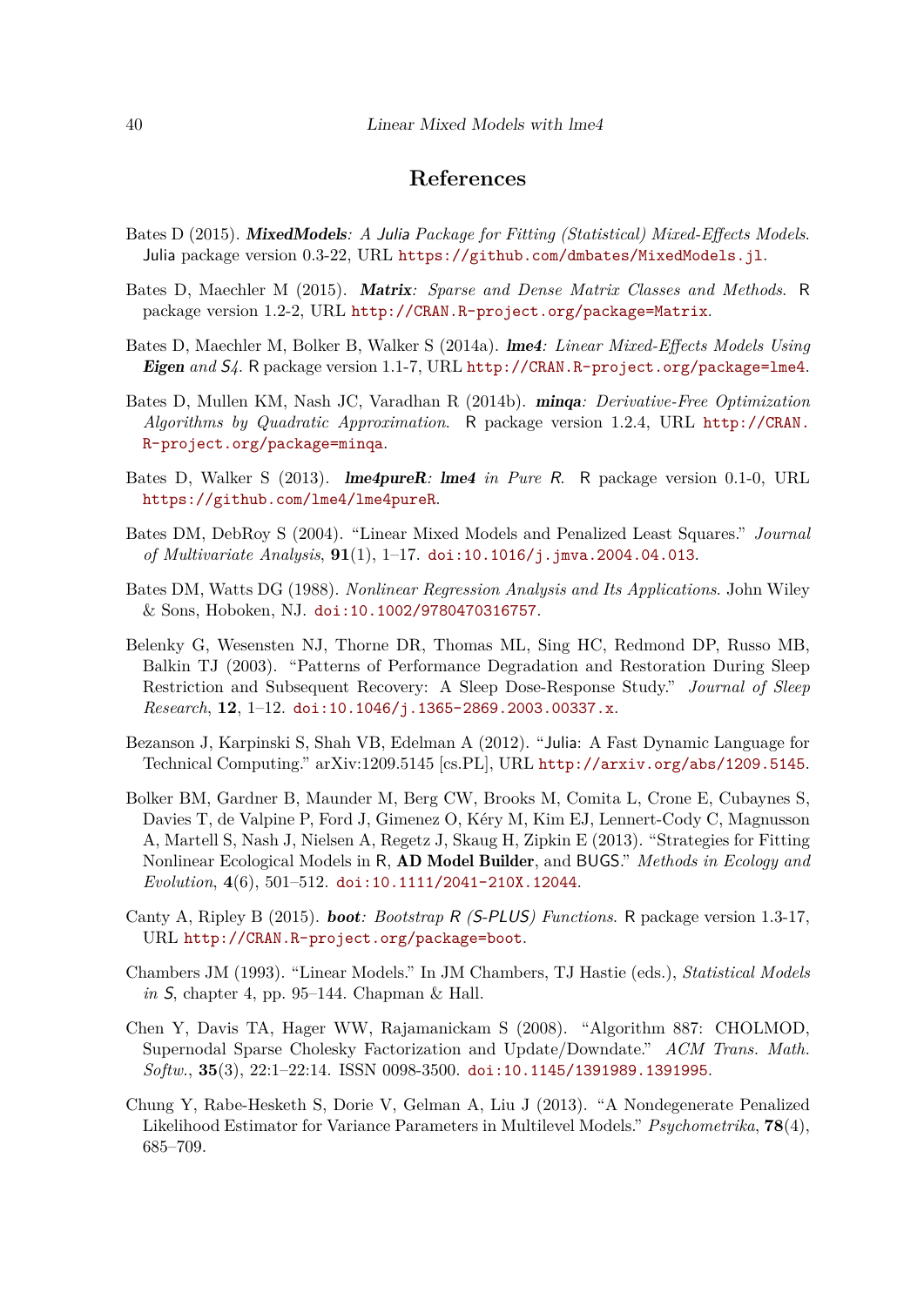## References

Bates D (2015). ***MixedModels**: A Julia Package for Fitting (Statistical) Mixed-Effects Models*. Julia package version 0.3-22, URL https://github.com/dmbates/MixedModels.jl.

Bates D, Maechler M (2015). ***Matrix**: Sparse and Dense Matrix Classes and Methods*. R package version 1.2-2, URL http://CRAN.R-project.org/package=Matrix.

Bates D, Maechler M, Bolker B, Walker S (2014a). ***lme4**: Linear Mixed-Effects Models Using **Eigen** and S4*. R package version 1.1-7, URL http://CRAN.R-project.org/package=lme4.

Bates D, Mullen KM, Nash JC, Varadhan R (2014b). ***minqa**: Derivative-Free Optimization Algorithms by Quadratic Approximation*. R package version 1.2.4, URL http://CRAN.R-project.org/package=minqa.

Bates D, Walker S (2013). ***lme4pureR**: **lme4** in Pure R*. R package version 0.1-0, URL https://github.com/lme4/lme4pureR.

Bates DM, DebRoy S (2004). "Linear Mixed Models and Penalized Least Squares." *Journal of Multivariate Analysis*, **91**(1), 1–17. doi:10.1016/j.jmva.2004.04.013.

Bates DM, Watts DG (1988). *Nonlinear Regression Analysis and Its Applications*. John Wiley & Sons, Hoboken, NJ. doi:10.1002/9780470316757.

Belenky G, Wesensten NJ, Thorne DR, Thomas ML, Sing HC, Redmond DP, Russo MB, Balkin TJ (2003). "Patterns of Performance Degradation and Restoration During Sleep Restriction and Subsequent Recovery: A Sleep Dose-Response Study." *Journal of Sleep Research*, **12**, 1–12. doi:10.1046/j.1365-2869.2003.00337.x.

Bezanson J, Karpinski S, Shah VB, Edelman A (2012). "Julia: A Fast Dynamic Language for Technical Computing." arXiv:1209.5145 [cs.PL], URL http://arxiv.org/abs/1209.5145.

Bolker BM, Gardner B, Maunder M, Berg CW, Brooks M, Comita L, Crone E, Cubaynes S, Davies T, de Valpine P, Ford J, Gimenez O, Kéry M, Kim EJ, Lennert-Cody C, Magnusson A, Martell S, Nash J, Nielsen A, Regetz J, Skaug H, Zipkin E (2013). "Strategies for Fitting Nonlinear Ecological Models in R, **AD Model Builder**, and BUGS." *Methods in Ecology and Evolution*, **4**(6), 501–512. doi:10.1111/2041-210X.12044.

Canty A, Ripley B (2015). ***boot**: Bootstrap R (S-PLUS) Functions*. R package version 1.3-17, URL http://CRAN.R-project.org/package=boot.

Chambers JM (1993). "Linear Models." In JM Chambers, TJ Hastie (eds.), *Statistical Models in S*, chapter 4, pp. 95–144. Chapman & Hall.

Chen Y, Davis TA, Hager WW, Rajamanickam S (2008). "Algorithm 887: CHOLMOD, Supernodal Sparse Cholesky Factorization and Update/Downdate." *ACM Trans. Math. Softw.*, **35**(3), 22:1–22:14. ISSN 0098-3500. doi:10.1145/1391989.1391995.

Chung Y, Rabe-Hesketh S, Dorie V, Gelman A, Liu J (2013). "A Nondegenerate Penalized Likelihood Estimator for Variance Parameters in Multilevel Models." *Psychometrika*, **78**(4), 685–709.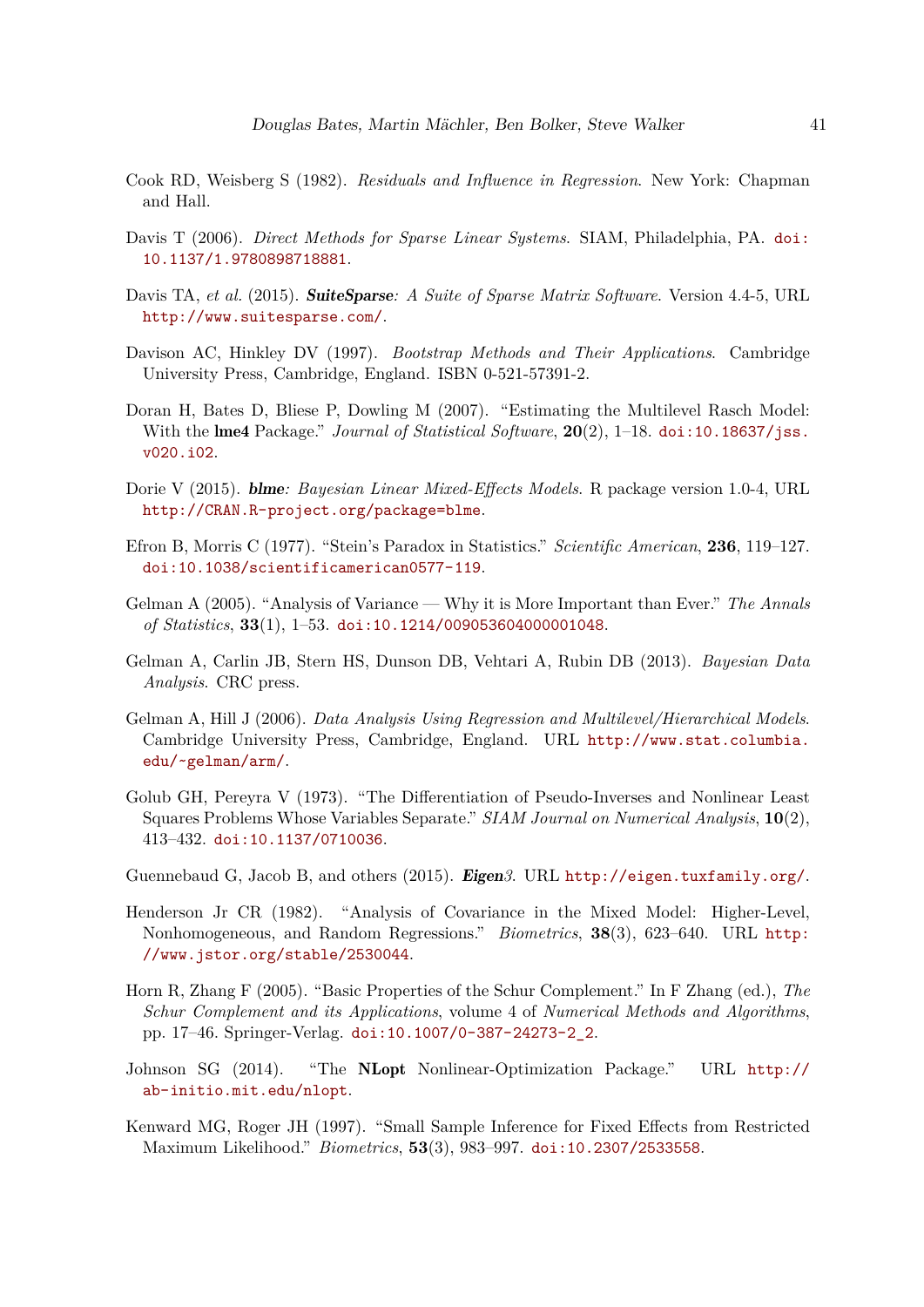Cook RD, Weisberg S (1982). *Residuals and Influence in Regression*. New York: Chapman and Hall.

Davis T (2006). *Direct Methods for Sparse Linear Systems*. SIAM, Philadelphia, PA. doi:10.1137/1.9780898718881.

Davis TA, *et al.* (2015). ***SuiteSparse**: A Suite of Sparse Matrix Software*. Version 4.4-5, URL http://www.suitesparse.com/.

Davison AC, Hinkley DV (1997). *Bootstrap Methods and Their Applications*. Cambridge University Press, Cambridge, England. ISBN 0-521-57391-2.

Doran H, Bates D, Bliese P, Dowling M (2007). "Estimating the Multilevel Rasch Model: With the **lme4** Package." *Journal of Statistical Software*, **20**(2), 1–18. doi:10.18637/jss.v020.i02.

Dorie V (2015). ***blme**: Bayesian Linear Mixed-Effects Models*. R package version 1.0-4, URL http://CRAN.R-project.org/package=blme.

Efron B, Morris C (1977). "Stein's Paradox in Statistics." *Scientific American*, **236**, 119–127. doi:10.1038/scientificamerican0577-119.

Gelman A (2005). "Analysis of Variance — Why it is More Important than Ever." *The Annals of Statistics*, **33**(1), 1–53. doi:10.1214/009053604000001048.

Gelman A, Carlin JB, Stern HS, Dunson DB, Vehtari A, Rubin DB (2013). *Bayesian Data Analysis*. CRC press.

Gelman A, Hill J (2006). *Data Analysis Using Regression and Multilevel/Hierarchical Models*. Cambridge University Press, Cambridge, England. URL http://www.stat.columbia.edu/~gelman/arm/.

Golub GH, Pereyra V (1973). "The Differentiation of Pseudo-Inverses and Nonlinear Least Squares Problems Whose Variables Separate." *SIAM Journal on Numerical Analysis*, **10**(2), 413–432. doi:10.1137/0710036.

Guennebaud G, Jacob B, and others (2015). ***Eigen**3*. URL http://eigen.tuxfamily.org/.

Henderson Jr CR (1982). "Analysis of Covariance in the Mixed Model: Higher-Level, Nonhomogeneous, and Random Regressions." *Biometrics*, **38**(3), 623–640. URL http://www.jstor.org/stable/2530044.

Horn R, Zhang F (2005). "Basic Properties of the Schur Complement." In F Zhang (ed.), *The Schur Complement and its Applications*, volume 4 of *Numerical Methods and Algorithms*, pp. 17–46. Springer-Verlag. doi:10.1007/0-387-24273-2_2.

Johnson SG (2014). "The **NLopt** Nonlinear-Optimization Package." URL http://ab-initio.mit.edu/nlopt.

Kenward MG, Roger JH (1997). "Small Sample Inference for Fixed Effects from Restricted Maximum Likelihood." *Biometrics*, **53**(3), 983–997. doi:10.2307/2533558.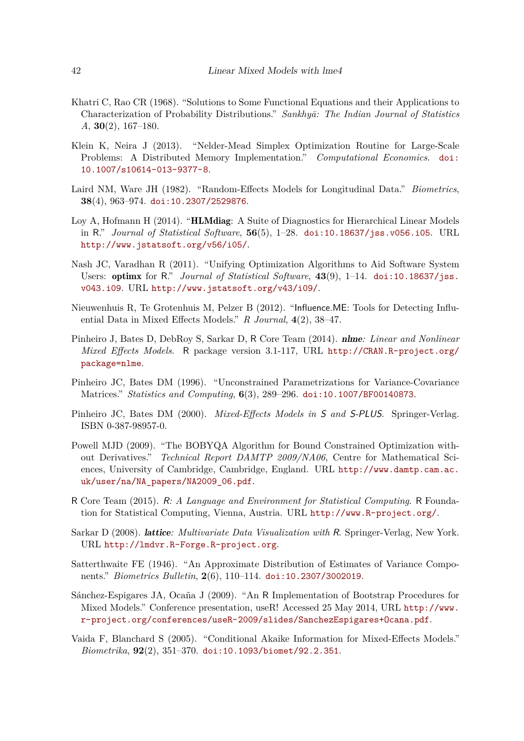Khatri C, Rao CR (1968). "Solutions to Some Functional Equations and their Applications to Characterization of Probability Distributions." *Sankhyā: The Indian Journal of Statistics A*, **30**(2), 167–180.

Klein K, Neira J (2013). "Nelder-Mead Simplex Optimization Routine for Large-Scale Problems: A Distributed Memory Implementation." *Computational Economics*. doi:10.1007/s10614-013-9377-8.

Laird NM, Ware JH (1982). "Random-Effects Models for Longitudinal Data." *Biometrics*, **38**(4), 963–974. doi:10.2307/2529876.

Loy A, Hofmann H (2014). "**HLMdiag**: A Suite of Diagnostics for Hierarchical Linear Models in R." *Journal of Statistical Software*, **56**(5), 1–28. doi:10.18637/jss.v056.i05. URL http://www.jstatsoft.org/v56/i05/.

Nash JC, Varadhan R (2011). "Unifying Optimization Algorithms to Aid Software System Users: **optimx** for R." *Journal of Statistical Software*, **43**(9), 1–14. doi:10.18637/jss.v043.i09. URL http://www.jstatsoft.org/v43/i09/.

Nieuwenhuis R, Te Grotenhuis M, Pelzer B (2012). "Influence.ME: Tools for Detecting Influential Data in Mixed Effects Models." *R Journal*, **4**(2), 38–47.

Pinheiro J, Bates D, DebRoy S, Sarkar D, R Core Team (2014). ***nlme**: Linear and Nonlinear Mixed Effects Models*. R package version 3.1-117, URL http://CRAN.R-project.org/package=nlme.

Pinheiro JC, Bates DM (1996). "Unconstrained Parametrizations for Variance-Covariance Matrices." *Statistics and Computing*, **6**(3), 289–296. doi:10.1007/BF00140873.

Pinheiro JC, Bates DM (2000). *Mixed-Effects Models in S and S-PLUS*. Springer-Verlag. ISBN 0-387-98957-0.

Powell MJD (2009). "The BOBYQA Algorithm for Bound Constrained Optimization without Derivatives." *Technical Report DAMTP 2009/NA06*, Centre for Mathematical Sciences, University of Cambridge, Cambridge, England. URL http://www.damtp.cam.ac.uk/user/na/NA_papers/NA2009_06.pdf.

R Core Team (2015). *R: A Language and Environment for Statistical Computing*. R Foundation for Statistical Computing, Vienna, Austria. URL http://www.R-project.org/.

Sarkar D (2008). ***lattice**: Multivariate Data Visualization with R*. Springer-Verlag, New York. URL http://lmdvr.R-Forge.R-project.org.

Satterthwaite FE (1946). "An Approximate Distribution of Estimates of Variance Components." *Biometrics Bulletin*, **2**(6), 110–114. doi:10.2307/3002019.

Sánchez-Espigares JA, Ocaña J (2009). "An R Implementation of Bootstrap Procedures for Mixed Models." Conference presentation, useR! Accessed 25 May 2014, URL http://www.r-project.org/conferences/useR-2009/slides/SanchezEspigares+Ocana.pdf.

Vaida F, Blanchard S (2005). "Conditional Akaike Information for Mixed-Effects Models." *Biometrika*, **92**(2), 351–370. doi:10.1093/biomet/92.2.351.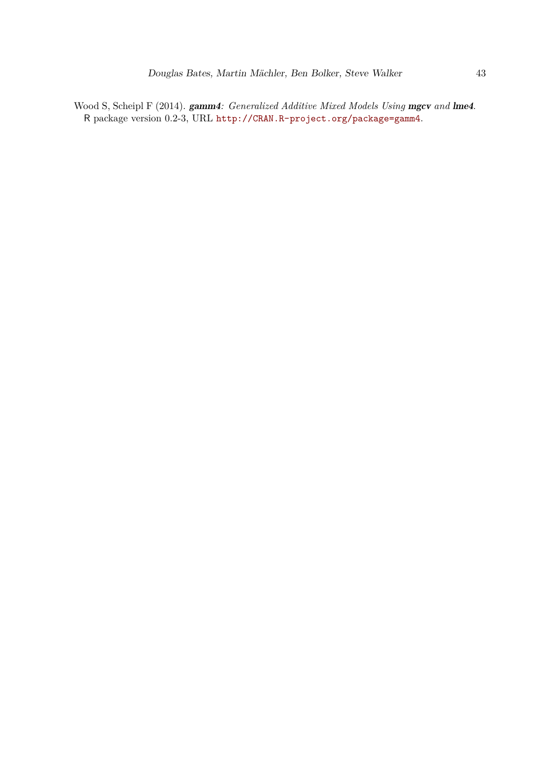Wood S, Scheipl F (2014). ***gamm4**: Generalized Additive Mixed Models Using **mgcv** and **lme4***. R package version 0.2-3, URL http://CRAN.R-project.org/package=gamm4.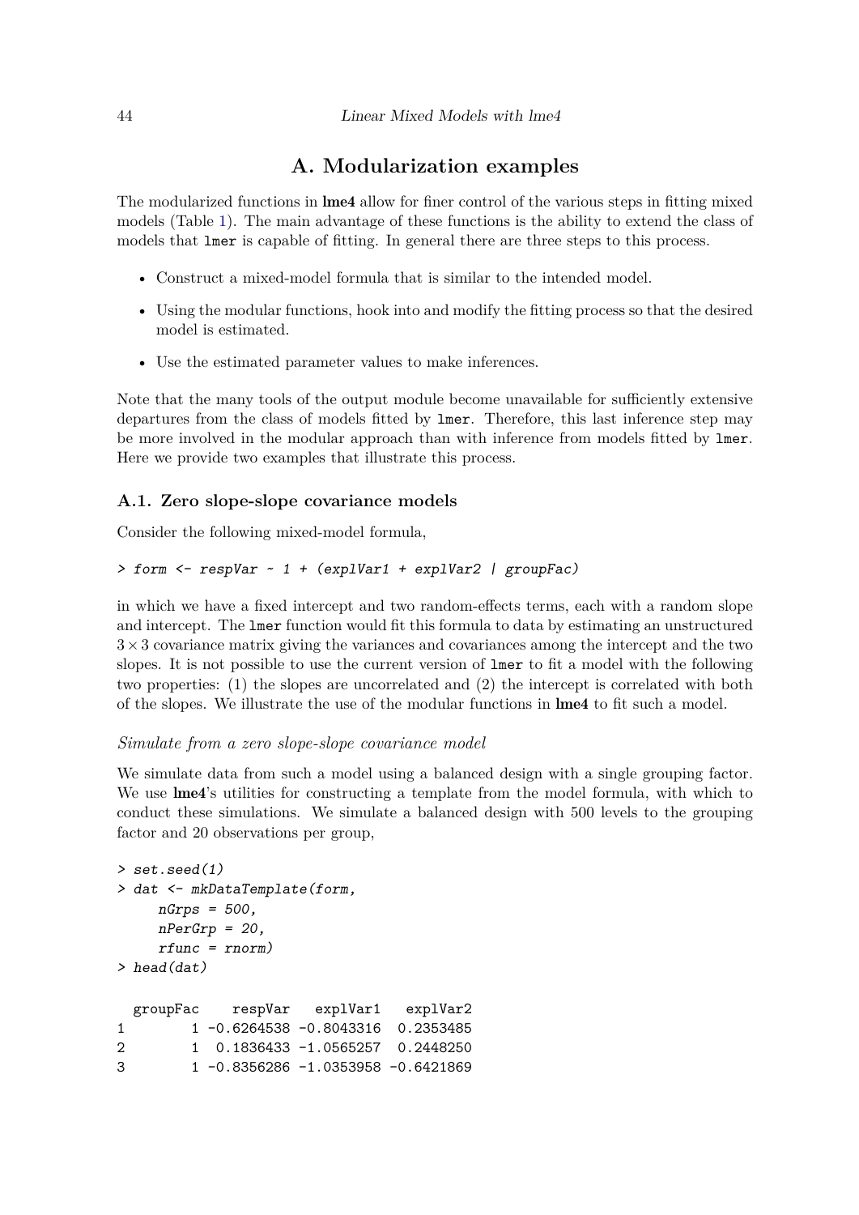# A. Modularization examples

The modularized functions in **lme4** allow for finer control of the various steps in fitting mixed models (Table 1). The main advantage of these functions is the ability to extend the class of models that `lmer` is capable of fitting. In general there are three steps to this process.

- Construct a mixed-model formula that is similar to the intended model.
- Using the modular functions, hook into and modify the fitting process so that the desired model is estimated.
- Use the estimated parameter values to make inferences.

Note that the many tools of the output module become unavailable for sufficiently extensive departures from the class of models fitted by `lmer`. Therefore, this last inference step may be more involved in the modular approach than with inference from models fitted by `lmer`. Here we provide two examples that illustrate this process.

## A.1. Zero slope-slope covariance models

Consider the following mixed-model formula,

```
> form <- respVar ~ 1 + (explVar1 + explVar2 | groupFac)
```

in which we have a fixed intercept and two random-effects terms, each with a random slope and intercept. The `lmer` function would fit this formula to data by estimating an unstructured $3 \times 3$ covariance matrix giving the variances and covariances among the intercept and the two slopes. It is not possible to use the current version of `lmer` to fit a model with the following two properties: (1) the slopes are uncorrelated and (2) the intercept is correlated with both of the slopes. We illustrate the use of the modular functions in **lme4** to fit such a model.

*Simulate from a zero slope-slope covariance model*

We simulate data from such a model using a balanced design with a single grouping factor. We use **lme4**'s utilities for constructing a template from the model formula, with which to conduct these simulations. We simulate a balanced design with 500 levels to the grouping factor and 20 observations per group,

```
> set.seed(1)
> dat <- mkDataTemplate(form,
     nGrps = 500,
     nPerGrp = 20,
     rfunc = rnorm)
> head(dat)

  groupFac    respVar   explVar1   explVar2
1        1 -0.6264538 -0.8043316  0.2353485
2        1  0.1836433 -1.0565257  0.2448250
3        1 -0.8356286 -1.0353958 -0.6421869
```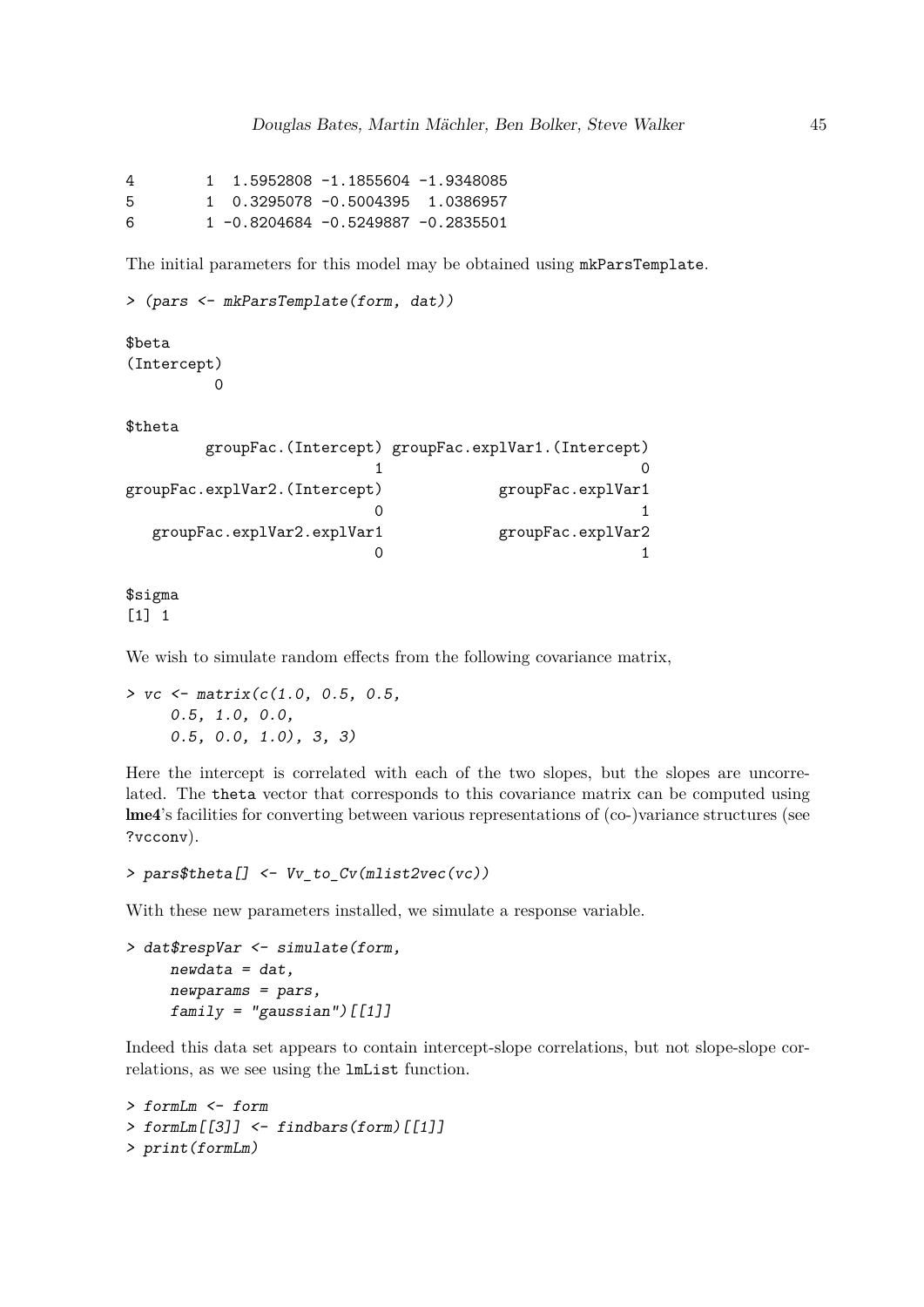```
4         1  1.5952808 -1.1855604 -1.9348085
5         1  0.3295078 -0.5004395  1.0386957
6         1 -0.8204684 -0.5249887 -0.2835501
```

The initial parameters for this model may be obtained using mkParsTemplate.

```
> (pars <- mkParsTemplate(form, dat))

$beta
(Intercept)
          0

$theta
        groupFac.(Intercept) groupFac.explVar1.(Intercept)
                           1                             0
groupFac.explVar2.(Intercept)             groupFac.explVar1
                           0                             1
   groupFac.explVar2.explVar1             groupFac.explVar2
                           0                             1

$sigma
[1] 1
```

We wish to simulate random effects from the following covariance matrix,

```
> vc <- matrix(c(1.0, 0.5, 0.5,
     0.5, 1.0, 0.0,
     0.5, 0.0, 1.0), 3, 3)
```

Here the intercept is correlated with each of the two slopes, but the slopes are uncorrelated. The theta vector that corresponds to this covariance matrix can be computed using **lme4**'s facilities for converting between various representations of (co-)variance structures (see ?vcconv).

```
> pars$theta[] <- Vv_to_Cv(mlist2vec(vc))
```

With these new parameters installed, we simulate a response variable.

```
> dat$respVar <- simulate(form,
     newdata = dat,
     newparams = pars,
     family = "gaussian")[[1]]
```

Indeed this data set appears to contain intercept-slope correlations, but not slope-slope correlations, as we see using the lmList function.

```
> formLm <- form
> formLm[[3]] <- findbars(form)[[1]]
> print(formLm)
```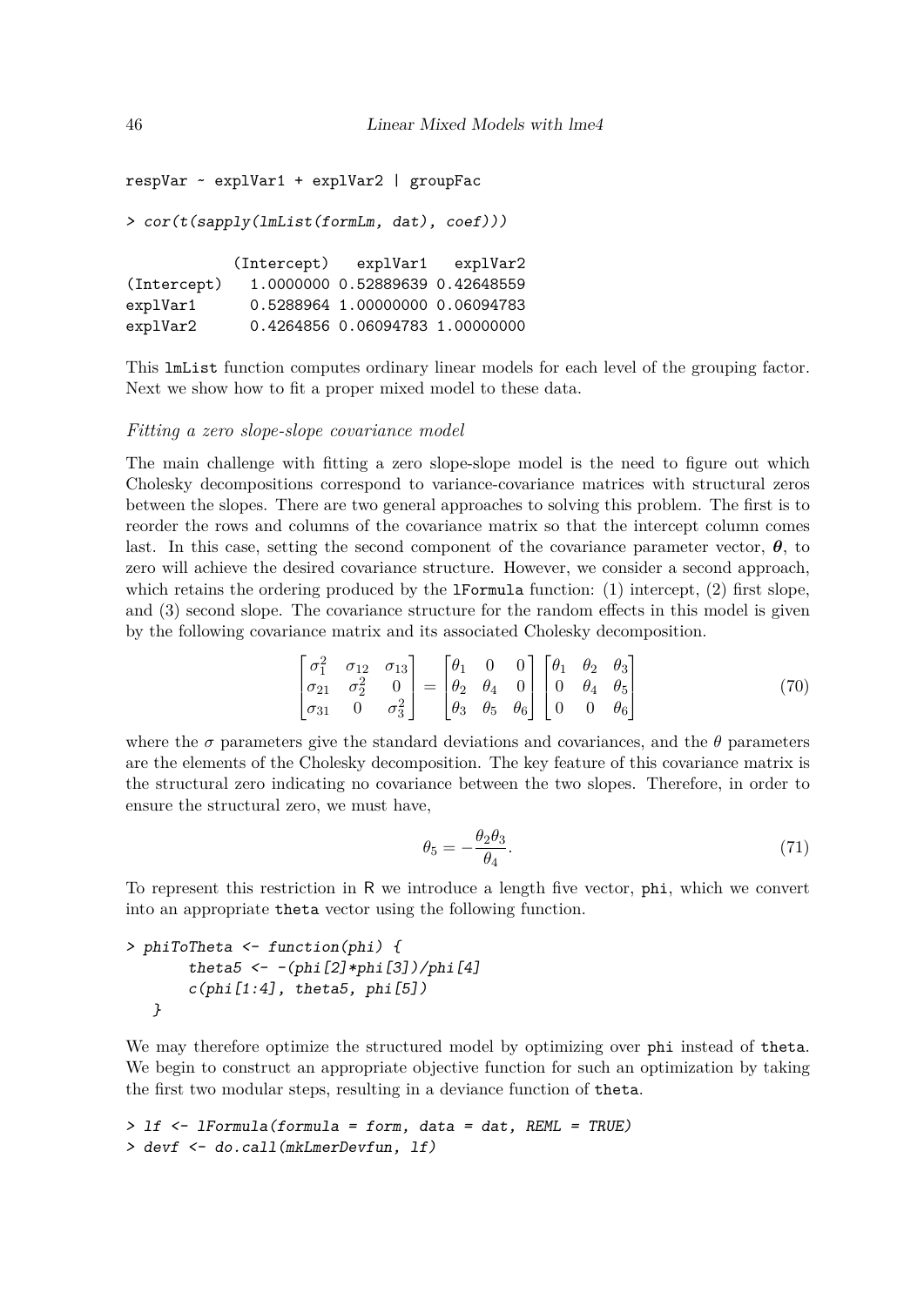```
respVar ~ explVar1 + explVar2 | groupFac
```

```
> cor(t(sapply(lmList(formLm, dat), coef)))

            (Intercept)   explVar1   explVar2
(Intercept)   1.0000000 0.52889639 0.42648559
explVar1      0.5288964 1.00000000 0.06094783
explVar2      0.4264856 0.06094783 1.00000000
```

This `lmList` function computes ordinary linear models for each level of the grouping factor. Next we show how to fit a proper mixed model to these data.

*Fitting a zero slope-slope covariance model*

The main challenge with fitting a zero slope-slope model is the need to figure out which Cholesky decompositions correspond to variance-covariance matrices with structural zeros between the slopes. There are two general approaches to solving this problem. The first is to reorder the rows and columns of the covariance matrix so that the intercept column comes last. In this case, setting the second component of the covariance parameter vector, $\boldsymbol{\theta}$, to zero will achieve the desired covariance structure. However, we consider a second approach, which retains the ordering produced by the `lFormula` function: (1) intercept, (2) first slope, and (3) second slope. The covariance structure for the random effects in this model is given by the following covariance matrix and its associated Cholesky decomposition.

$$\begin{bmatrix} \sigma_1^2 & \sigma_{12} & \sigma_{13} \\ \sigma_{21} & \sigma_2^2 & 0 \\ \sigma_{31} & 0 & \sigma_3^2 \end{bmatrix} = \begin{bmatrix} \theta_1 & 0 & 0 \\ \theta_2 & \theta_4 & 0 \\ \theta_3 & \theta_5 & \theta_6 \end{bmatrix} \begin{bmatrix} \theta_1 & \theta_2 & \theta_3 \\ 0 & \theta_4 & \theta_5 \\ 0 & 0 & \theta_6 \end{bmatrix} \tag{70}$$

where the $\sigma$ parameters give the standard deviations and covariances, and the $\theta$ parameters are the elements of the Cholesky decomposition. The key feature of this covariance matrix is the structural zero indicating no covariance between the two slopes. Therefore, in order to ensure the structural zero, we must have,

$$\theta_5 = -\frac{\theta_2 \theta_3}{\theta_4}. \tag{71}$$

To represent this restriction in R we introduce a length five vector, `phi`, which we convert into an appropriate `theta` vector using the following function.

```
> phiToTheta <- function(phi) {
      theta5 <- -(phi[2]*phi[3])/phi[4]
      c(phi[1:4], theta5, phi[5])
  }
```

We may therefore optimize the structured model by optimizing over `phi` instead of `theta`. We begin to construct an appropriate objective function for such an optimization by taking the first two modular steps, resulting in a deviance function of `theta`.

```
> lf <- lFormula(formula = form, data = dat, REML = TRUE)
> devf <- do.call(mkLmerDevfun, lf)
```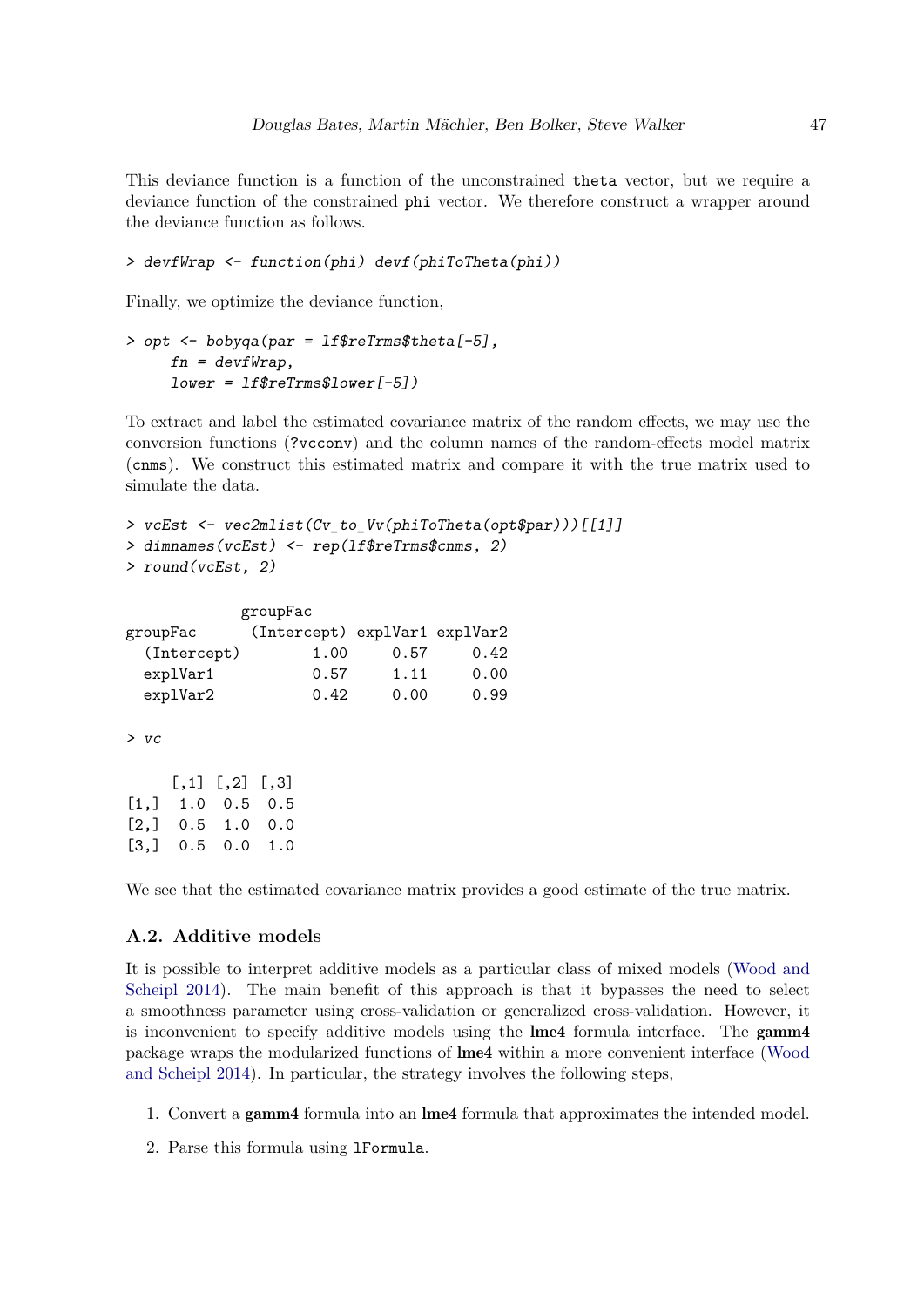This deviance function is a function of the unconstrained `theta` vector, but we require a deviance function of the constrained `phi` vector. We therefore construct a wrapper around the deviance function as follows.

```
> devfWrap <- function(phi) devf(phiToTheta(phi))
```

Finally, we optimize the deviance function,

```
> opt <- bobyqa(par = lf$reTrms$theta[-5],
     fn = devfWrap,
     lower = lf$reTrms$lower[-5])
```

To extract and label the estimated covariance matrix of the random effects, we may use the conversion functions (`?vcconv`) and the column names of the random-effects model matrix (`cnms`). We construct this estimated matrix and compare it with the true matrix used to simulate the data.

```
> vcEst <- vec2mlist(Cv_to_Vv(phiToTheta(opt$par)))[[1]]
> dimnames(vcEst) <- rep(lf$reTrms$cnms, 2)
> round(vcEst, 2)

             groupFac
groupFac      (Intercept) explVar1 explVar2
  (Intercept)        1.00     0.57     0.42
  explVar1           0.57     1.11     0.00
  explVar2           0.42     0.00     0.99

> vc

     [,1] [,2] [,3]
[1,]  1.0  0.5  0.5
[2,]  0.5  1.0  0.0
[3,]  0.5  0.0  1.0
```

We see that the estimated covariance matrix provides a good estimate of the true matrix.

### A.2. Additive models

It is possible to interpret additive models as a particular class of mixed models (Wood and Scheipl 2014). The main benefit of this approach is that it bypasses the need to select a smoothness parameter using cross-validation or generalized cross-validation. However, it is inconvenient to specify additive models using the **lme4** formula interface. The **gamm4** package wraps the modularized functions of **lme4** within a more convenient interface (Wood and Scheipl 2014). In particular, the strategy involves the following steps,

1. Convert a **gamm4** formula into an **lme4** formula that approximates the intended model.
2. Parse this formula using `lFormula`.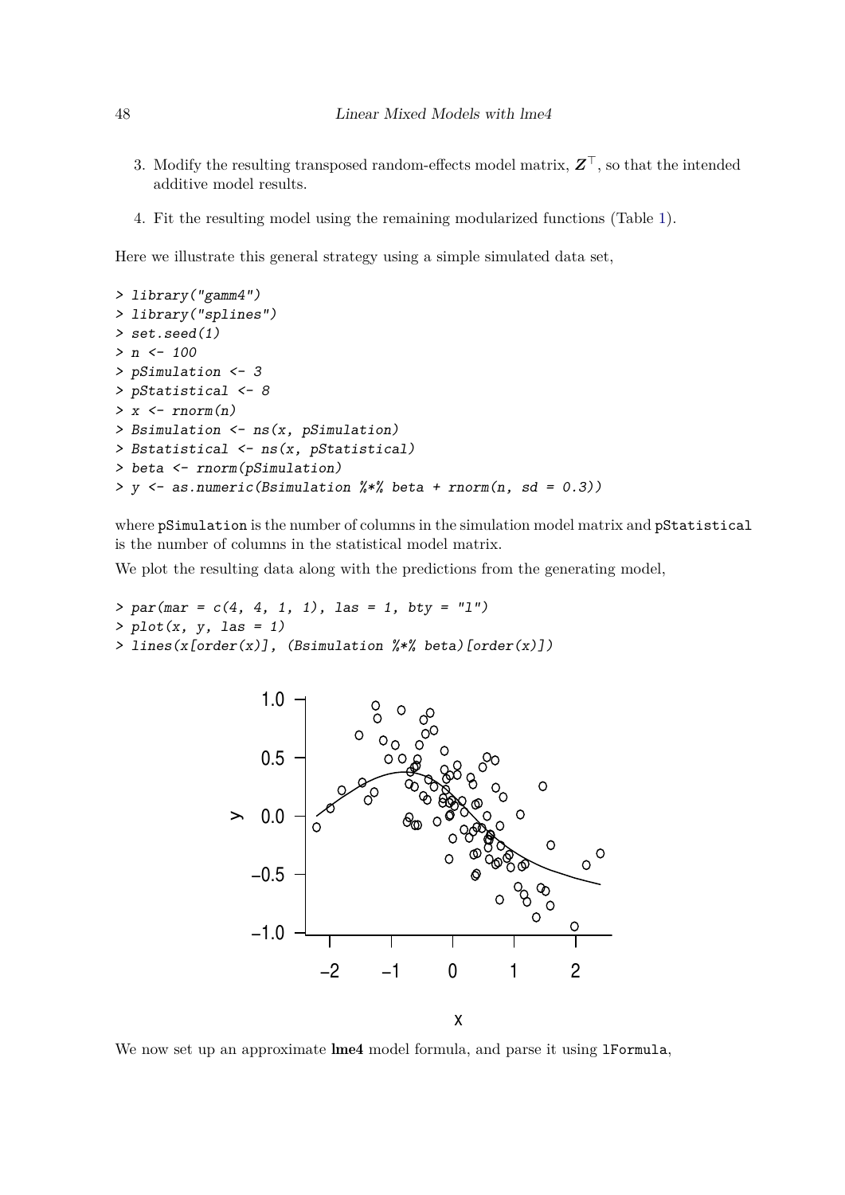3. Modify the resulting transposed random-effects model matrix, $\boldsymbol{Z}^\top$, so that the intended additive model results.

4. Fit the resulting model using the remaining modularized functions (Table 1).

Here we illustrate this general strategy using a simple simulated data set,

```
> library("gamm4")
> library("splines")
> set.seed(1)
> n <- 100
> pSimulation <- 3
> pStatistical <- 8
> x <- rnorm(n)
> Bsimulation <- ns(x, pSimulation)
> Bstatistical <- ns(x, pStatistical)
> beta <- rnorm(pSimulation)
> y <- as.numeric(Bsimulation %*% beta + rnorm(n, sd = 0.3))
```

where `pSimulation` is the number of columns in the simulation model matrix and `pStatistical` is the number of columns in the statistical model matrix.

We plot the resulting data along with the predictions from the generating model,

```
> par(mar = c(4, 4, 1, 1), las = 1, bty = "l")
> plot(x, y, las = 1)
> lines(x[order(x)], (Bsimulation %*% beta)[order(x)])
```

We now set up an approximate **lme4** model formula, and parse it using `lFormula`,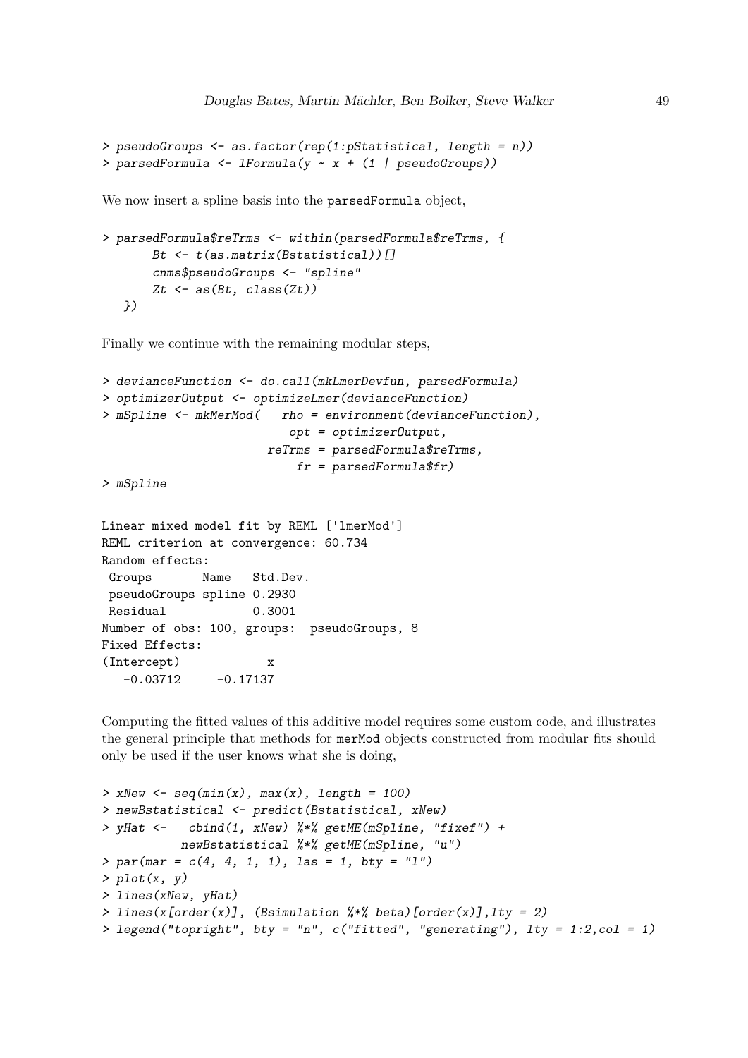```
> pseudoGroups <- as.factor(rep(1:pStatistical, length = n))
> parsedFormula <- lFormula(y ~ x + (1 | pseudoGroups))
```

We now insert a spline basis into the parsedFormula object,

```
> parsedFormula$reTrms <- within(parsedFormula$reTrms, {
      Bt <- t(as.matrix(Bstatistical))[]
      cnms$pseudoGroups <- "spline"
      Zt <- as(Bt, class(Zt))
  })
```

Finally we continue with the remaining modular steps,

```
> devianceFunction <- do.call(mkLmerDevfun, parsedFormula)
> optimizerOutput <- optimizeLmer(devianceFunction)
> mSpline <- mkMerMod(   rho = environment(devianceFunction),
                         opt = optimizerOutput,
                      reTrms = parsedFormula$reTrms,
                          fr = parsedFormula$fr)
> mSpline

Linear mixed model fit by REML ['lmerMod']
REML criterion at convergence: 60.734
Random effects:
 Groups       Name   Std.Dev.
 pseudoGroups spline 0.2930
 Residual            0.3001
Number of obs: 100, groups:  pseudoGroups, 8
Fixed Effects:
(Intercept)            x
   -0.03712     -0.17137
```

Computing the fitted values of this additive model requires some custom code, and illustrates the general principle that methods for merMod objects constructed from modular fits should only be used if the user knows what she is doing,

```
> xNew <- seq(min(x), max(x), length = 100)
> newBstatistical <- predict(Bstatistical, xNew)
> yHat <-   cbind(1, xNew) %*% getME(mSpline, "fixef") +
          newBstatistical %*% getME(mSpline, "u")
> par(mar = c(4, 4, 1, 1), las = 1, bty = "l")
> plot(x, y)
> lines(xNew, yHat)
> lines(x[order(x)], (Bsimulation %*% beta)[order(x)],lty = 2)
> legend("topright", bty = "n", c("fitted", "generating"), lty = 1:2,col = 1)
```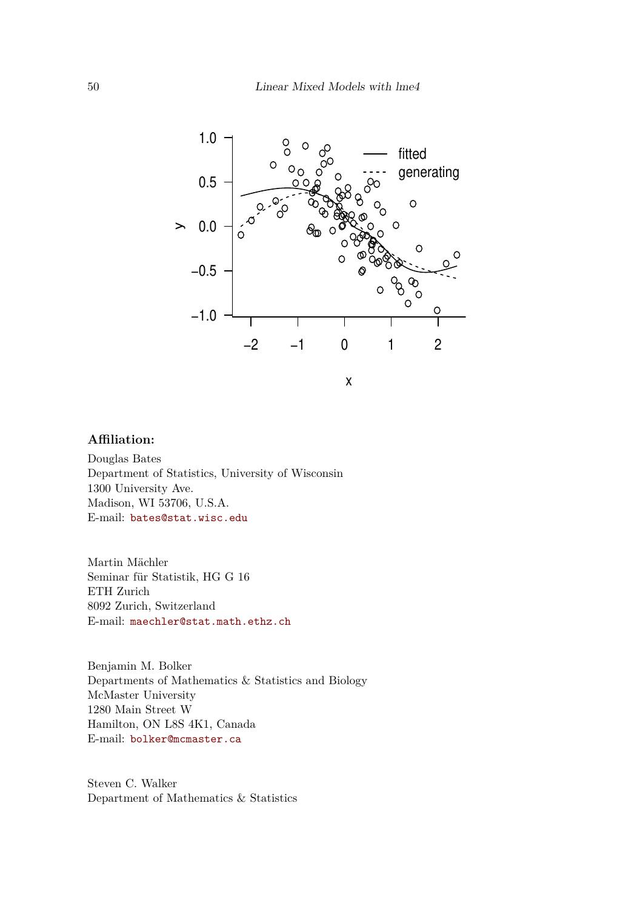**Affiliation:**

Douglas Bates
Department of Statistics, University of Wisconsin
1300 University Ave.
Madison, WI 53706, U.S.A.
E-mail: bates@stat.wisc.edu

Martin Mächler
Seminar für Statistik, HG G 16
ETH Zurich
8092 Zurich, Switzerland
E-mail: maechler@stat.math.ethz.ch

Benjamin M. Bolker
Departments of Mathematics & Statistics and Biology
McMaster University
1280 Main Street W
Hamilton, ON L8S 4K1, Canada
E-mail: bolker@mcmaster.ca

Steven C. Walker
Department of Mathematics & Statistics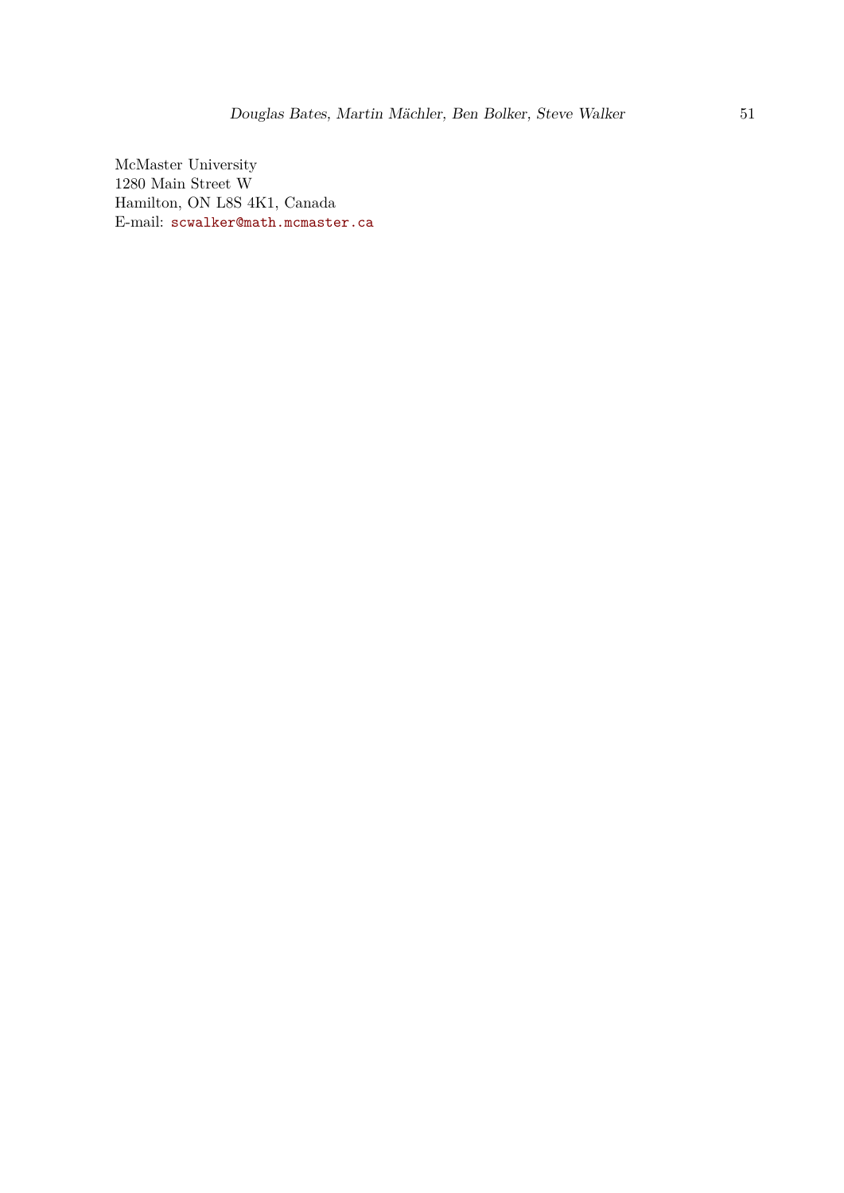McMaster University  
1280 Main Street W  
Hamilton, ON L8S 4K1, Canada  
E-mail: scwalker@math.mcmaster.ca